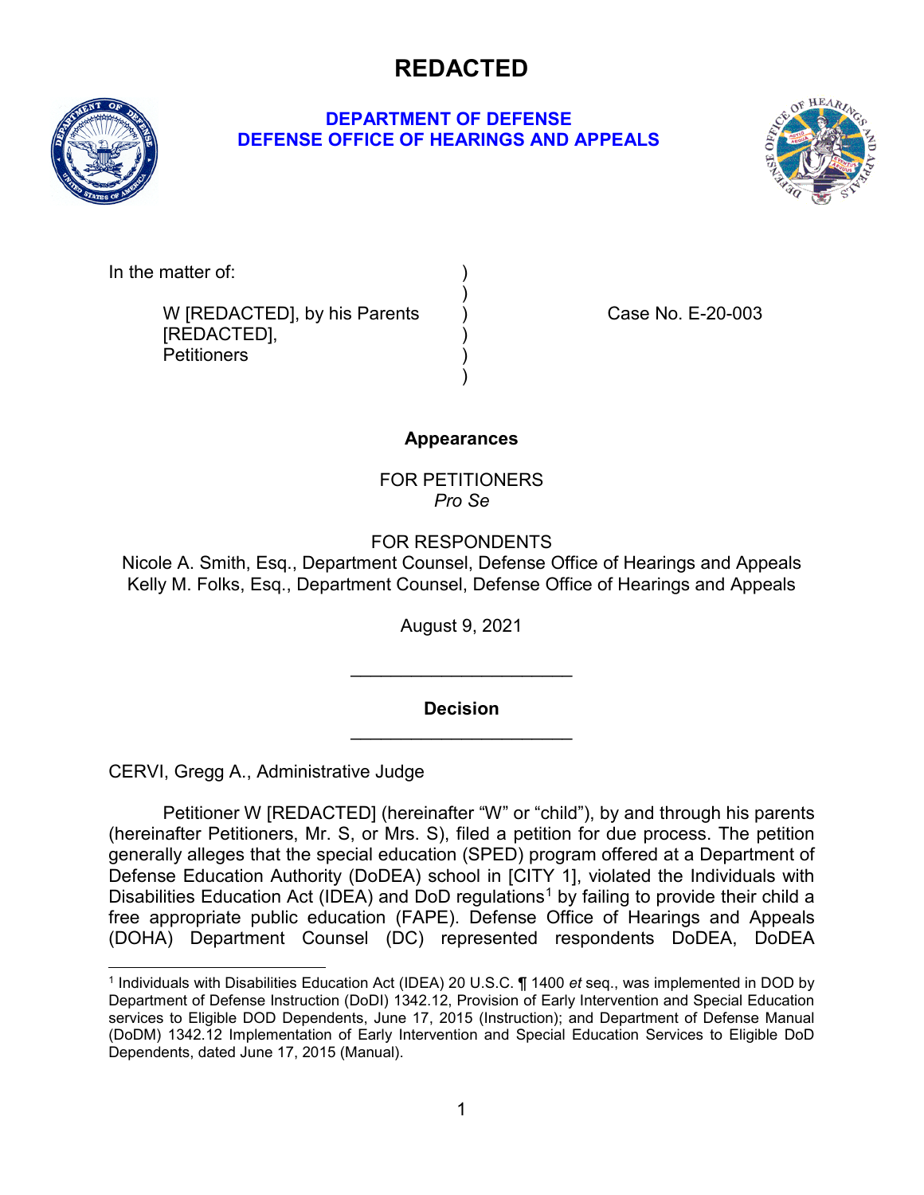# REDACTED

**DEPARTMENT OF DEFENSE**
**DEFENSE OFFICE OF HEARINGS AND APPEALS**

In the matter of:

W [REDACTED], by his Parents [REDACTED],
Petitioners

Case No. E-20-003

**Appearances**

FOR PETITIONERS
*Pro Se*

FOR RESPONDENTS
Nicole A. Smith, Esq., Department Counsel, Defense Office of Hearings and Appeals
Kelly M. Folks, Esq., Department Counsel, Defense Office of Hearings and Appeals

August 9, 2021

______________________

**Decision**

______________________

CERVI, Gregg A., Administrative Judge

Petitioner W [REDACTED] (hereinafter "W" or "child"), by and through his parents (hereinafter Petitioners, Mr. S, or Mrs. S), filed a petition for due process. The petition generally alleges that the special education (SPED) program offered at a Department of Defense Education Authority (DoDEA) school in [CITY 1], violated the Individuals with Disabilities Education Act (IDEA) and DoD regulations[1] by failing to provide their child a free appropriate public education (FAPE). Defense Office of Hearings and Appeals (DOHA) Department Counsel (DC) represented respondents DoDEA, DoDEA

[1] Individuals with Disabilities Education Act (IDEA) 20 U.S.C. ¶ 1400 *et* seq., was implemented in DOD by Department of Defense Instruction (DoDI) 1342.12, Provision of Early Intervention and Special Education services to Eligible DOD Dependents, June 17, 2015 (Instruction); and Department of Defense Manual (DoDM) 1342.12 Implementation of Early Intervention and Special Education Services to Eligible DoD Dependents, dated June 17, 2015 (Manual).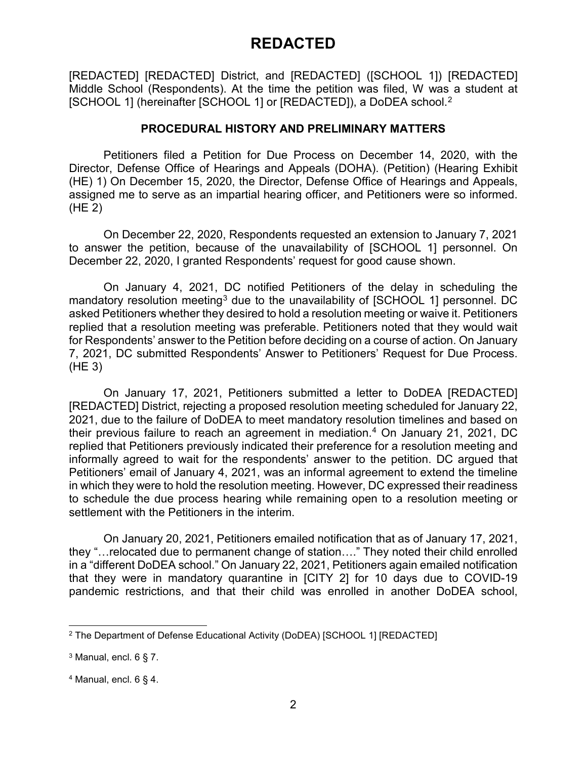# REDACTED

[REDACTED] [REDACTED] District, and [REDACTED] ([SCHOOL 1]) [REDACTED] Middle School (Respondents). At the time the petition was filed, W was a student at [SCHOOL 1] (hereinafter [SCHOOL 1] or [REDACTED]), a DoDEA school.[2]

## PROCEDURAL HISTORY AND PRELIMINARY MATTERS

Petitioners filed a Petition for Due Process on December 14, 2020, with the Director, Defense Office of Hearings and Appeals (DOHA). (Petition) (Hearing Exhibit (HE) 1) On December 15, 2020, the Director, Defense Office of Hearings and Appeals, assigned me to serve as an impartial hearing officer, and Petitioners were so informed. (HE 2)

On December 22, 2020, Respondents requested an extension to January 7, 2021 to answer the petition, because of the unavailability of [SCHOOL 1] personnel. On December 22, 2020, I granted Respondents' request for good cause shown.

On January 4, 2021, DC notified Petitioners of the delay in scheduling the mandatory resolution meeting[3] due to the unavailability of [SCHOOL 1] personnel. DC asked Petitioners whether they desired to hold a resolution meeting or waive it. Petitioners replied that a resolution meeting was preferable. Petitioners noted that they would wait for Respondents' answer to the Petition before deciding on a course of action. On January 7, 2021, DC submitted Respondents' Answer to Petitioners' Request for Due Process. (HE 3)

On January 17, 2021, Petitioners submitted a letter to DoDEA [REDACTED] [REDACTED] District, rejecting a proposed resolution meeting scheduled for January 22, 2021, due to the failure of DoDEA to meet mandatory resolution timelines and based on their previous failure to reach an agreement in mediation.[4] On January 21, 2021, DC replied that Petitioners previously indicated their preference for a resolution meeting and informally agreed to wait for the respondents' answer to the petition. DC argued that Petitioners' email of January 4, 2021, was an informal agreement to extend the timeline in which they were to hold the resolution meeting. However, DC expressed their readiness to schedule the due process hearing while remaining open to a resolution meeting or settlement with the Petitioners in the interim.

On January 20, 2021, Petitioners emailed notification that as of January 17, 2021, they "…relocated due to permanent change of station…." They noted their child enrolled in a "different DoDEA school." On January 22, 2021, Petitioners again emailed notification that they were in mandatory quarantine in [CITY 2] for 10 days due to COVID-19 pandemic restrictions, and that their child was enrolled in another DoDEA school,

---

[2] The Department of Defense Educational Activity (DoDEA) [SCHOOL 1] [REDACTED]

[3] Manual, encl. 6 § 7.

[4] Manual, encl. 6 § 4.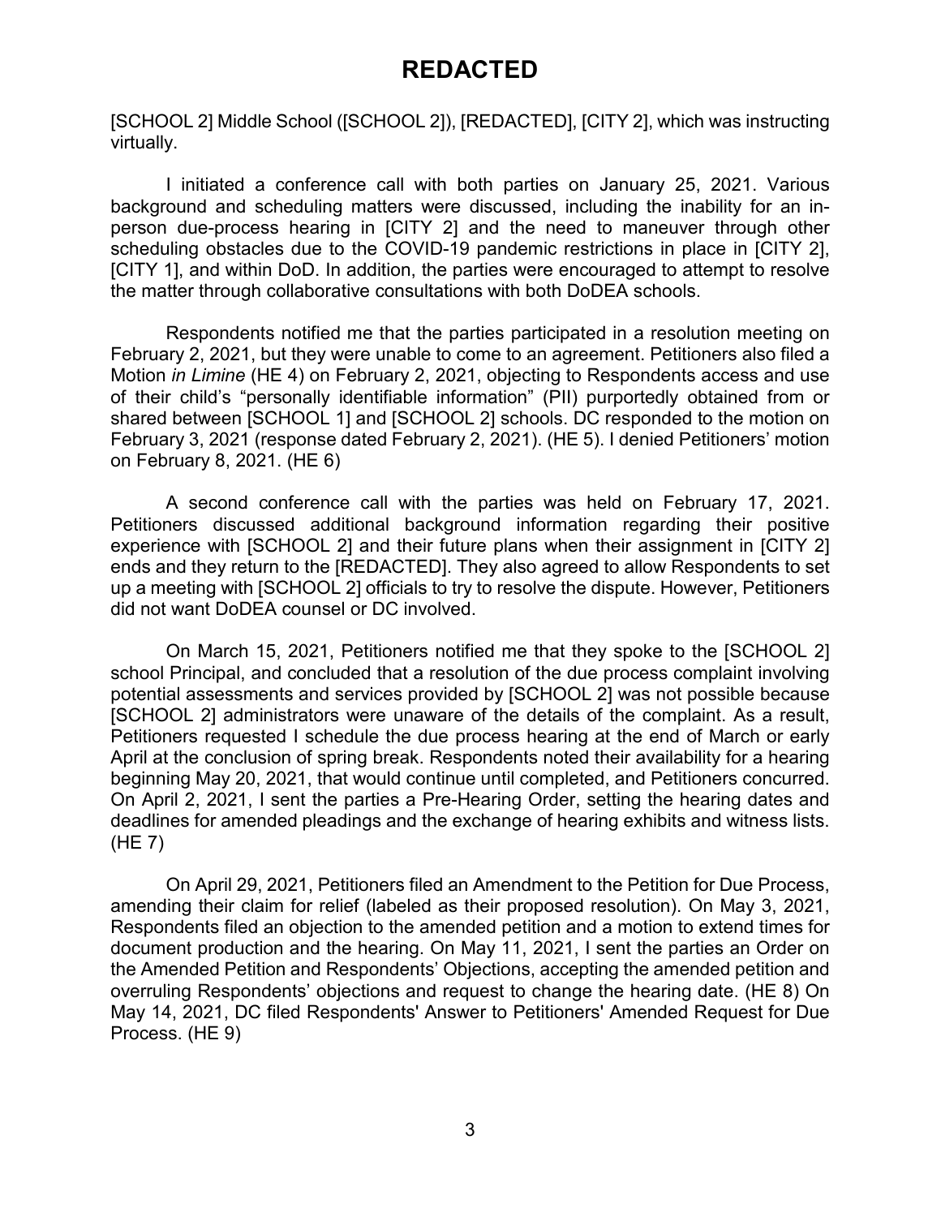[SCHOOL 2] Middle School ([SCHOOL 2]), [REDACTED], [CITY 2], which was instructing virtually.

I initiated a conference call with both parties on January 25, 2021. Various background and scheduling matters were discussed, including the inability for an in-person due-process hearing in [CITY 2] and the need to maneuver through other scheduling obstacles due to the COVID-19 pandemic restrictions in place in [CITY 2], [CITY 1], and within DoD. In addition, the parties were encouraged to attempt to resolve the matter through collaborative consultations with both DoDEA schools.

Respondents notified me that the parties participated in a resolution meeting on February 2, 2021, but they were unable to come to an agreement. Petitioners also filed a Motion *in Limine* (HE 4) on February 2, 2021, objecting to Respondents access and use of their child's "personally identifiable information" (PII) purportedly obtained from or shared between [SCHOOL 1] and [SCHOOL 2] schools. DC responded to the motion on February 3, 2021 (response dated February 2, 2021). (HE 5). I denied Petitioners' motion on February 8, 2021. (HE 6)

A second conference call with the parties was held on February 17, 2021. Petitioners discussed additional background information regarding their positive experience with [SCHOOL 2] and their future plans when their assignment in [CITY 2] ends and they return to the [REDACTED]. They also agreed to allow Respondents to set up a meeting with [SCHOOL 2] officials to try to resolve the dispute. However, Petitioners did not want DoDEA counsel or DC involved.

On March 15, 2021, Petitioners notified me that they spoke to the [SCHOOL 2] school Principal, and concluded that a resolution of the due process complaint involving potential assessments and services provided by [SCHOOL 2] was not possible because [SCHOOL 2] administrators were unaware of the details of the complaint. As a result, Petitioners requested I schedule the due process hearing at the end of March or early April at the conclusion of spring break. Respondents noted their availability for a hearing beginning May 20, 2021, that would continue until completed, and Petitioners concurred. On April 2, 2021, I sent the parties a Pre-Hearing Order, setting the hearing dates and deadlines for amended pleadings and the exchange of hearing exhibits and witness lists. (HE 7)

On April 29, 2021, Petitioners filed an Amendment to the Petition for Due Process, amending their claim for relief (labeled as their proposed resolution). On May 3, 2021, Respondents filed an objection to the amended petition and a motion to extend times for document production and the hearing. On May 11, 2021, I sent the parties an Order on the Amended Petition and Respondents' Objections, accepting the amended petition and overruling Respondents' objections and request to change the hearing date. (HE 8) On May 14, 2021, DC filed Respondents' Answer to Petitioners' Amended Request for Due Process. (HE 9)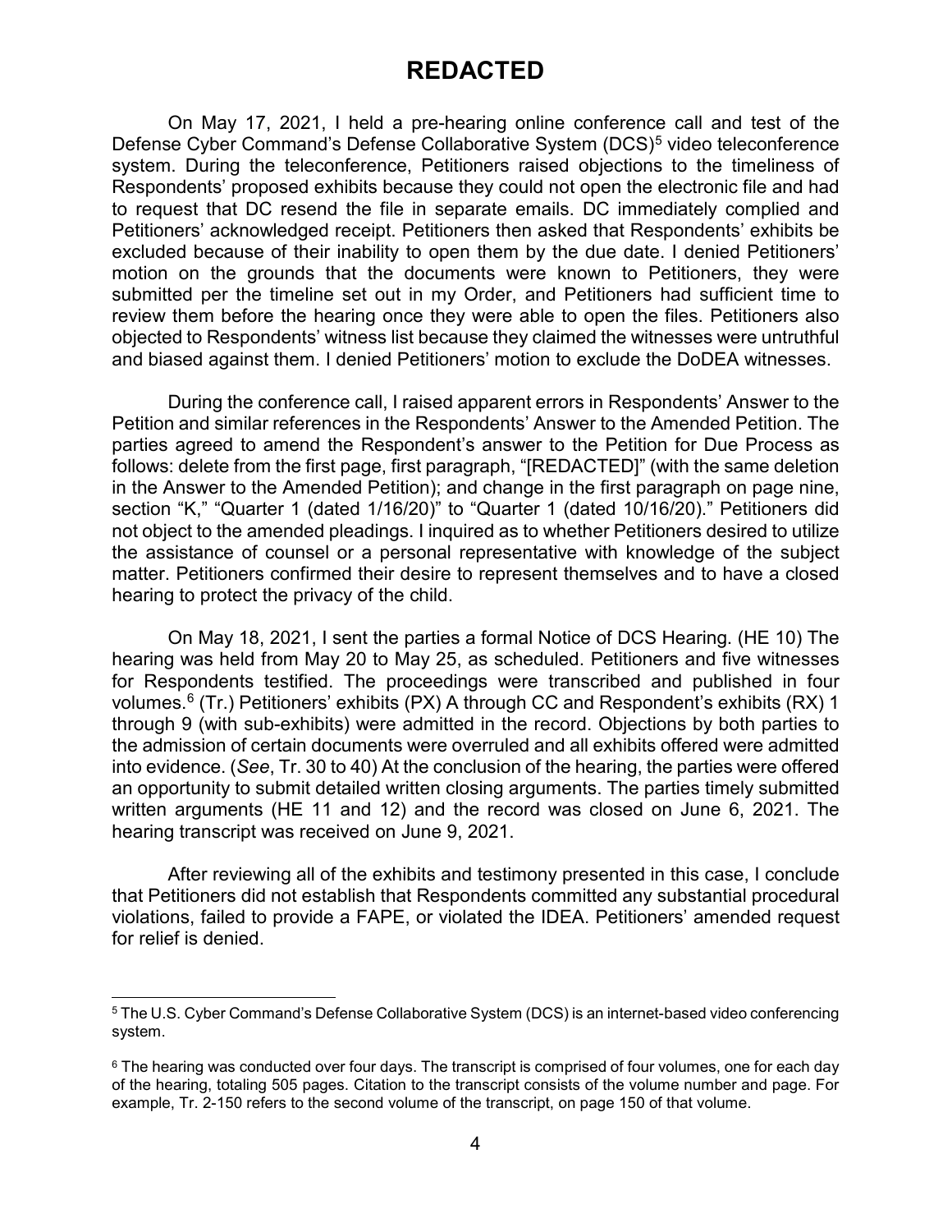# REDACTED

On May 17, 2021, I held a pre-hearing online conference call and test of the Defense Cyber Command's Defense Collaborative System (DCS)[5] video teleconference system. During the teleconference, Petitioners raised objections to the timeliness of Respondents' proposed exhibits because they could not open the electronic file and had to request that DC resend the file in separate emails. DC immediately complied and Petitioners' acknowledged receipt. Petitioners then asked that Respondents' exhibits be excluded because of their inability to open them by the due date. I denied Petitioners' motion on the grounds that the documents were known to Petitioners, they were submitted per the timeline set out in my Order, and Petitioners had sufficient time to review them before the hearing once they were able to open the files. Petitioners also objected to Respondents' witness list because they claimed the witnesses were untruthful and biased against them. I denied Petitioners' motion to exclude the DoDEA witnesses.

During the conference call, I raised apparent errors in Respondents' Answer to the Petition and similar references in the Respondents' Answer to the Amended Petition. The parties agreed to amend the Respondent's answer to the Petition for Due Process as follows: delete from the first page, first paragraph, "[REDACTED]" (with the same deletion in the Answer to the Amended Petition); and change in the first paragraph on page nine, section "K," "Quarter 1 (dated 1/16/20)" to "Quarter 1 (dated 10/16/20)." Petitioners did not object to the amended pleadings. I inquired as to whether Petitioners desired to utilize the assistance of counsel or a personal representative with knowledge of the subject matter. Petitioners confirmed their desire to represent themselves and to have a closed hearing to protect the privacy of the child.

On May 18, 2021, I sent the parties a formal Notice of DCS Hearing. (HE 10) The hearing was held from May 20 to May 25, as scheduled. Petitioners and five witnesses for Respondents testified. The proceedings were transcribed and published in four volumes.[6] (Tr.) Petitioners' exhibits (PX) A through CC and Respondent's exhibits (RX) 1 through 9 (with sub-exhibits) were admitted in the record. Objections by both parties to the admission of certain documents were overruled and all exhibits offered were admitted into evidence. (*See*, Tr. 30 to 40) At the conclusion of the hearing, the parties were offered an opportunity to submit detailed written closing arguments. The parties timely submitted written arguments (HE 11 and 12) and the record was closed on June 6, 2021. The hearing transcript was received on June 9, 2021.

After reviewing all of the exhibits and testimony presented in this case, I conclude that Petitioners did not establish that Respondents committed any substantial procedural violations, failed to provide a FAPE, or violated the IDEA. Petitioners' amended request for relief is denied.

---

[5] The U.S. Cyber Command's Defense Collaborative System (DCS) is an internet-based video conferencing system.

[6] The hearing was conducted over four days. The transcript is comprised of four volumes, one for each day of the hearing, totaling 505 pages. Citation to the transcript consists of the volume number and page. For example, Tr. 2-150 refers to the second volume of the transcript, on page 150 of that volume.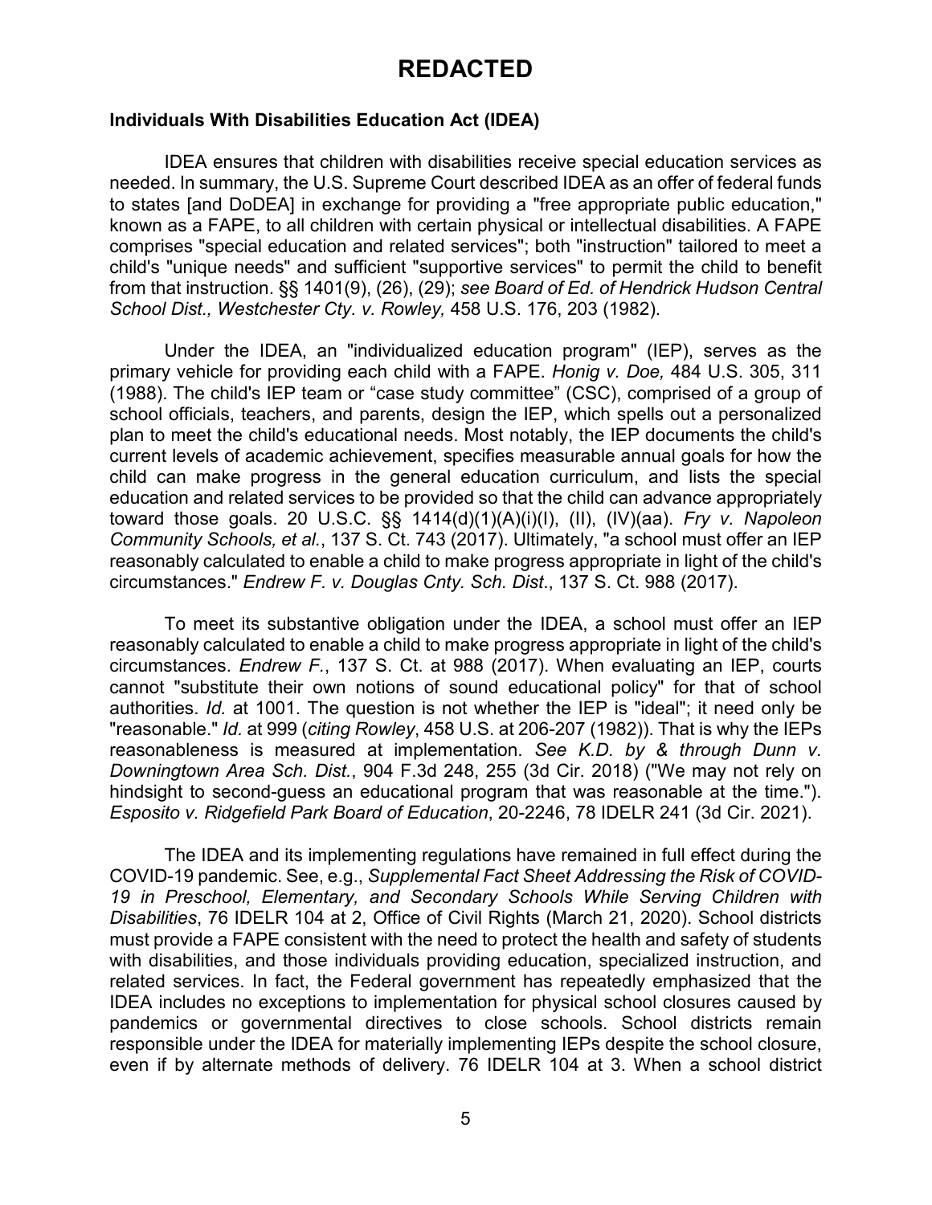# REDACTED

**Individuals With Disabilities Education Act (IDEA)**

IDEA ensures that children with disabilities receive special education services as needed. In summary, the U.S. Supreme Court described IDEA as an offer of federal funds to states [and DoDEA] in exchange for providing a "free appropriate public education," known as a FAPE, to all children with certain physical or intellectual disabilities. A FAPE comprises "special education and related services"; both "instruction" tailored to meet a child's "unique needs" and sufficient "supportive services" to permit the child to benefit from that instruction. §§ 1401(9), (26), (29); *see Board of Ed. of Hendrick Hudson Central School Dist., Westchester Cty. v. Rowley,* 458 U.S. 176, 203 (1982).

Under the IDEA, an "individualized education program" (IEP), serves as the primary vehicle for providing each child with a FAPE. *Honig v. Doe,* 484 U.S. 305, 311 (1988). The child's IEP team or "case study committee" (CSC), comprised of a group of school officials, teachers, and parents, design the IEP, which spells out a personalized plan to meet the child's educational needs. Most notably, the IEP documents the child's current levels of academic achievement, specifies measurable annual goals for how the child can make progress in the general education curriculum, and lists the special education and related services to be provided so that the child can advance appropriately toward those goals. 20 U.S.C. §§ 1414(d)(1)(A)(i)(I), (II), (IV)(aa). *Fry v. Napoleon Community Schools, et al.*, 137 S. Ct. 743 (2017). Ultimately, "a school must offer an IEP reasonably calculated to enable a child to make progress appropriate in light of the child's circumstances." *Endrew F. v. Douglas Cnty. Sch. Dist*., 137 S. Ct. 988 (2017).

To meet its substantive obligation under the IDEA, a school must offer an IEP reasonably calculated to enable a child to make progress appropriate in light of the child's circumstances. *Endrew F.*, 137 S. Ct. at 988 (2017). When evaluating an IEP, courts cannot "substitute their own notions of sound educational policy" for that of school authorities. *Id.* at 1001. The question is not whether the IEP is "ideal"; it need only be "reasonable." *Id.* at 999 (*citing Rowley*, 458 U.S. at 206-207 (1982)). That is why the IEPs reasonableness is measured at implementation. *See K.D. by & through Dunn v. Downingtown Area Sch. Dist.*, 904 F.3d 248, 255 (3d Cir. 2018) ("We may not rely on hindsight to second-guess an educational program that was reasonable at the time."). *Esposito v. Ridgefield Park Board of Education*, 20-2246, 78 IDELR 241 (3d Cir. 2021).

The IDEA and its implementing regulations have remained in full effect during the COVID-19 pandemic. See, e.g., *Supplemental Fact Sheet Addressing the Risk of COVID-19 in Preschool, Elementary, and Secondary Schools While Serving Children with Disabilities*, 76 IDELR 104 at 2, Office of Civil Rights (March 21, 2020). School districts must provide a FAPE consistent with the need to protect the health and safety of students with disabilities, and those individuals providing education, specialized instruction, and related services. In fact, the Federal government has repeatedly emphasized that the IDEA includes no exceptions to implementation for physical school closures caused by pandemics or governmental directives to close schools. School districts remain responsible under the IDEA for materially implementing IEPs despite the school closure, even if by alternate methods of delivery. 76 IDELR 104 at 3. When a school district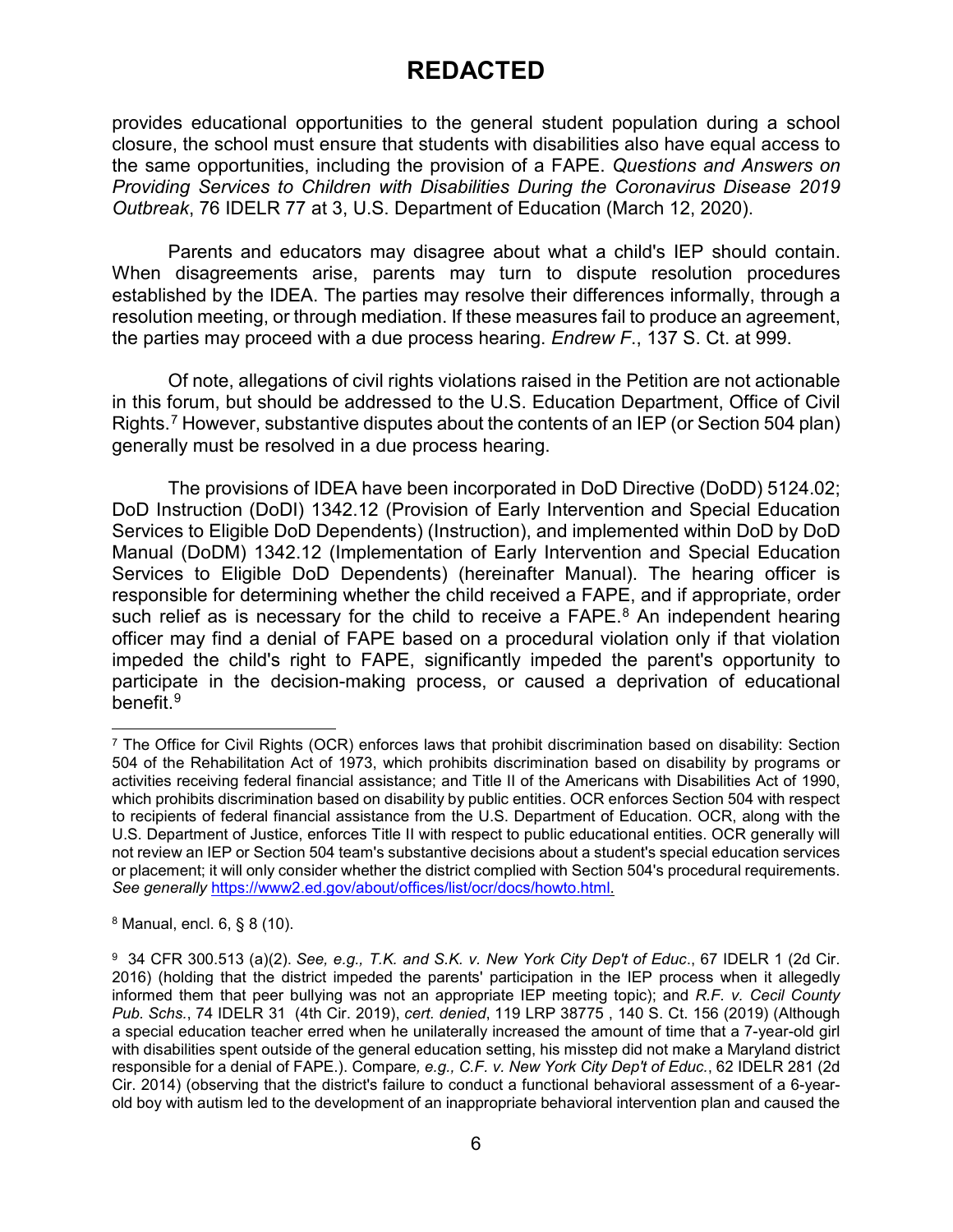# REDACTED

provides educational opportunities to the general student population during a school closure, the school must ensure that students with disabilities also have equal access to the same opportunities, including the provision of a FAPE. *Questions and Answers on Providing Services to Children with Disabilities During the Coronavirus Disease 2019 Outbreak*, 76 IDELR 77 at 3, U.S. Department of Education (March 12, 2020).

Parents and educators may disagree about what a child's IEP should contain. When disagreements arise, parents may turn to dispute resolution procedures established by the IDEA. The parties may resolve their differences informally, through a resolution meeting, or through mediation. If these measures fail to produce an agreement, the parties may proceed with a due process hearing. *Endrew F*., 137 S. Ct. at 999.

Of note, allegations of civil rights violations raised in the Petition are not actionable in this forum, but should be addressed to the U.S. Education Department, Office of Civil Rights.[7] However, substantive disputes about the contents of an IEP (or Section 504 plan) generally must be resolved in a due process hearing.

The provisions of IDEA have been incorporated in DoD Directive (DoDD) 5124.02; DoD Instruction (DoDI) 1342.12 (Provision of Early Intervention and Special Education Services to Eligible DoD Dependents) (Instruction), and implemented within DoD by DoD Manual (DoDM) 1342.12 (Implementation of Early Intervention and Special Education Services to Eligible DoD Dependents) (hereinafter Manual). The hearing officer is responsible for determining whether the child received a FAPE, and if appropriate, order such relief as is necessary for the child to receive a FAPE.[8] An independent hearing officer may find a denial of FAPE based on a procedural violation only if that violation impeded the child's right to FAPE, significantly impeded the parent's opportunity to participate in the decision-making process, or caused a deprivation of educational benefit.[9]

---

[7] The Office for Civil Rights (OCR) enforces laws that prohibit discrimination based on disability: Section 504 of the Rehabilitation Act of 1973, which prohibits discrimination based on disability by programs or activities receiving federal financial assistance; and Title II of the Americans with Disabilities Act of 1990, which prohibits discrimination based on disability by public entities. OCR enforces Section 504 with respect to recipients of federal financial assistance from the U.S. Department of Education. OCR, along with the U.S. Department of Justice, enforces Title II with respect to public educational entities. OCR generally will not review an IEP or Section 504 team's substantive decisions about a student's special education services or placement; it will only consider whether the district complied with Section 504's procedural requirements. *See generally* https://www2.ed.gov/about/offices/list/ocr/docs/howto.html.

[8] Manual, encl. 6, § 8 (10).

[9] 34 CFR 300.513 (a)(2). *See, e.g., T.K. and S.K. v. New York City Dep't of Educ*., 67 IDELR 1 (2d Cir. 2016) (holding that the district impeded the parents' participation in the IEP process when it allegedly informed them that peer bullying was not an appropriate IEP meeting topic); and *R.F. v. Cecil County Pub. Schs.*, 74 IDELR 31 (4th Cir. 2019), *cert. denied*, 119 LRP 38775 , 140 S. Ct. 156 (2019) (Although a special education teacher erred when he unilaterally increased the amount of time that a 7-year-old girl with disabilities spent outside of the general education setting, his misstep did not make a Maryland district responsible for a denial of FAPE.). Compare*, e.g., C.F. v. New York City Dep't of Educ.*, 62 IDELR 281 (2d Cir. 2014) (observing that the district's failure to conduct a functional behavioral assessment of a 6-year-old boy with autism led to the development of an inappropriate behavioral intervention plan and caused the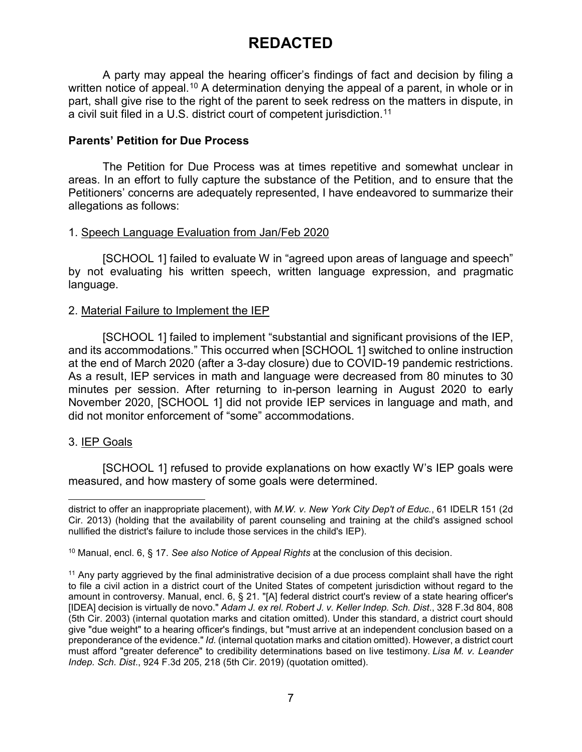# REDACTED

A party may appeal the hearing officer's findings of fact and decision by filing a written notice of appeal.[10] A determination denying the appeal of a parent, in whole or in part, shall give rise to the right of the parent to seek redress on the matters in dispute, in a civil suit filed in a U.S. district court of competent jurisdiction.[11]

**Parents' Petition for Due Process**

The Petition for Due Process was at times repetitive and somewhat unclear in areas. In an effort to fully capture the substance of the Petition, and to ensure that the Petitioners' concerns are adequately represented, I have endeavored to summarize their allegations as follows:

1. Speech Language Evaluation from Jan/Feb 2020

[SCHOOL 1] failed to evaluate W in "agreed upon areas of language and speech" by not evaluating his written speech, written language expression, and pragmatic language.

2. Material Failure to Implement the IEP

[SCHOOL 1] failed to implement "substantial and significant provisions of the IEP, and its accommodations." This occurred when [SCHOOL 1] switched to online instruction at the end of March 2020 (after a 3-day closure) due to COVID-19 pandemic restrictions. As a result, IEP services in math and language were decreased from 80 minutes to 30 minutes per session. After returning to in-person learning in August 2020 to early November 2020, [SCHOOL 1] did not provide IEP services in language and math, and did not monitor enforcement of "some" accommodations.

3. IEP Goals

[SCHOOL 1] refused to provide explanations on how exactly W's IEP goals were measured, and how mastery of some goals were determined.

---

district to offer an inappropriate placement), with *M.W. v. New York City Dep't of Educ.*, 61 IDELR 151 (2d Cir. 2013) (holding that the availability of parent counseling and training at the child's assigned school nullified the district's failure to include those services in the child's IEP).

[10] Manual, encl. 6, § 17. *See also Notice of Appeal Rights* at the conclusion of this decision.

[11] Any party aggrieved by the final administrative decision of a due process complaint shall have the right to file a civil action in a district court of the United States of competent jurisdiction without regard to the amount in controversy. Manual, encl. 6, § 21. "[A] federal district court's review of a state hearing officer's [IDEA] decision is virtually de novo." *Adam J. ex rel. Robert J. v. Keller Indep. Sch. Dist.*, 328 F.3d 804, 808 (5th Cir. 2003) (internal quotation marks and citation omitted). Under this standard, a district court should give "due weight" to a hearing officer's findings, but "must arrive at an independent conclusion based on a preponderance of the evidence." *Id.* (internal quotation marks and citation omitted). However, a district court must afford "greater deference" to credibility determinations based on live testimony. *Lisa M. v. Leander Indep. Sch. Dist.*, 924 F.3d 205, 218 (5th Cir. 2019) (quotation omitted).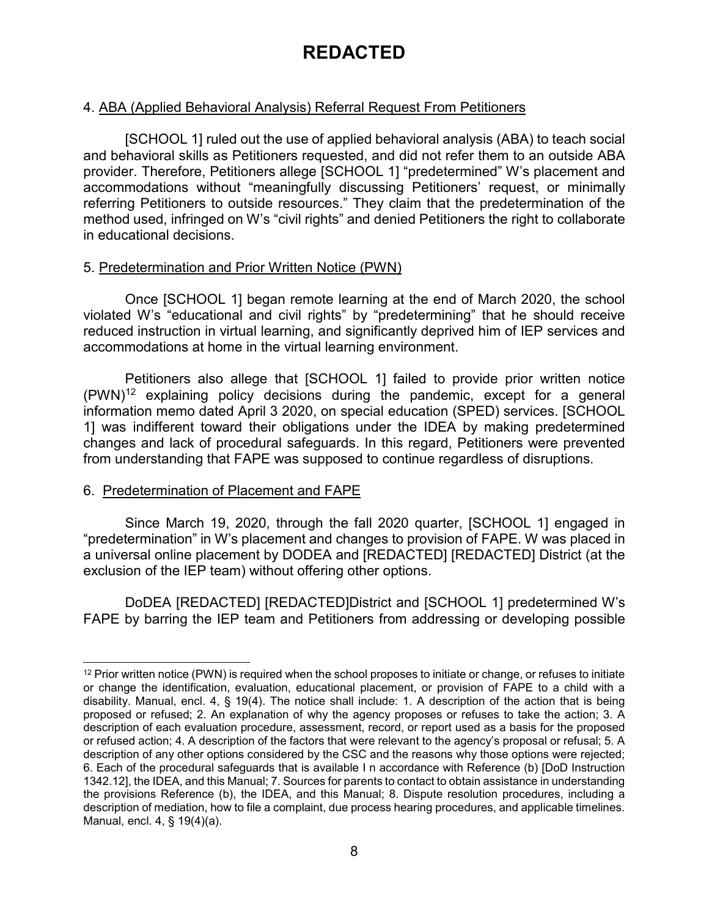4. ABA (Applied Behavioral Analysis) Referral Request From Petitioners

[SCHOOL 1] ruled out the use of applied behavioral analysis (ABA) to teach social and behavioral skills as Petitioners requested, and did not refer them to an outside ABA provider. Therefore, Petitioners allege [SCHOOL 1] "predetermined" W's placement and accommodations without "meaningfully discussing Petitioners' request, or minimally referring Petitioners to outside resources." They claim that the predetermination of the method used, infringed on W's "civil rights" and denied Petitioners the right to collaborate in educational decisions.

5. Predetermination and Prior Written Notice (PWN)

Once [SCHOOL 1] began remote learning at the end of March 2020, the school violated W's "educational and civil rights" by "predetermining" that he should receive reduced instruction in virtual learning, and significantly deprived him of IEP services and accommodations at home in the virtual learning environment.

Petitioners also allege that [SCHOOL 1] failed to provide prior written notice (PWN)[12] explaining policy decisions during the pandemic, except for a general information memo dated April 3 2020, on special education (SPED) services. [SCHOOL 1] was indifferent toward their obligations under the IDEA by making predetermined changes and lack of procedural safeguards. In this regard, Petitioners were prevented from understanding that FAPE was supposed to continue regardless of disruptions.

6. Predetermination of Placement and FAPE

Since March 19, 2020, through the fall 2020 quarter, [SCHOOL 1] engaged in "predetermination" in W's placement and changes to provision of FAPE. W was placed in a universal online placement by DODEA and [REDACTED] [REDACTED] District (at the exclusion of the IEP team) without offering other options.

DoDEA [REDACTED] [REDACTED]District and [SCHOOL 1] predetermined W's FAPE by barring the IEP team and Petitioners from addressing or developing possible

---

[12] Prior written notice (PWN) is required when the school proposes to initiate or change, or refuses to initiate or change the identification, evaluation, educational placement, or provision of FAPE to a child with a disability. Manual, encl. 4, § 19(4). The notice shall include: 1. A description of the action that is being proposed or refused; 2. An explanation of why the agency proposes or refuses to take the action; 3. A description of each evaluation procedure, assessment, record, or report used as a basis for the proposed or refused action; 4. A description of the factors that were relevant to the agency's proposal or refusal; 5. A description of any other options considered by the CSC and the reasons why those options were rejected; 6. Each of the procedural safeguards that is available I n accordance with Reference (b) [DoD Instruction 1342.12], the IDEA, and this Manual; 7. Sources for parents to contact to obtain assistance in understanding the provisions Reference (b), the IDEA, and this Manual; 8. Dispute resolution procedures, including a description of mediation, how to file a complaint, due process hearing procedures, and applicable timelines. Manual, encl. 4, § 19(4)(a).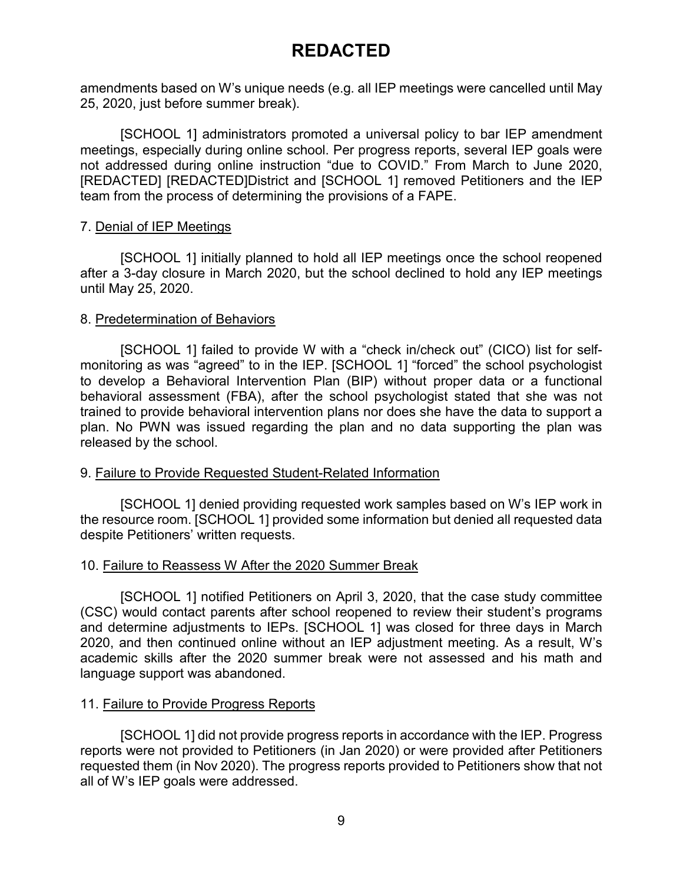amendments based on W's unique needs (e.g. all IEP meetings were cancelled until May 25, 2020, just before summer break).

[SCHOOL 1] administrators promoted a universal policy to bar IEP amendment meetings, especially during online school. Per progress reports, several IEP goals were not addressed during online instruction "due to COVID." From March to June 2020, [REDACTED] [REDACTED]District and [SCHOOL 1] removed Petitioners and the IEP team from the process of determining the provisions of a FAPE.

7. Denial of IEP Meetings

[SCHOOL 1] initially planned to hold all IEP meetings once the school reopened after a 3-day closure in March 2020, but the school declined to hold any IEP meetings until May 25, 2020.

8. Predetermination of Behaviors

[SCHOOL 1] failed to provide W with a "check in/check out" (CICO) list for self-monitoring as was "agreed" to in the IEP. [SCHOOL 1] "forced" the school psychologist to develop a Behavioral Intervention Plan (BIP) without proper data or a functional behavioral assessment (FBA), after the school psychologist stated that she was not trained to provide behavioral intervention plans nor does she have the data to support a plan. No PWN was issued regarding the plan and no data supporting the plan was released by the school.

9. Failure to Provide Requested Student-Related Information

[SCHOOL 1] denied providing requested work samples based on W's IEP work in the resource room. [SCHOOL 1] provided some information but denied all requested data despite Petitioners' written requests.

10. Failure to Reassess W After the 2020 Summer Break

[SCHOOL 1] notified Petitioners on April 3, 2020, that the case study committee (CSC) would contact parents after school reopened to review their student's programs and determine adjustments to IEPs. [SCHOOL 1] was closed for three days in March 2020, and then continued online without an IEP adjustment meeting. As a result, W's academic skills after the 2020 summer break were not assessed and his math and language support was abandoned.

11. Failure to Provide Progress Reports

[SCHOOL 1] did not provide progress reports in accordance with the IEP. Progress reports were not provided to Petitioners (in Jan 2020) or were provided after Petitioners requested them (in Nov 2020). The progress reports provided to Petitioners show that not all of W's IEP goals were addressed.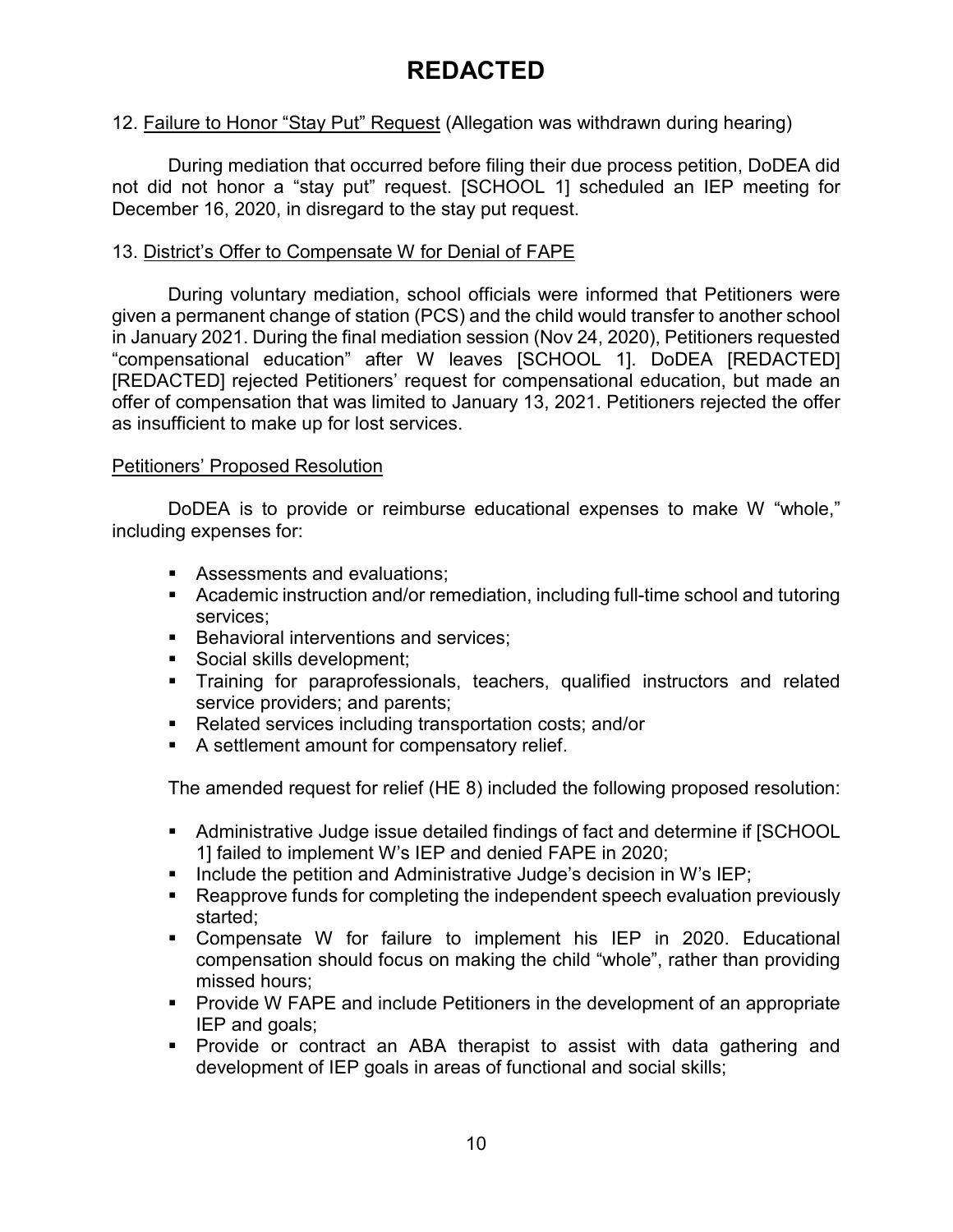# REDACTED

12. Failure to Honor "Stay Put" Request (Allegation was withdrawn during hearing)

During mediation that occurred before filing their due process petition, DoDEA did not did not honor a "stay put" request. [SCHOOL 1] scheduled an IEP meeting for December 16, 2020, in disregard to the stay put request.

13. District's Offer to Compensate W for Denial of FAPE

During voluntary mediation, school officials were informed that Petitioners were given a permanent change of station (PCS) and the child would transfer to another school in January 2021. During the final mediation session (Nov 24, 2020), Petitioners requested "compensational education" after W leaves [SCHOOL 1]. DoDEA [REDACTED] [REDACTED] rejected Petitioners' request for compensational education, but made an offer of compensation that was limited to January 13, 2021. Petitioners rejected the offer as insufficient to make up for lost services.

Petitioners' Proposed Resolution

DoDEA is to provide or reimburse educational expenses to make W "whole," including expenses for:

- Assessments and evaluations;
- Academic instruction and/or remediation, including full-time school and tutoring services;
- Behavioral interventions and services;
- Social skills development;
- Training for paraprofessionals, teachers, qualified instructors and related service providers; and parents;
- Related services including transportation costs; and/or
- A settlement amount for compensatory relief.

The amended request for relief (HE 8) included the following proposed resolution:

- Administrative Judge issue detailed findings of fact and determine if [SCHOOL 1] failed to implement W's IEP and denied FAPE in 2020;
- Include the petition and Administrative Judge's decision in W's IEP;
- Reapprove funds for completing the independent speech evaluation previously started;
- Compensate W for failure to implement his IEP in 2020. Educational compensation should focus on making the child "whole", rather than providing missed hours;
- Provide W FAPE and include Petitioners in the development of an appropriate IEP and goals;
- Provide or contract an ABA therapist to assist with data gathering and development of IEP goals in areas of functional and social skills;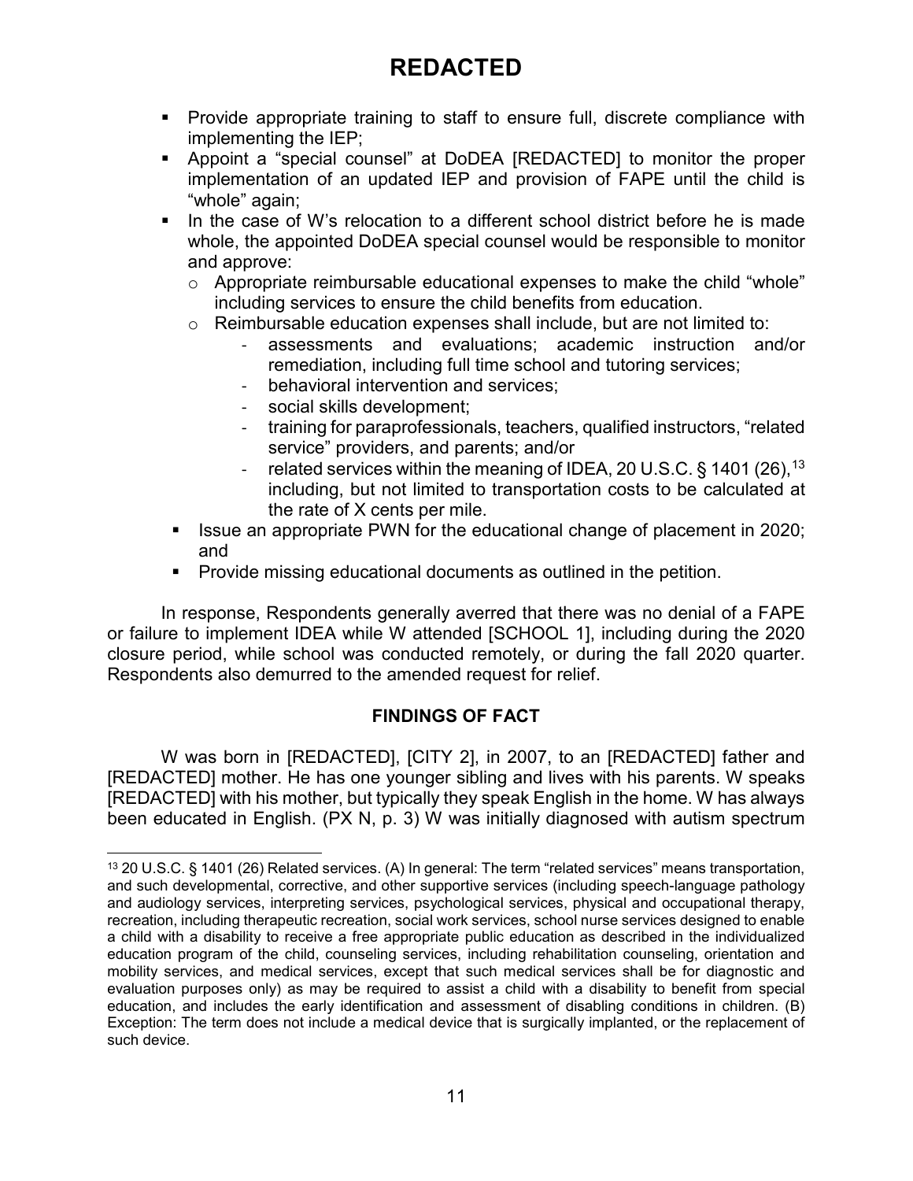- Provide appropriate training to staff to ensure full, discrete compliance with implementing the IEP;
- Appoint a "special counsel" at DoDEA [REDACTED] to monitor the proper implementation of an updated IEP and provision of FAPE until the child is "whole" again;
- In the case of W's relocation to a different school district before he is made whole, the appointed DoDEA special counsel would be responsible to monitor and approve:
  - Appropriate reimbursable educational expenses to make the child "whole" including services to ensure the child benefits from education.
  - Reimbursable education expenses shall include, but are not limited to:
    - assessments and evaluations; academic instruction and/or remediation, including full time school and tutoring services;
    - behavioral intervention and services;
    - social skills development;
    - training for paraprofessionals, teachers, qualified instructors, "related service" providers, and parents; and/or
    - related services within the meaning of IDEA, 20 U.S.C. § 1401 (26),[13] including, but not limited to transportation costs to be calculated at the rate of X cents per mile.
- Issue an appropriate PWN for the educational change of placement in 2020; and
- Provide missing educational documents as outlined in the petition.

In response, Respondents generally averred that there was no denial of a FAPE or failure to implement IDEA while W attended [SCHOOL 1], including during the 2020 closure period, while school was conducted remotely, or during the fall 2020 quarter. Respondents also demurred to the amended request for relief.

**FINDINGS OF FACT**

W was born in [REDACTED], [CITY 2], in 2007, to an [REDACTED] father and [REDACTED] mother. He has one younger sibling and lives with his parents. W speaks [REDACTED] with his mother, but typically they speak English in the home. W has always been educated in English. (PX N, p. 3) W was initially diagnosed with autism spectrum

[13] 20 U.S.C. § 1401 (26) Related services. (A) In general: The term "related services" means transportation, and such developmental, corrective, and other supportive services (including speech-language pathology and audiology services, interpreting services, psychological services, physical and occupational therapy, recreation, including therapeutic recreation, social work services, school nurse services designed to enable a child with a disability to receive a free appropriate public education as described in the individualized education program of the child, counseling services, including rehabilitation counseling, orientation and mobility services, and medical services, except that such medical services shall be for diagnostic and evaluation purposes only) as may be required to assist a child with a disability to benefit from special education, and includes the early identification and assessment of disabling conditions in children. (B) Exception: The term does not include a medical device that is surgically implanted, or the replacement of such device.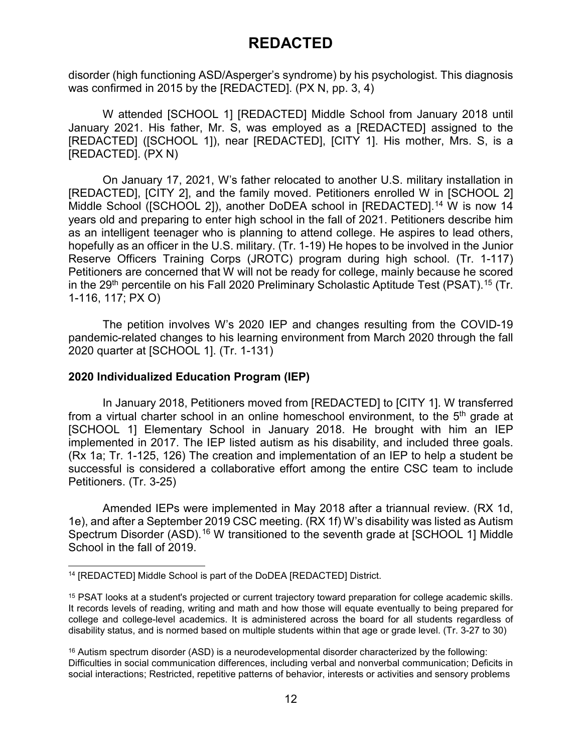disorder (high functioning ASD/Asperger's syndrome) by his psychologist. This diagnosis was confirmed in 2015 by the [REDACTED]. (PX N, pp. 3, 4)

W attended [SCHOOL 1] [REDACTED] Middle School from January 2018 until January 2021. His father, Mr. S, was employed as a [REDACTED] assigned to the [REDACTED] ([SCHOOL 1]), near [REDACTED], [CITY 1]. His mother, Mrs. S, is a [REDACTED]. (PX N)

On January 17, 2021, W's father relocated to another U.S. military installation in [REDACTED], [CITY 2], and the family moved. Petitioners enrolled W in [SCHOOL 2] Middle School ([SCHOOL 2]), another DoDEA school in [REDACTED].[14] W is now 14 years old and preparing to enter high school in the fall of 2021. Petitioners describe him as an intelligent teenager who is planning to attend college. He aspires to lead others, hopefully as an officer in the U.S. military. (Tr. 1-19) He hopes to be involved in the Junior Reserve Officers Training Corps (JROTC) program during high school. (Tr. 1-117) Petitioners are concerned that W will not be ready for college, mainly because he scored in the 29th percentile on his Fall 2020 Preliminary Scholastic Aptitude Test (PSAT).[15] (Tr. 1-116, 117; PX O)

The petition involves W's 2020 IEP and changes resulting from the COVID-19 pandemic-related changes to his learning environment from March 2020 through the fall 2020 quarter at [SCHOOL 1]. (Tr. 1-131)

**2020 Individualized Education Program (IEP)**

In January 2018, Petitioners moved from [REDACTED] to [CITY 1]. W transferred from a virtual charter school in an online homeschool environment, to the 5th grade at [SCHOOL 1] Elementary School in January 2018. He brought with him an IEP implemented in 2017. The IEP listed autism as his disability, and included three goals. (Rx 1a; Tr. 1-125, 126) The creation and implementation of an IEP to help a student be successful is considered a collaborative effort among the entire CSC team to include Petitioners. (Tr. 3-25)

Amended IEPs were implemented in May 2018 after a triannual review. (RX 1d, 1e), and after a September 2019 CSC meeting. (RX 1f) W's disability was listed as Autism Spectrum Disorder (ASD).[16] W transitioned to the seventh grade at [SCHOOL 1] Middle School in the fall of 2019.

---

[14] [REDACTED] Middle School is part of the DoDEA [REDACTED] District.

[15] PSAT looks at a student's projected or current trajectory toward preparation for college academic skills. It records levels of reading, writing and math and how those will equate eventually to being prepared for college and college-level academics. It is administered across the board for all students regardless of disability status, and is normed based on multiple students within that age or grade level. (Tr. 3-27 to 30)

[16] Autism spectrum disorder (ASD) is a neurodevelopmental disorder characterized by the following: Difficulties in social communication differences, including verbal and nonverbal communication; Deficits in social interactions; Restricted, repetitive patterns of behavior, interests or activities and sensory problems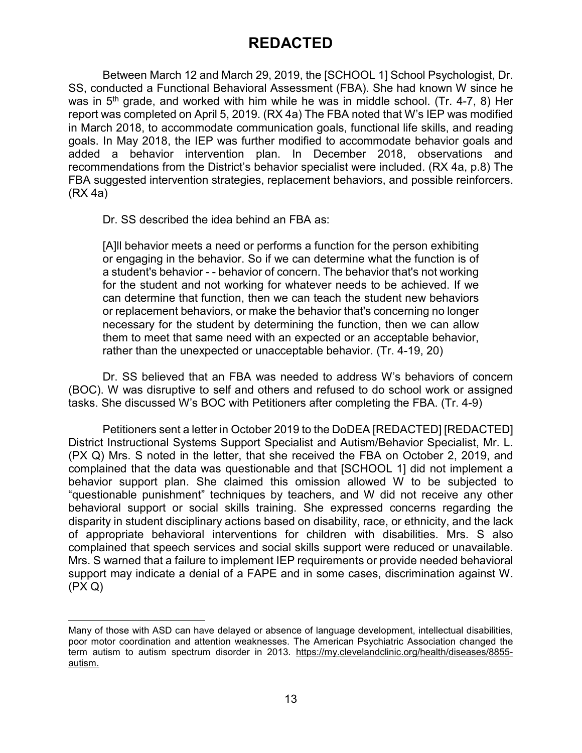Between March 12 and March 29, 2019, the [SCHOOL 1] School Psychologist, Dr. SS, conducted a Functional Behavioral Assessment (FBA). She had known W since he was in 5th grade, and worked with him while he was in middle school. (Tr. 4-7, 8) Her report was completed on April 5, 2019. (RX 4a) The FBA noted that W's IEP was modified in March 2018, to accommodate communication goals, functional life skills, and reading goals. In May 2018, the IEP was further modified to accommodate behavior goals and added a behavior intervention plan. In December 2018, observations and recommendations from the District's behavior specialist were included. (RX 4a, p.8) The FBA suggested intervention strategies, replacement behaviors, and possible reinforcers. (RX 4a)

Dr. SS described the idea behind an FBA as:

> [A]ll behavior meets a need or performs a function for the person exhibiting or engaging in the behavior. So if we can determine what the function is of a student's behavior - - behavior of concern. The behavior that's not working for the student and not working for whatever needs to be achieved. If we can determine that function, then we can teach the student new behaviors or replacement behaviors, or make the behavior that's concerning no longer necessary for the student by determining the function, then we can allow them to meet that same need with an expected or an acceptable behavior, rather than the unexpected or unacceptable behavior. (Tr. 4-19, 20)

Dr. SS believed that an FBA was needed to address W's behaviors of concern (BOC). W was disruptive to self and others and refused to do school work or assigned tasks. She discussed W's BOC with Petitioners after completing the FBA. (Tr. 4-9)

Petitioners sent a letter in October 2019 to the DoDEA [REDACTED] [REDACTED] District Instructional Systems Support Specialist and Autism/Behavior Specialist, Mr. L. (PX Q) Mrs. S noted in the letter, that she received the FBA on October 2, 2019, and complained that the data was questionable and that [SCHOOL 1] did not implement a behavior support plan. She claimed this omission allowed W to be subjected to "questionable punishment" techniques by teachers, and W did not receive any other behavioral support or social skills training. She expressed concerns regarding the disparity in student disciplinary actions based on disability, race, or ethnicity, and the lack of appropriate behavioral interventions for children with disabilities. Mrs. S also complained that speech services and social skills support were reduced or unavailable. Mrs. S warned that a failure to implement IEP requirements or provide needed behavioral support may indicate a denial of a FAPE and in some cases, discrimination against W. (PX Q)

---

Many of those with ASD can have delayed or absence of language development, intellectual disabilities, poor motor coordination and attention weaknesses. The American Psychiatric Association changed the term autism to autism spectrum disorder in 2013. https://my.clevelandclinic.org/health/diseases/8855-autism.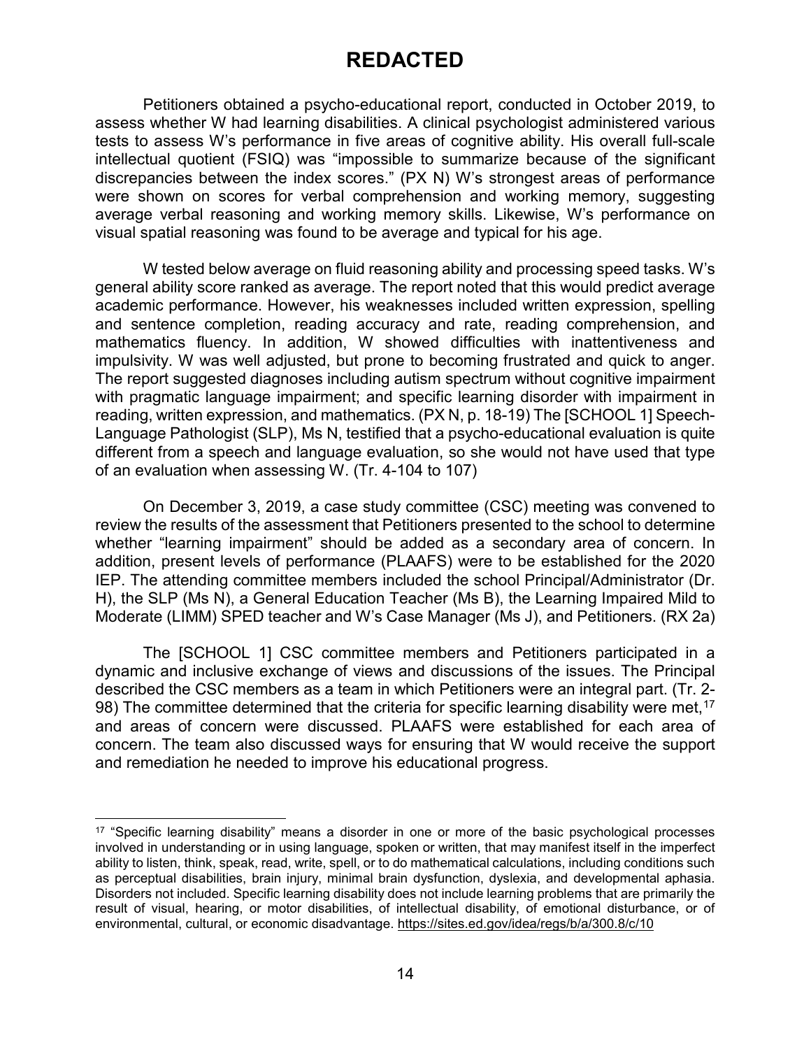# REDACTED

Petitioners obtained a psycho-educational report, conducted in October 2019, to assess whether W had learning disabilities. A clinical psychologist administered various tests to assess W's performance in five areas of cognitive ability. His overall full-scale intellectual quotient (FSIQ) was "impossible to summarize because of the significant discrepancies between the index scores." (PX N) W's strongest areas of performance were shown on scores for verbal comprehension and working memory, suggesting average verbal reasoning and working memory skills. Likewise, W's performance on visual spatial reasoning was found to be average and typical for his age.

W tested below average on fluid reasoning ability and processing speed tasks. W's general ability score ranked as average. The report noted that this would predict average academic performance. However, his weaknesses included written expression, spelling and sentence completion, reading accuracy and rate, reading comprehension, and mathematics fluency. In addition, W showed difficulties with inattentiveness and impulsivity. W was well adjusted, but prone to becoming frustrated and quick to anger. The report suggested diagnoses including autism spectrum without cognitive impairment with pragmatic language impairment; and specific learning disorder with impairment in reading, written expression, and mathematics. (PX N, p. 18-19) The [SCHOOL 1] Speech-Language Pathologist (SLP), Ms N, testified that a psycho-educational evaluation is quite different from a speech and language evaluation, so she would not have used that type of an evaluation when assessing W. (Tr. 4-104 to 107)

On December 3, 2019, a case study committee (CSC) meeting was convened to review the results of the assessment that Petitioners presented to the school to determine whether "learning impairment" should be added as a secondary area of concern. In addition, present levels of performance (PLAAFS) were to be established for the 2020 IEP. The attending committee members included the school Principal/Administrator (Dr. H), the SLP (Ms N), a General Education Teacher (Ms B), the Learning Impaired Mild to Moderate (LIMM) SPED teacher and W's Case Manager (Ms J), and Petitioners. (RX 2a)

The [SCHOOL 1] CSC committee members and Petitioners participated in a dynamic and inclusive exchange of views and discussions of the issues. The Principal described the CSC members as a team in which Petitioners were an integral part. (Tr. 2-98) The committee determined that the criteria for specific learning disability were met,[17] and areas of concern were discussed. PLAAFS were established for each area of concern. The team also discussed ways for ensuring that W would receive the support and remediation he needed to improve his educational progress.

---

[17] "Specific learning disability" means a disorder in one or more of the basic psychological processes involved in understanding or in using language, spoken or written, that may manifest itself in the imperfect ability to listen, think, speak, read, write, spell, or to do mathematical calculations, including conditions such as perceptual disabilities, brain injury, minimal brain dysfunction, dyslexia, and developmental aphasia. Disorders not included. Specific learning disability does not include learning problems that are primarily the result of visual, hearing, or motor disabilities, of intellectual disability, of emotional disturbance, or of environmental, cultural, or economic disadvantage. https://sites.ed.gov/idea/regs/b/a/300.8/c/10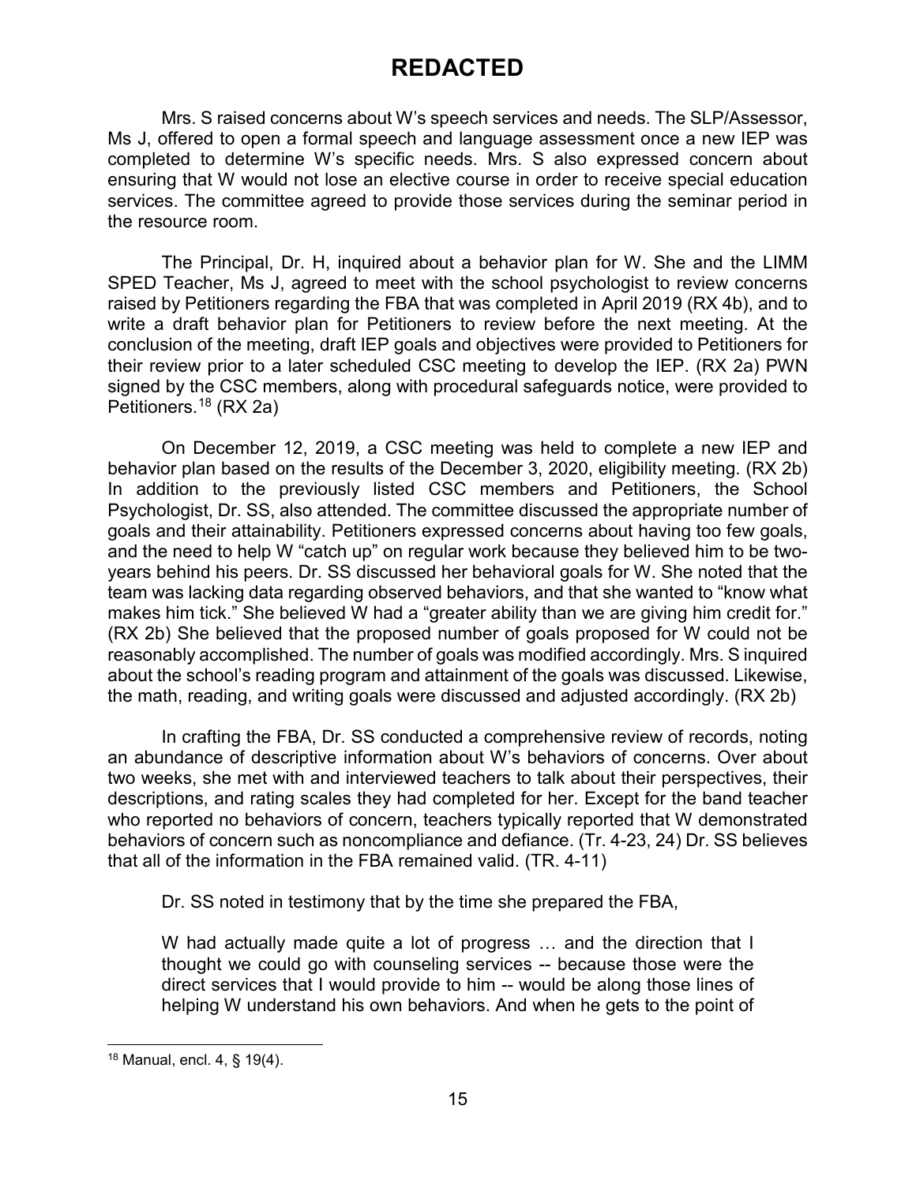# REDACTED

Mrs. S raised concerns about W's speech services and needs. The SLP/Assessor, Ms J, offered to open a formal speech and language assessment once a new IEP was completed to determine W's specific needs. Mrs. S also expressed concern about ensuring that W would not lose an elective course in order to receive special education services. The committee agreed to provide those services during the seminar period in the resource room.

The Principal, Dr. H, inquired about a behavior plan for W. She and the LIMM SPED Teacher, Ms J, agreed to meet with the school psychologist to review concerns raised by Petitioners regarding the FBA that was completed in April 2019 (RX 4b), and to write a draft behavior plan for Petitioners to review before the next meeting. At the conclusion of the meeting, draft IEP goals and objectives were provided to Petitioners for their review prior to a later scheduled CSC meeting to develop the IEP. (RX 2a) PWN signed by the CSC members, along with procedural safeguards notice, were provided to Petitioners.[18] (RX 2a)

On December 12, 2019, a CSC meeting was held to complete a new IEP and behavior plan based on the results of the December 3, 2020, eligibility meeting. (RX 2b) In addition to the previously listed CSC members and Petitioners, the School Psychologist, Dr. SS, also attended. The committee discussed the appropriate number of goals and their attainability. Petitioners expressed concerns about having too few goals, and the need to help W "catch up" on regular work because they believed him to be two-years behind his peers. Dr. SS discussed her behavioral goals for W. She noted that the team was lacking data regarding observed behaviors, and that she wanted to "know what makes him tick." She believed W had a "greater ability than we are giving him credit for." (RX 2b) She believed that the proposed number of goals proposed for W could not be reasonably accomplished. The number of goals was modified accordingly. Mrs. S inquired about the school's reading program and attainment of the goals was discussed. Likewise, the math, reading, and writing goals were discussed and adjusted accordingly. (RX 2b)

In crafting the FBA, Dr. SS conducted a comprehensive review of records, noting an abundance of descriptive information about W's behaviors of concerns. Over about two weeks, she met with and interviewed teachers to talk about their perspectives, their descriptions, and rating scales they had completed for her. Except for the band teacher who reported no behaviors of concern, teachers typically reported that W demonstrated behaviors of concern such as noncompliance and defiance. (Tr. 4-23, 24) Dr. SS believes that all of the information in the FBA remained valid. (TR. 4-11)

Dr. SS noted in testimony that by the time she prepared the FBA,

> W had actually made quite a lot of progress … and the direction that I thought we could go with counseling services -- because those were the direct services that I would provide to him -- would be along those lines of helping W understand his own behaviors. And when he gets to the point of

---

[18] Manual, encl. 4, § 19(4).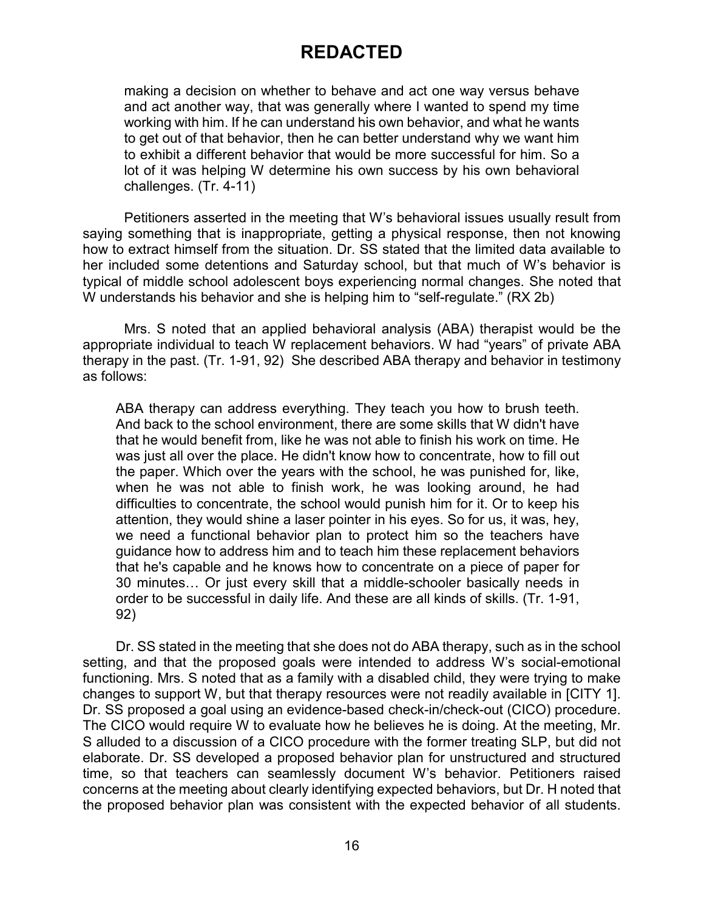> making a decision on whether to behave and act one way versus behave and act another way, that was generally where I wanted to spend my time working with him. If he can understand his own behavior, and what he wants to get out of that behavior, then he can better understand why we want him to exhibit a different behavior that would be more successful for him. So a lot of it was helping W determine his own success by his own behavioral challenges. (Tr. 4-11)

Petitioners asserted in the meeting that W's behavioral issues usually result from saying something that is inappropriate, getting a physical response, then not knowing how to extract himself from the situation. Dr. SS stated that the limited data available to her included some detentions and Saturday school, but that much of W's behavior is typical of middle school adolescent boys experiencing normal changes. She noted that W understands his behavior and she is helping him to "self-regulate." (RX 2b)

Mrs. S noted that an applied behavioral analysis (ABA) therapist would be the appropriate individual to teach W replacement behaviors. W had "years" of private ABA therapy in the past. (Tr. 1-91, 92) She described ABA therapy and behavior in testimony as follows:

> ABA therapy can address everything. They teach you how to brush teeth. And back to the school environment, there are some skills that W didn't have that he would benefit from, like he was not able to finish his work on time. He was just all over the place. He didn't know how to concentrate, how to fill out the paper. Which over the years with the school, he was punished for, like, when he was not able to finish work, he was looking around, he had difficulties to concentrate, the school would punish him for it. Or to keep his attention, they would shine a laser pointer in his eyes. So for us, it was, hey, we need a functional behavior plan to protect him so the teachers have guidance how to address him and to teach him these replacement behaviors that he's capable and he knows how to concentrate on a piece of paper for 30 minutes… Or just every skill that a middle-schooler basically needs in order to be successful in daily life. And these are all kinds of skills. (Tr. 1-91, 92)

Dr. SS stated in the meeting that she does not do ABA therapy, such as in the school setting, and that the proposed goals were intended to address W's social-emotional functioning. Mrs. S noted that as a family with a disabled child, they were trying to make changes to support W, but that therapy resources were not readily available in [CITY 1]. Dr. SS proposed a goal using an evidence-based check-in/check-out (CICO) procedure. The CICO would require W to evaluate how he believes he is doing. At the meeting, Mr. S alluded to a discussion of a CICO procedure with the former treating SLP, but did not elaborate. Dr. SS developed a proposed behavior plan for unstructured and structured time, so that teachers can seamlessly document W's behavior. Petitioners raised concerns at the meeting about clearly identifying expected behaviors, but Dr. H noted that the proposed behavior plan was consistent with the expected behavior of all students.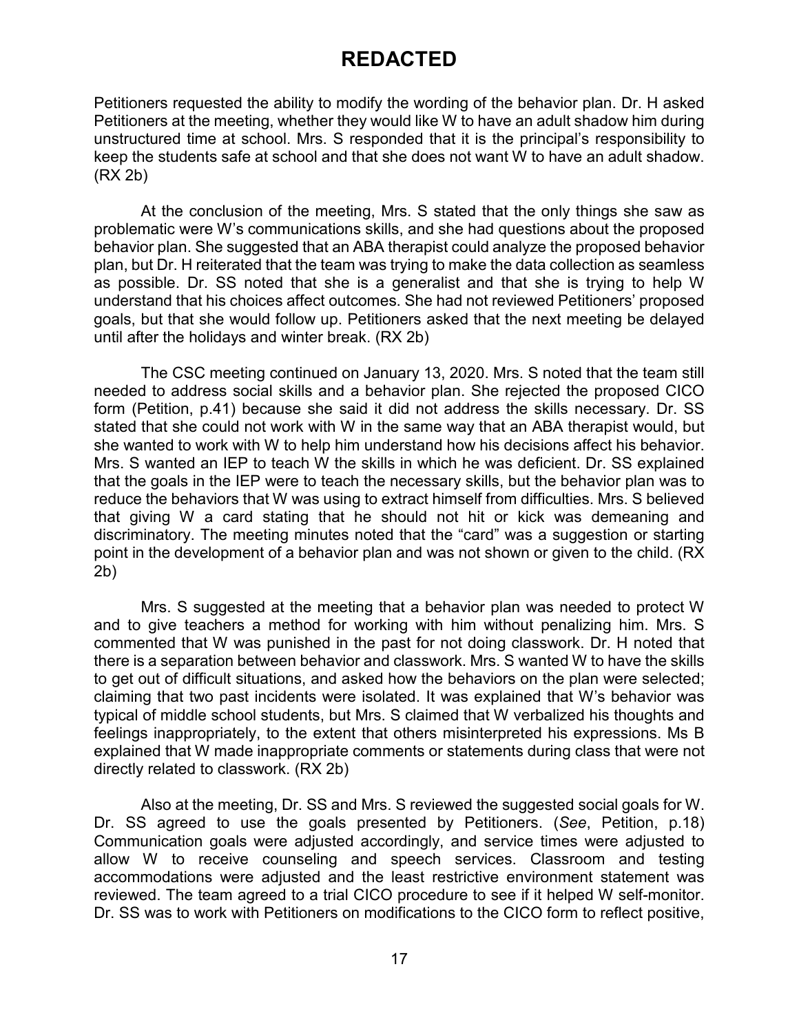Petitioners requested the ability to modify the wording of the behavior plan. Dr. H asked Petitioners at the meeting, whether they would like W to have an adult shadow him during unstructured time at school. Mrs. S responded that it is the principal's responsibility to keep the students safe at school and that she does not want W to have an adult shadow. (RX 2b)

At the conclusion of the meeting, Mrs. S stated that the only things she saw as problematic were W's communications skills, and she had questions about the proposed behavior plan. She suggested that an ABA therapist could analyze the proposed behavior plan, but Dr. H reiterated that the team was trying to make the data collection as seamless as possible. Dr. SS noted that she is a generalist and that she is trying to help W understand that his choices affect outcomes. She had not reviewed Petitioners' proposed goals, but that she would follow up. Petitioners asked that the next meeting be delayed until after the holidays and winter break. (RX 2b)

The CSC meeting continued on January 13, 2020. Mrs. S noted that the team still needed to address social skills and a behavior plan. She rejected the proposed CICO form (Petition, p.41) because she said it did not address the skills necessary. Dr. SS stated that she could not work with W in the same way that an ABA therapist would, but she wanted to work with W to help him understand how his decisions affect his behavior. Mrs. S wanted an IEP to teach W the skills in which he was deficient. Dr. SS explained that the goals in the IEP were to teach the necessary skills, but the behavior plan was to reduce the behaviors that W was using to extract himself from difficulties. Mrs. S believed that giving W a card stating that he should not hit or kick was demeaning and discriminatory. The meeting minutes noted that the "card" was a suggestion or starting point in the development of a behavior plan and was not shown or given to the child. (RX 2b)

Mrs. S suggested at the meeting that a behavior plan was needed to protect W and to give teachers a method for working with him without penalizing him. Mrs. S commented that W was punished in the past for not doing classwork. Dr. H noted that there is a separation between behavior and classwork. Mrs. S wanted W to have the skills to get out of difficult situations, and asked how the behaviors on the plan were selected; claiming that two past incidents were isolated. It was explained that W's behavior was typical of middle school students, but Mrs. S claimed that W verbalized his thoughts and feelings inappropriately, to the extent that others misinterpreted his expressions. Ms B explained that W made inappropriate comments or statements during class that were not directly related to classwork. (RX 2b)

Also at the meeting, Dr. SS and Mrs. S reviewed the suggested social goals for W. Dr. SS agreed to use the goals presented by Petitioners. (*See*, Petition, p.18) Communication goals were adjusted accordingly, and service times were adjusted to allow W to receive counseling and speech services. Classroom and testing accommodations were adjusted and the least restrictive environment statement was reviewed. The team agreed to a trial CICO procedure to see if it helped W self-monitor. Dr. SS was to work with Petitioners on modifications to the CICO form to reflect positive,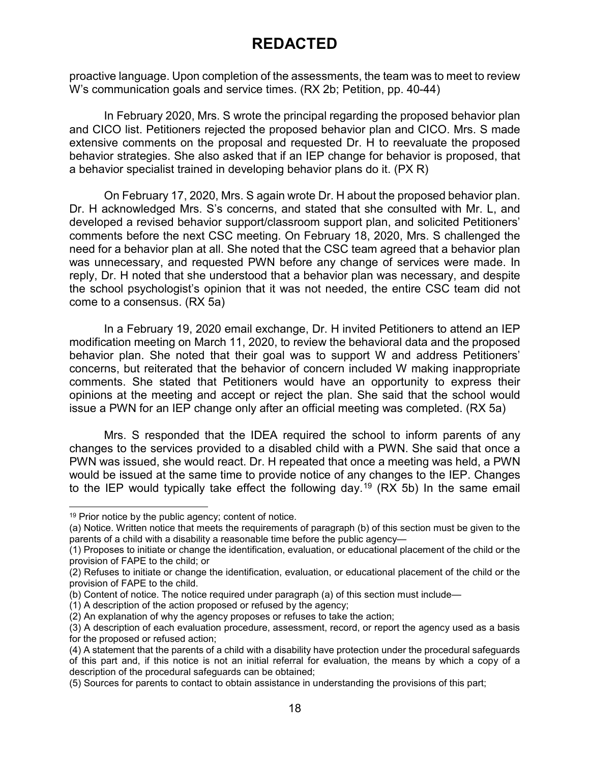proactive language. Upon completion of the assessments, the team was to meet to review W's communication goals and service times. (RX 2b; Petition, pp. 40-44)

In February 2020, Mrs. S wrote the principal regarding the proposed behavior plan and CICO list. Petitioners rejected the proposed behavior plan and CICO. Mrs. S made extensive comments on the proposal and requested Dr. H to reevaluate the proposed behavior strategies. She also asked that if an IEP change for behavior is proposed, that a behavior specialist trained in developing behavior plans do it. (PX R)

On February 17, 2020, Mrs. S again wrote Dr. H about the proposed behavior plan. Dr. H acknowledged Mrs. S's concerns, and stated that she consulted with Mr. L, and developed a revised behavior support/classroom support plan, and solicited Petitioners' comments before the next CSC meeting. On February 18, 2020, Mrs. S challenged the need for a behavior plan at all. She noted that the CSC team agreed that a behavior plan was unnecessary, and requested PWN before any change of services were made. In reply, Dr. H noted that she understood that a behavior plan was necessary, and despite the school psychologist's opinion that it was not needed, the entire CSC team did not come to a consensus. (RX 5a)

In a February 19, 2020 email exchange, Dr. H invited Petitioners to attend an IEP modification meeting on March 11, 2020, to review the behavioral data and the proposed behavior plan. She noted that their goal was to support W and address Petitioners' concerns, but reiterated that the behavior of concern included W making inappropriate comments. She stated that Petitioners would have an opportunity to express their opinions at the meeting and accept or reject the plan. She said that the school would issue a PWN for an IEP change only after an official meeting was completed. (RX 5a)

Mrs. S responded that the IDEA required the school to inform parents of any changes to the services provided to a disabled child with a PWN. She said that once a PWN was issued, she would react. Dr. H repeated that once a meeting was held, a PWN would be issued at the same time to provide notice of any changes to the IEP. Changes to the IEP would typically take effect the following day.[19] (RX 5b) In the same email

---

[19] Prior notice by the public agency; content of notice.

(a) Notice. Written notice that meets the requirements of paragraph (b) of this section must be given to the parents of a child with a disability a reasonable time before the public agency—

(1) Proposes to initiate or change the identification, evaluation, or educational placement of the child or the provision of FAPE to the child; or

(2) Refuses to initiate or change the identification, evaluation, or educational placement of the child or the provision of FAPE to the child.

(b) Content of notice. The notice required under paragraph (a) of this section must include—

(1) A description of the action proposed or refused by the agency;

(2) An explanation of why the agency proposes or refuses to take the action;

(3) A description of each evaluation procedure, assessment, record, or report the agency used as a basis for the proposed or refused action;

(4) A statement that the parents of a child with a disability have protection under the procedural safeguards of this part and, if this notice is not an initial referral for evaluation, the means by which a copy of a description of the procedural safeguards can be obtained;

(5) Sources for parents to contact to obtain assistance in understanding the provisions of this part;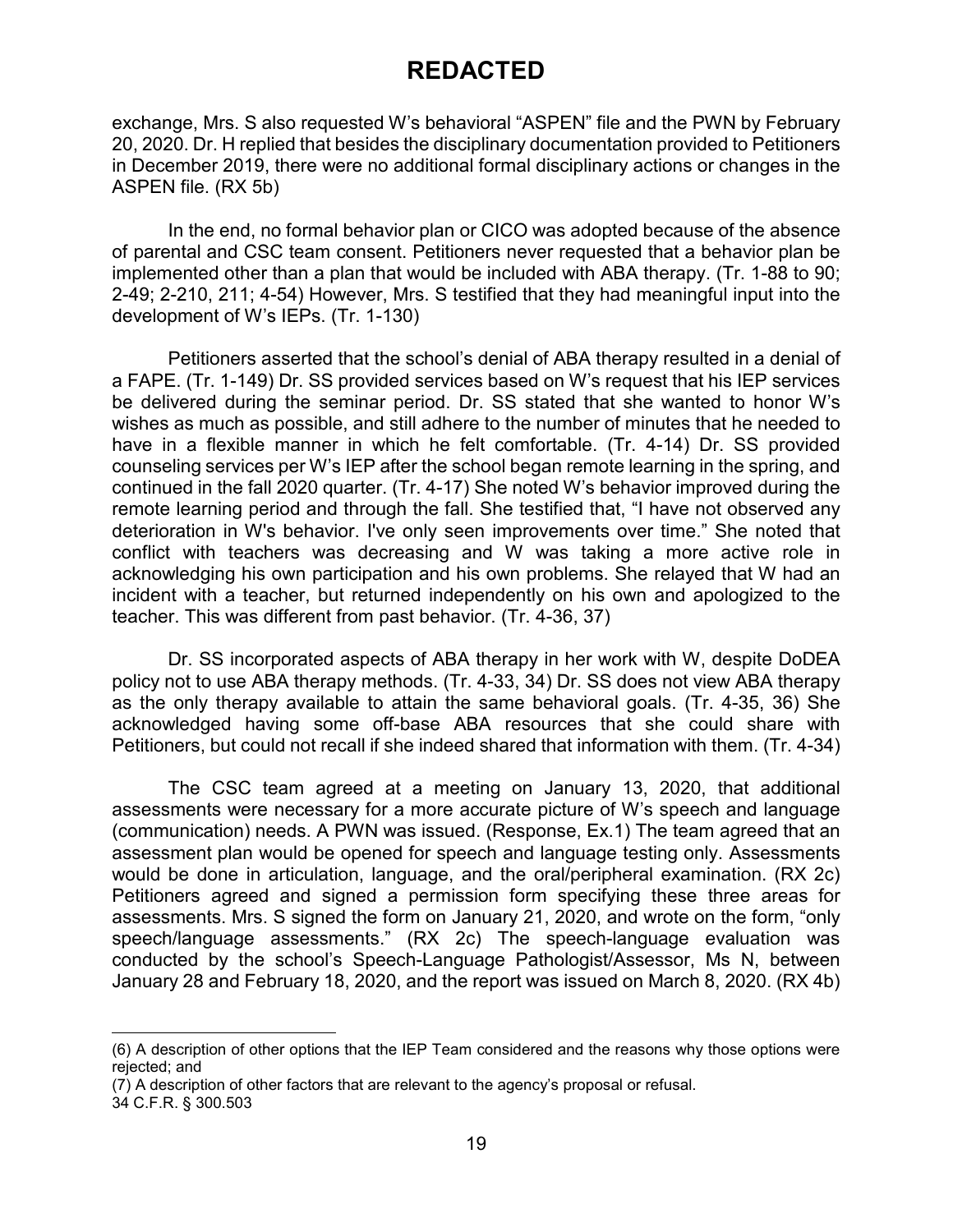# REDACTED

exchange, Mrs. S also requested W's behavioral "ASPEN" file and the PWN by February 20, 2020. Dr. H replied that besides the disciplinary documentation provided to Petitioners in December 2019, there were no additional formal disciplinary actions or changes in the ASPEN file. (RX 5b)

In the end, no formal behavior plan or CICO was adopted because of the absence of parental and CSC team consent. Petitioners never requested that a behavior plan be implemented other than a plan that would be included with ABA therapy. (Tr. 1-88 to 90; 2-49; 2-210, 211; 4-54) However, Mrs. S testified that they had meaningful input into the development of W's IEPs. (Tr. 1-130)

Petitioners asserted that the school's denial of ABA therapy resulted in a denial of a FAPE. (Tr. 1-149) Dr. SS provided services based on W's request that his IEP services be delivered during the seminar period. Dr. SS stated that she wanted to honor W's wishes as much as possible, and still adhere to the number of minutes that he needed to have in a flexible manner in which he felt comfortable. (Tr. 4-14) Dr. SS provided counseling services per W's IEP after the school began remote learning in the spring, and continued in the fall 2020 quarter. (Tr. 4-17) She noted W's behavior improved during the remote learning period and through the fall. She testified that, "I have not observed any deterioration in W's behavior. I've only seen improvements over time." She noted that conflict with teachers was decreasing and W was taking a more active role in acknowledging his own participation and his own problems. She relayed that W had an incident with a teacher, but returned independently on his own and apologized to the teacher. This was different from past behavior. (Tr. 4-36, 37)

Dr. SS incorporated aspects of ABA therapy in her work with W, despite DoDEA policy not to use ABA therapy methods. (Tr. 4-33, 34) Dr. SS does not view ABA therapy as the only therapy available to attain the same behavioral goals. (Tr. 4-35, 36) She acknowledged having some off-base ABA resources that she could share with Petitioners, but could not recall if she indeed shared that information with them. (Tr. 4-34)

The CSC team agreed at a meeting on January 13, 2020, that additional assessments were necessary for a more accurate picture of W's speech and language (communication) needs. A PWN was issued. (Response, Ex.1) The team agreed that an assessment plan would be opened for speech and language testing only. Assessments would be done in articulation, language, and the oral/peripheral examination. (RX 2c) Petitioners agreed and signed a permission form specifying these three areas for assessments. Mrs. S signed the form on January 21, 2020, and wrote on the form, "only speech/language assessments." (RX 2c) The speech-language evaluation was conducted by the school's Speech-Language Pathologist/Assessor, Ms N, between January 28 and February 18, 2020, and the report was issued on March 8, 2020. (RX 4b)

---

(6) A description of other options that the IEP Team considered and the reasons why those options were rejected; and
(7) A description of other factors that are relevant to the agency's proposal or refusal.
34 C.F.R. § 300.503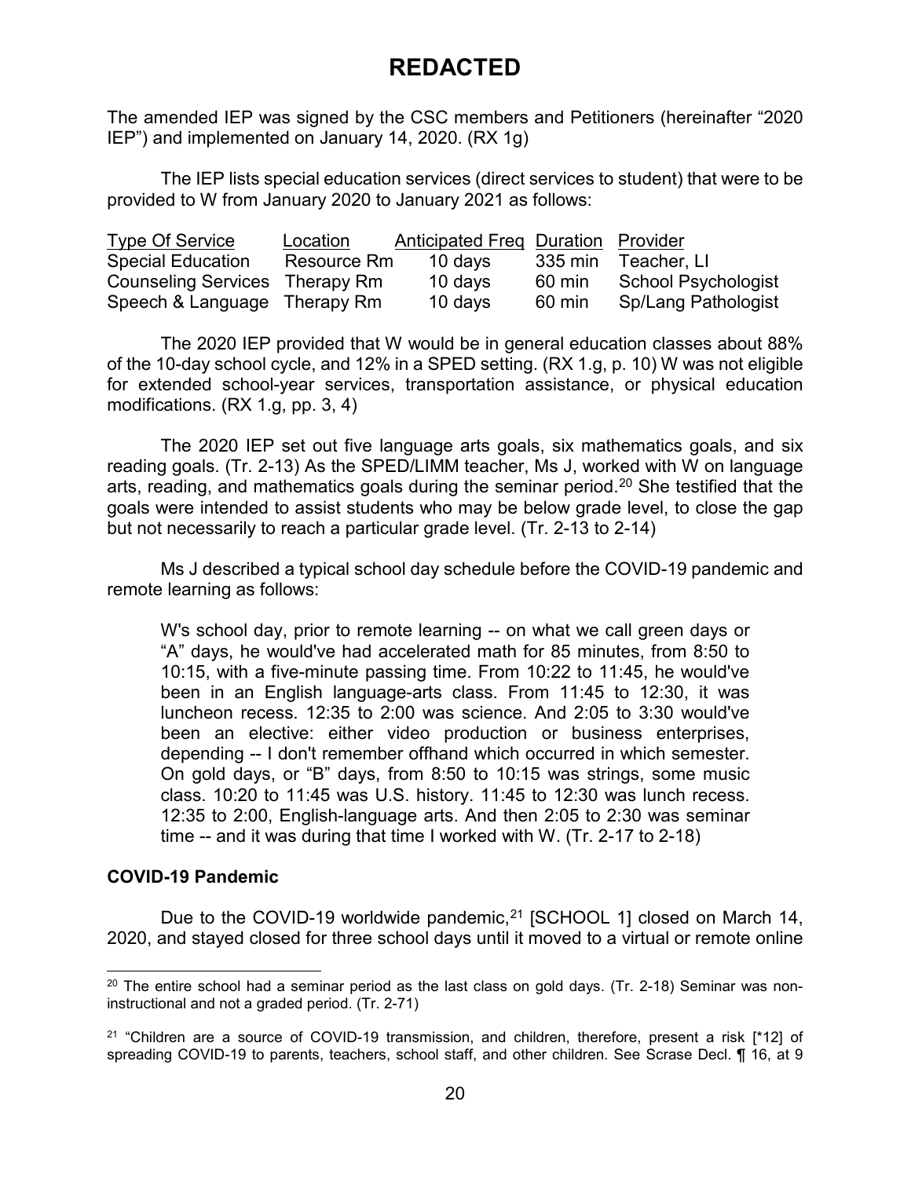# REDACTED

The amended IEP was signed by the CSC members and Petitioners (hereinafter "2020 IEP") and implemented on January 14, 2020. (RX 1g)

The IEP lists special education services (direct services to student) that were to be provided to W from January 2020 to January 2021 as follows:

| Type Of Service | Location | Anticipated Freq | Duration | Provider |
|---|---|---|---|---|
| Special Education | Resource Rm | 10 days | 335 min | Teacher, LI |
| Counseling Services | Therapy Rm | 10 days | 60 min | School Psychologist |
| Speech & Language | Therapy Rm | 10 days | 60 min | Sp/Lang Pathologist |

The 2020 IEP provided that W would be in general education classes about 88% of the 10-day school cycle, and 12% in a SPED setting. (RX 1.g, p. 10) W was not eligible for extended school-year services, transportation assistance, or physical education modifications. (RX 1.g, pp. 3, 4)

The 2020 IEP set out five language arts goals, six mathematics goals, and six reading goals. (Tr. 2-13) As the SPED/LIMM teacher, Ms J, worked with W on language arts, reading, and mathematics goals during the seminar period.[20] She testified that the goals were intended to assist students who may be below grade level, to close the gap but not necessarily to reach a particular grade level. (Tr. 2-13 to 2-14)

Ms J described a typical school day schedule before the COVID-19 pandemic and remote learning as follows:

> W's school day, prior to remote learning -- on what we call green days or "A" days, he would've had accelerated math for 85 minutes, from 8:50 to 10:15, with a five-minute passing time. From 10:22 to 11:45, he would've been in an English language-arts class. From 11:45 to 12:30, it was luncheon recess. 12:35 to 2:00 was science. And 2:05 to 3:30 would've been an elective: either video production or business enterprises, depending -- I don't remember offhand which occurred in which semester. On gold days, or "B" days, from 8:50 to 10:15 was strings, some music class. 10:20 to 11:45 was U.S. history. 11:45 to 12:30 was lunch recess. 12:35 to 2:00, English-language arts. And then 2:05 to 2:30 was seminar time -- and it was during that time I worked with W. (Tr. 2-17 to 2-18)

### COVID-19 Pandemic

Due to the COVID-19 worldwide pandemic,[21] [SCHOOL 1] closed on March 14, 2020, and stayed closed for three school days until it moved to a virtual or remote online

---

[20] The entire school had a seminar period as the last class on gold days. (Tr. 2-18) Seminar was non-instructional and not a graded period. (Tr. 2-71)

[21] "Children are a source of COVID-19 transmission, and children, therefore, present a risk [*12] of spreading COVID-19 to parents, teachers, school staff, and other children. See Scrase Decl. ¶ 16, at 9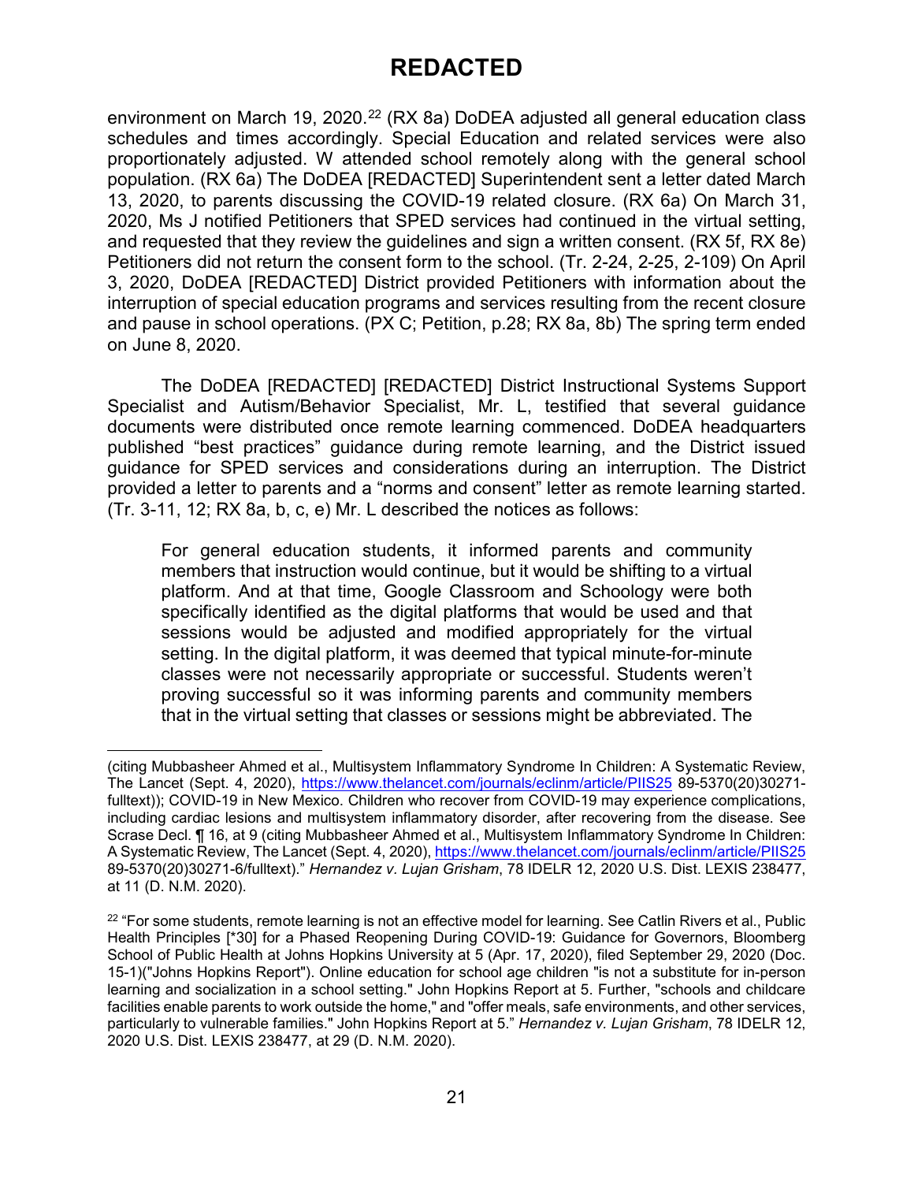# REDACTED

environment on March 19, 2020.[22] (RX 8a) DoDEA adjusted all general education class schedules and times accordingly. Special Education and related services were also proportionately adjusted. W attended school remotely along with the general school population. (RX 6a) The DoDEA [REDACTED] Superintendent sent a letter dated March 13, 2020, to parents discussing the COVID-19 related closure. (RX 6a) On March 31, 2020, Ms J notified Petitioners that SPED services had continued in the virtual setting, and requested that they review the guidelines and sign a written consent. (RX 5f, RX 8e) Petitioners did not return the consent form to the school. (Tr. 2-24, 2-25, 2-109) On April 3, 2020, DoDEA [REDACTED] District provided Petitioners with information about the interruption of special education programs and services resulting from the recent closure and pause in school operations. (PX C; Petition, p.28; RX 8a, 8b) The spring term ended on June 8, 2020.

The DoDEA [REDACTED] [REDACTED] District Instructional Systems Support Specialist and Autism/Behavior Specialist, Mr. L, testified that several guidance documents were distributed once remote learning commenced. DoDEA headquarters published "best practices" guidance during remote learning, and the District issued guidance for SPED services and considerations during an interruption. The District provided a letter to parents and a "norms and consent" letter as remote learning started. (Tr. 3-11, 12; RX 8a, b, c, e) Mr. L described the notices as follows:

> For general education students, it informed parents and community members that instruction would continue, but it would be shifting to a virtual platform. And at that time, Google Classroom and Schoology were both specifically identified as the digital platforms that would be used and that sessions would be adjusted and modified appropriately for the virtual setting. In the digital platform, it was deemed that typical minute-for-minute classes were not necessarily appropriate or successful. Students weren't proving successful so it was informing parents and community members that in the virtual setting that classes or sessions might be abbreviated. The

---

(citing Mubbasheer Ahmed et al., Multisystem Inflammatory Syndrome In Children: A Systematic Review, The Lancet (Sept. 4, 2020), https://www.thelancet.com/journals/eclinm/article/PIIS25 89-5370(20)30271-fulltext)); COVID-19 in New Mexico. Children who recover from COVID-19 may experience complications, including cardiac lesions and multisystem inflammatory disorder, after recovering from the disease. See Scrase Decl. ¶ 16, at 9 (citing Mubbasheer Ahmed et al., Multisystem Inflammatory Syndrome In Children: A Systematic Review, The Lancet (Sept. 4, 2020), https://www.thelancet.com/journals/eclinm/article/PIIS25 89-5370(20)30271-6/fulltext)." *Hernandez v. Lujan Grisham*, 78 IDELR 12, 2020 U.S. Dist. LEXIS 238477, at 11 (D. N.M. 2020).

[22] "For some students, remote learning is not an effective model for learning. See Catlin Rivers et al., Public Health Principles [*30] for a Phased Reopening During COVID-19: Guidance for Governors, Bloomberg School of Public Health at Johns Hopkins University at 5 (Apr. 17, 2020), filed September 29, 2020 (Doc. 15-1)("Johns Hopkins Report"). Online education for school age children "is not a substitute for in-person learning and socialization in a school setting." John Hopkins Report at 5. Further, "schools and childcare facilities enable parents to work outside the home," and "offer meals, safe environments, and other services, particularly to vulnerable families." John Hopkins Report at 5." *Hernandez v. Lujan Grisham*, 78 IDELR 12, 2020 U.S. Dist. LEXIS 238477, at 29 (D. N.M. 2020).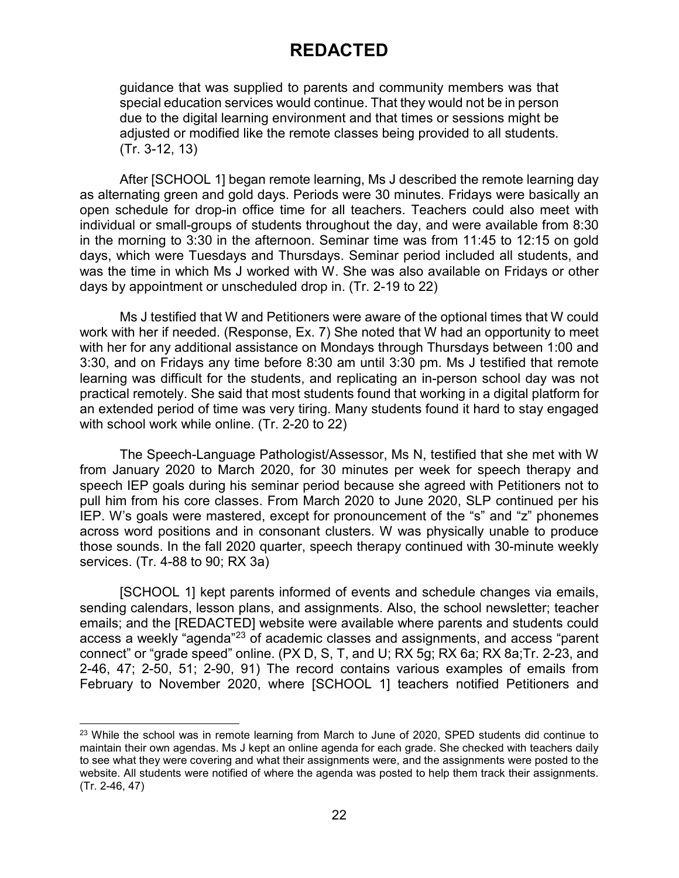guidance that was supplied to parents and community members was that special education services would continue. That they would not be in person due to the digital learning environment and that times or sessions might be adjusted or modified like the remote classes being provided to all students. (Tr. 3-12, 13)

After [SCHOOL 1] began remote learning, Ms J described the remote learning day as alternating green and gold days. Periods were 30 minutes. Fridays were basically an open schedule for drop-in office time for all teachers. Teachers could also meet with individual or small-groups of students throughout the day, and were available from 8:30 in the morning to 3:30 in the afternoon. Seminar time was from 11:45 to 12:15 on gold days, which were Tuesdays and Thursdays. Seminar period included all students, and was the time in which Ms J worked with W. She was also available on Fridays or other days by appointment or unscheduled drop in. (Tr. 2-19 to 22)

Ms J testified that W and Petitioners were aware of the optional times that W could work with her if needed. (Response, Ex. 7) She noted that W had an opportunity to meet with her for any additional assistance on Mondays through Thursdays between 1:00 and 3:30, and on Fridays any time before 8:30 am until 3:30 pm. Ms J testified that remote learning was difficult for the students, and replicating an in-person school day was not practical remotely. She said that most students found that working in a digital platform for an extended period of time was very tiring. Many students found it hard to stay engaged with school work while online. (Tr. 2-20 to 22)

The Speech-Language Pathologist/Assessor, Ms N, testified that she met with W from January 2020 to March 2020, for 30 minutes per week for speech therapy and speech IEP goals during his seminar period because she agreed with Petitioners not to pull him from his core classes. From March 2020 to June 2020, SLP continued per his IEP. W's goals were mastered, except for pronouncement of the "s" and "z" phonemes across word positions and in consonant clusters. W was physically unable to produce those sounds. In the fall 2020 quarter, speech therapy continued with 30-minute weekly services. (Tr. 4-88 to 90; RX 3a)

[SCHOOL 1] kept parents informed of events and schedule changes via emails, sending calendars, lesson plans, and assignments. Also, the school newsletter; teacher emails; and the [REDACTED] website were available where parents and students could access a weekly "agenda"[23] of academic classes and assignments, and access "parent connect" or "grade speed" online. (PX D, S, T, and U; RX 5g; RX 6a; RX 8a;Tr. 2-23, and 2-46, 47; 2-50, 51; 2-90, 91) The record contains various examples of emails from February to November 2020, where [SCHOOL 1] teachers notified Petitioners and

[23] While the school was in remote learning from March to June of 2020, SPED students did continue to maintain their own agendas. Ms J kept an online agenda for each grade. She checked with teachers daily to see what they were covering and what their assignments were, and the assignments were posted to the website. All students were notified of where the agenda was posted to help them track their assignments. (Tr. 2-46, 47)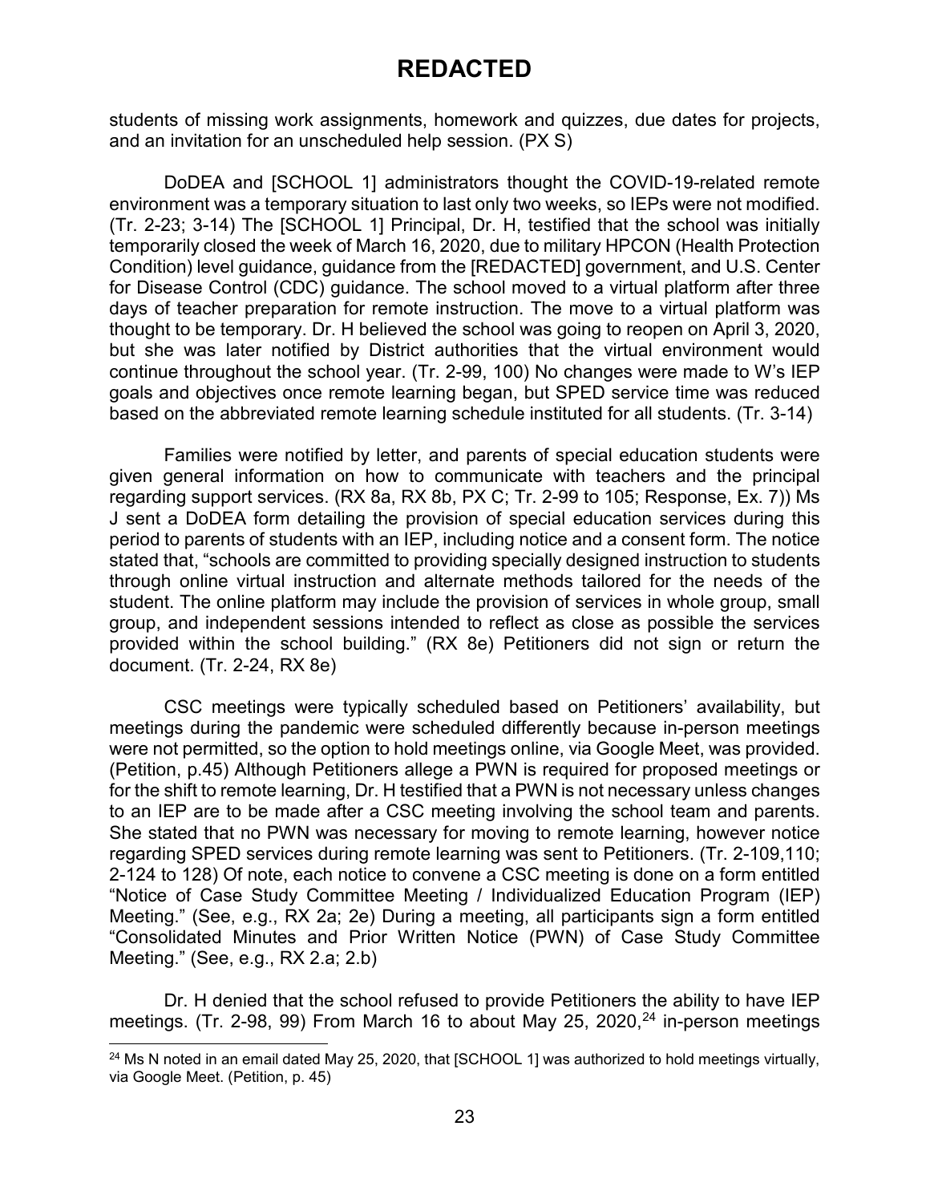students of missing work assignments, homework and quizzes, due dates for projects, and an invitation for an unscheduled help session. (PX S)

DoDEA and [SCHOOL 1] administrators thought the COVID-19-related remote environment was a temporary situation to last only two weeks, so IEPs were not modified. (Tr. 2-23; 3-14) The [SCHOOL 1] Principal, Dr. H, testified that the school was initially temporarily closed the week of March 16, 2020, due to military HPCON (Health Protection Condition) level guidance, guidance from the [REDACTED] government, and U.S. Center for Disease Control (CDC) guidance. The school moved to a virtual platform after three days of teacher preparation for remote instruction. The move to a virtual platform was thought to be temporary. Dr. H believed the school was going to reopen on April 3, 2020, but she was later notified by District authorities that the virtual environment would continue throughout the school year. (Tr. 2-99, 100) No changes were made to W's IEP goals and objectives once remote learning began, but SPED service time was reduced based on the abbreviated remote learning schedule instituted for all students. (Tr. 3-14)

Families were notified by letter, and parents of special education students were given general information on how to communicate with teachers and the principal regarding support services. (RX 8a, RX 8b, PX C; Tr. 2-99 to 105; Response, Ex. 7)) Ms J sent a DoDEA form detailing the provision of special education services during this period to parents of students with an IEP, including notice and a consent form. The notice stated that, "schools are committed to providing specially designed instruction to students through online virtual instruction and alternate methods tailored for the needs of the student. The online platform may include the provision of services in whole group, small group, and independent sessions intended to reflect as close as possible the services provided within the school building." (RX 8e) Petitioners did not sign or return the document. (Tr. 2-24, RX 8e)

CSC meetings were typically scheduled based on Petitioners' availability, but meetings during the pandemic were scheduled differently because in-person meetings were not permitted, so the option to hold meetings online, via Google Meet, was provided. (Petition, p.45) Although Petitioners allege a PWN is required for proposed meetings or for the shift to remote learning, Dr. H testified that a PWN is not necessary unless changes to an IEP are to be made after a CSC meeting involving the school team and parents. She stated that no PWN was necessary for moving to remote learning, however notice regarding SPED services during remote learning was sent to Petitioners. (Tr. 2-109,110; 2-124 to 128) Of note, each notice to convene a CSC meeting is done on a form entitled "Notice of Case Study Committee Meeting / Individualized Education Program (IEP) Meeting." (See, e.g., RX 2a; 2e) During a meeting, all participants sign a form entitled "Consolidated Minutes and Prior Written Notice (PWN) of Case Study Committee Meeting." (See, e.g., RX 2.a; 2.b)

Dr. H denied that the school refused to provide Petitioners the ability to have IEP meetings. (Tr. 2-98, 99) From March 16 to about May 25, 2020,[24] in-person meetings

[24] Ms N noted in an email dated May 25, 2020, that [SCHOOL 1] was authorized to hold meetings virtually, via Google Meet. (Petition, p. 45)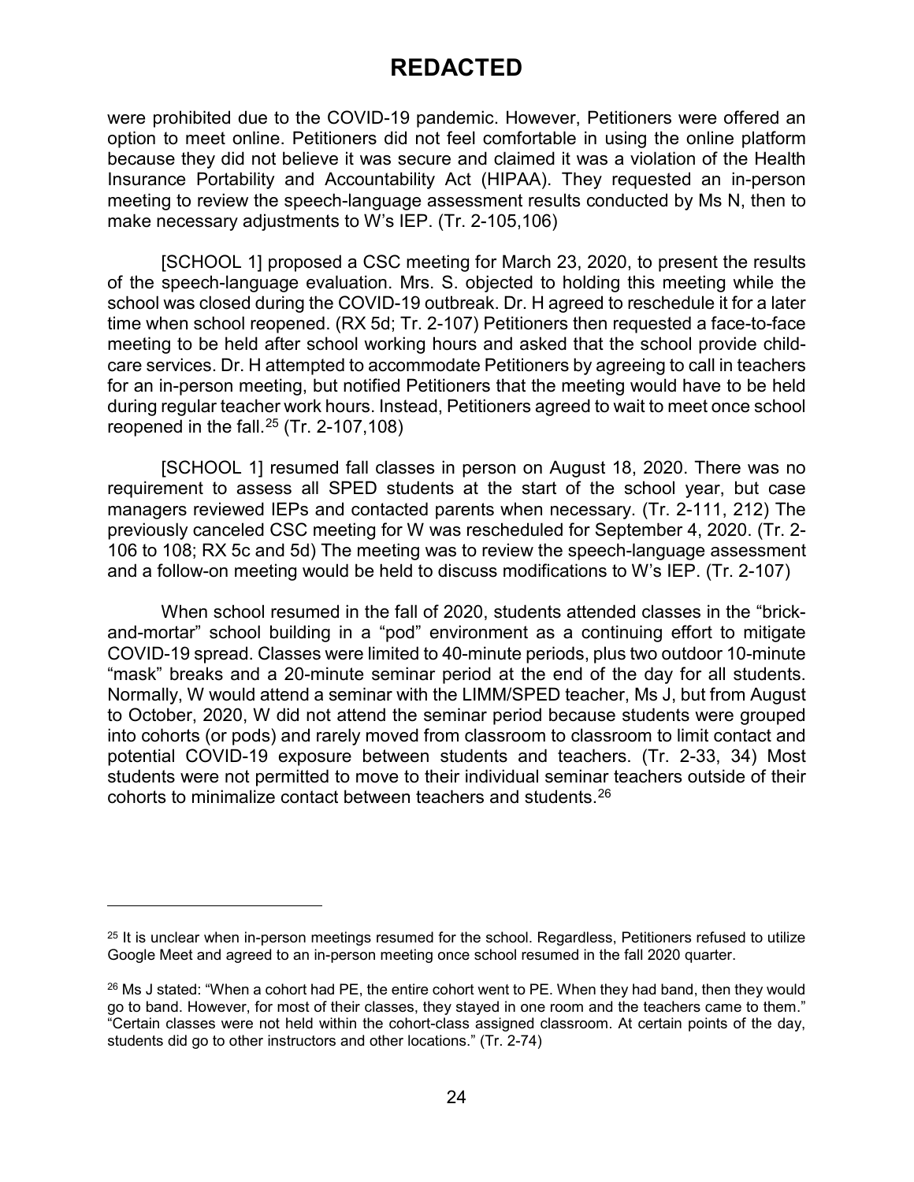# REDACTED

were prohibited due to the COVID-19 pandemic. However, Petitioners were offered an option to meet online. Petitioners did not feel comfortable in using the online platform because they did not believe it was secure and claimed it was a violation of the Health Insurance Portability and Accountability Act (HIPAA). They requested an in-person meeting to review the speech-language assessment results conducted by Ms N, then to make necessary adjustments to W's IEP. (Tr. 2-105,106)

[SCHOOL 1] proposed a CSC meeting for March 23, 2020, to present the results of the speech-language evaluation. Mrs. S. objected to holding this meeting while the school was closed during the COVID-19 outbreak. Dr. H agreed to reschedule it for a later time when school reopened. (RX 5d; Tr. 2-107) Petitioners then requested a face-to-face meeting to be held after school working hours and asked that the school provide child-care services. Dr. H attempted to accommodate Petitioners by agreeing to call in teachers for an in-person meeting, but notified Petitioners that the meeting would have to be held during regular teacher work hours. Instead, Petitioners agreed to wait to meet once school reopened in the fall.[25] (Tr. 2-107,108)

[SCHOOL 1] resumed fall classes in person on August 18, 2020. There was no requirement to assess all SPED students at the start of the school year, but case managers reviewed IEPs and contacted parents when necessary. (Tr. 2-111, 212) The previously canceled CSC meeting for W was rescheduled for September 4, 2020. (Tr. 2-106 to 108; RX 5c and 5d) The meeting was to review the speech-language assessment and a follow-on meeting would be held to discuss modifications to W's IEP. (Tr. 2-107)

When school resumed in the fall of 2020, students attended classes in the "brick-and-mortar" school building in a "pod" environment as a continuing effort to mitigate COVID-19 spread. Classes were limited to 40-minute periods, plus two outdoor 10-minute "mask" breaks and a 20-minute seminar period at the end of the day for all students. Normally, W would attend a seminar with the LIMM/SPED teacher, Ms J, but from August to October, 2020, W did not attend the seminar period because students were grouped into cohorts (or pods) and rarely moved from classroom to classroom to limit contact and potential COVID-19 exposure between students and teachers. (Tr. 2-33, 34) Most students were not permitted to move to their individual seminar teachers outside of their cohorts to minimalize contact between teachers and students.[26]

---

[25] It is unclear when in-person meetings resumed for the school. Regardless, Petitioners refused to utilize Google Meet and agreed to an in-person meeting once school resumed in the fall 2020 quarter.

[26] Ms J stated: "When a cohort had PE, the entire cohort went to PE. When they had band, then they would go to band. However, for most of their classes, they stayed in one room and the teachers came to them." "Certain classes were not held within the cohort-class assigned classroom. At certain points of the day, students did go to other instructors and other locations." (Tr. 2-74)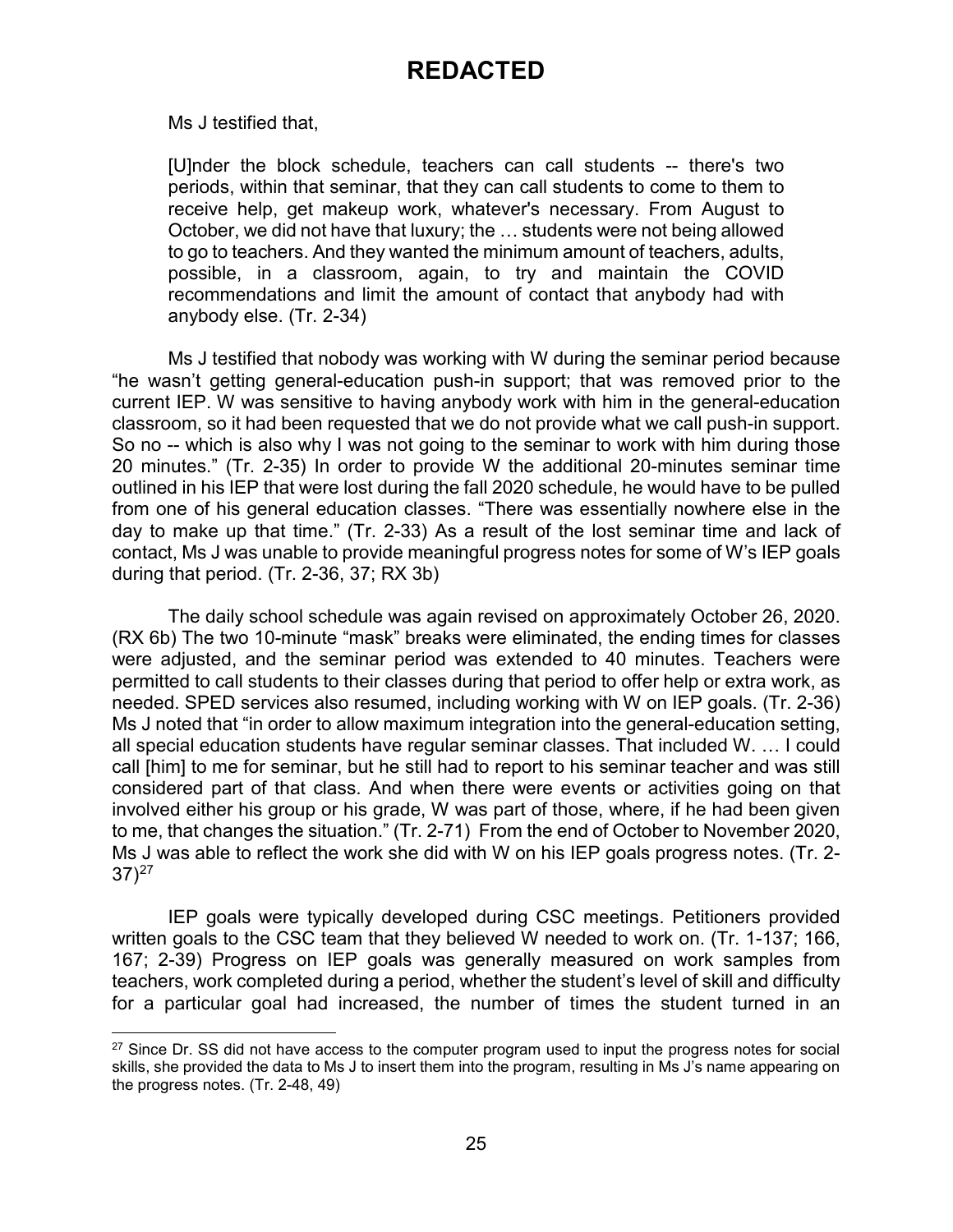Ms J testified that,

> [U]nder the block schedule, teachers can call students -- there's two periods, within that seminar, that they can call students to come to them to receive help, get makeup work, whatever's necessary. From August to October, we did not have that luxury; the … students were not being allowed to go to teachers. And they wanted the minimum amount of teachers, adults, possible, in a classroom, again, to try and maintain the COVID recommendations and limit the amount of contact that anybody had with anybody else. (Tr. 2-34)

Ms J testified that nobody was working with W during the seminar period because "he wasn't getting general-education push-in support; that was removed prior to the current IEP. W was sensitive to having anybody work with him in the general-education classroom, so it had been requested that we do not provide what we call push-in support. So no -- which is also why I was not going to the seminar to work with him during those 20 minutes." (Tr. 2-35) In order to provide W the additional 20-minutes seminar time outlined in his IEP that were lost during the fall 2020 schedule, he would have to be pulled from one of his general education classes. "There was essentially nowhere else in the day to make up that time." (Tr. 2-33) As a result of the lost seminar time and lack of contact, Ms J was unable to provide meaningful progress notes for some of W's IEP goals during that period. (Tr. 2-36, 37; RX 3b)

The daily school schedule was again revised on approximately October 26, 2020. (RX 6b) The two 10-minute "mask" breaks were eliminated, the ending times for classes were adjusted, and the seminar period was extended to 40 minutes. Teachers were permitted to call students to their classes during that period to offer help or extra work, as needed. SPED services also resumed, including working with W on IEP goals. (Tr. 2-36) Ms J noted that "in order to allow maximum integration into the general-education setting, all special education students have regular seminar classes. That included W. … I could call [him] to me for seminar, but he still had to report to his seminar teacher and was still considered part of that class. And when there were events or activities going on that involved either his group or his grade, W was part of those, where, if he had been given to me, that changes the situation." (Tr. 2-71) From the end of October to November 2020, Ms J was able to reflect the work she did with W on his IEP goals progress notes. (Tr. 2-37)[27]

IEP goals were typically developed during CSC meetings. Petitioners provided written goals to the CSC team that they believed W needed to work on. (Tr. 1-137; 166, 167; 2-39) Progress on IEP goals was generally measured on work samples from teachers, work completed during a period, whether the student's level of skill and difficulty for a particular goal had increased, the number of times the student turned in an

[27] Since Dr. SS did not have access to the computer program used to input the progress notes for social skills, she provided the data to Ms J to insert them into the program, resulting in Ms J's name appearing on the progress notes. (Tr. 2-48, 49)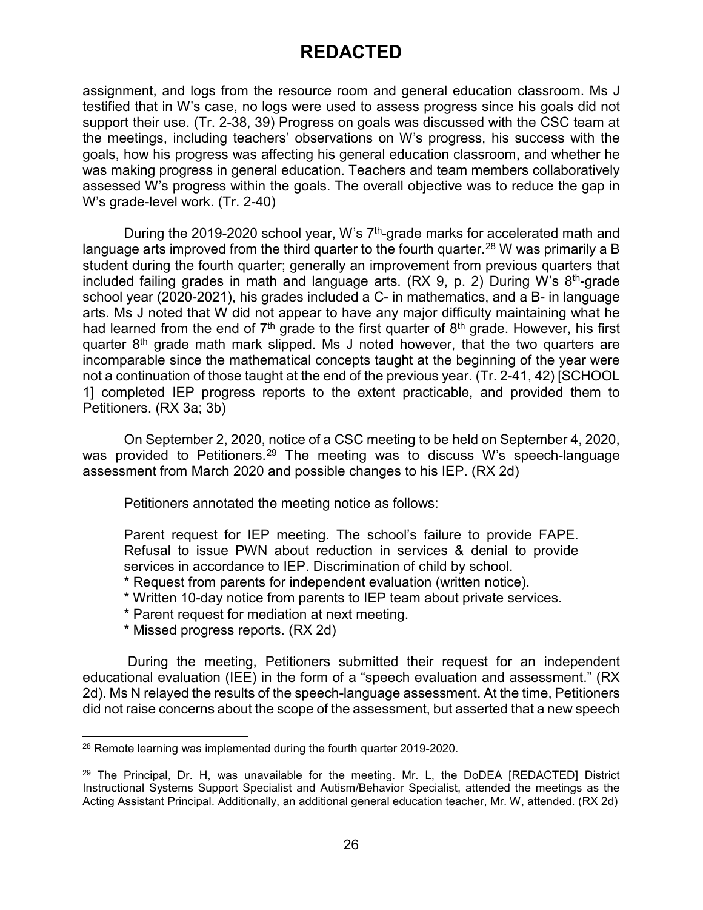assignment, and logs from the resource room and general education classroom. Ms J testified that in W's case, no logs were used to assess progress since his goals did not support their use. (Tr. 2-38, 39) Progress on goals was discussed with the CSC team at the meetings, including teachers' observations on W's progress, his success with the goals, how his progress was affecting his general education classroom, and whether he was making progress in general education. Teachers and team members collaboratively assessed W's progress within the goals. The overall objective was to reduce the gap in W's grade-level work. (Tr. 2-40)

During the 2019-2020 school year, W's 7th-grade marks for accelerated math and language arts improved from the third quarter to the fourth quarter.[28] W was primarily a B student during the fourth quarter; generally an improvement from previous quarters that included failing grades in math and language arts. (RX 9, p. 2) During W's 8th-grade school year (2020-2021), his grades included a C- in mathematics, and a B- in language arts. Ms J noted that W did not appear to have any major difficulty maintaining what he had learned from the end of 7th grade to the first quarter of 8th grade. However, his first quarter 8th grade math mark slipped. Ms J noted however, that the two quarters are incomparable since the mathematical concepts taught at the beginning of the year were not a continuation of those taught at the end of the previous year. (Tr. 2-41, 42) [SCHOOL 1] completed IEP progress reports to the extent practicable, and provided them to Petitioners. (RX 3a; 3b)

On September 2, 2020, notice of a CSC meeting to be held on September 4, 2020, was provided to Petitioners.[29] The meeting was to discuss W's speech-language assessment from March 2020 and possible changes to his IEP. (RX 2d)

Petitioners annotated the meeting notice as follows:

> Parent request for IEP meeting. The school's failure to provide FAPE. Refusal to issue PWN about reduction in services & denial to provide services in accordance to IEP. Discrimination of child by school.
> * Request from parents for independent evaluation (written notice).
> * Written 10-day notice from parents to IEP team about private services.
> * Parent request for mediation at next meeting.
> * Missed progress reports. (RX 2d)

During the meeting, Petitioners submitted their request for an independent educational evaluation (IEE) in the form of a "speech evaluation and assessment." (RX 2d). Ms N relayed the results of the speech-language assessment. At the time, Petitioners did not raise concerns about the scope of the assessment, but asserted that a new speech

[28] Remote learning was implemented during the fourth quarter 2019-2020.

[29] The Principal, Dr. H, was unavailable for the meeting. Mr. L, the DoDEA [REDACTED] District Instructional Systems Support Specialist and Autism/Behavior Specialist, attended the meetings as the Acting Assistant Principal. Additionally, an additional general education teacher, Mr. W, attended. (RX 2d)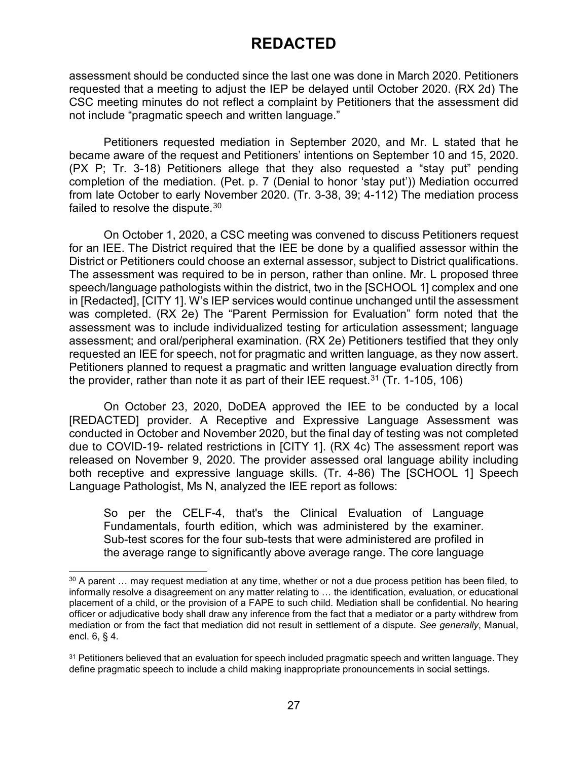assessment should be conducted since the last one was done in March 2020. Petitioners requested that a meeting to adjust the IEP be delayed until October 2020. (RX 2d) The CSC meeting minutes do not reflect a complaint by Petitioners that the assessment did not include "pragmatic speech and written language."

Petitioners requested mediation in September 2020, and Mr. L stated that he became aware of the request and Petitioners' intentions on September 10 and 15, 2020. (PX P; Tr. 3-18) Petitioners allege that they also requested a "stay put" pending completion of the mediation. (Pet. p. 7 (Denial to honor 'stay put')) Mediation occurred from late October to early November 2020. (Tr. 3-38, 39; 4-112) The mediation process failed to resolve the dispute.[30]

On October 1, 2020, a CSC meeting was convened to discuss Petitioners request for an IEE. The District required that the IEE be done by a qualified assessor within the District or Petitioners could choose an external assessor, subject to District qualifications. The assessment was required to be in person, rather than online. Mr. L proposed three speech/language pathologists within the district, two in the [SCHOOL 1] complex and one in [Redacted], [CITY 1]. W's IEP services would continue unchanged until the assessment was completed. (RX 2e) The "Parent Permission for Evaluation" form noted that the assessment was to include individualized testing for articulation assessment; language assessment; and oral/peripheral examination. (RX 2e) Petitioners testified that they only requested an IEE for speech, not for pragmatic and written language, as they now assert. Petitioners planned to request a pragmatic and written language evaluation directly from the provider, rather than note it as part of their IEE request.[31] (Tr. 1-105, 106)

On October 23, 2020, DoDEA approved the IEE to be conducted by a local [REDACTED] provider. A Receptive and Expressive Language Assessment was conducted in October and November 2020, but the final day of testing was not completed due to COVID-19- related restrictions in [CITY 1]. (RX 4c) The assessment report was released on November 9, 2020. The provider assessed oral language ability including both receptive and expressive language skills. (Tr. 4-86) The [SCHOOL 1] Speech Language Pathologist, Ms N, analyzed the IEE report as follows:

> So per the CELF-4, that's the Clinical Evaluation of Language Fundamentals, fourth edition, which was administered by the examiner. Sub-test scores for the four sub-tests that were administered are profiled in the average range to significantly above average range. The core language

---

[30] A parent … may request mediation at any time, whether or not a due process petition has been filed, to informally resolve a disagreement on any matter relating to … the identification, evaluation, or educational placement of a child, or the provision of a FAPE to such child. Mediation shall be confidential. No hearing officer or adjudicative body shall draw any inference from the fact that a mediator or a party withdrew from mediation or from the fact that mediation did not result in settlement of a dispute. *See generally*, Manual, encl. 6, § 4.

[31] Petitioners believed that an evaluation for speech included pragmatic speech and written language. They define pragmatic speech to include a child making inappropriate pronouncements in social settings.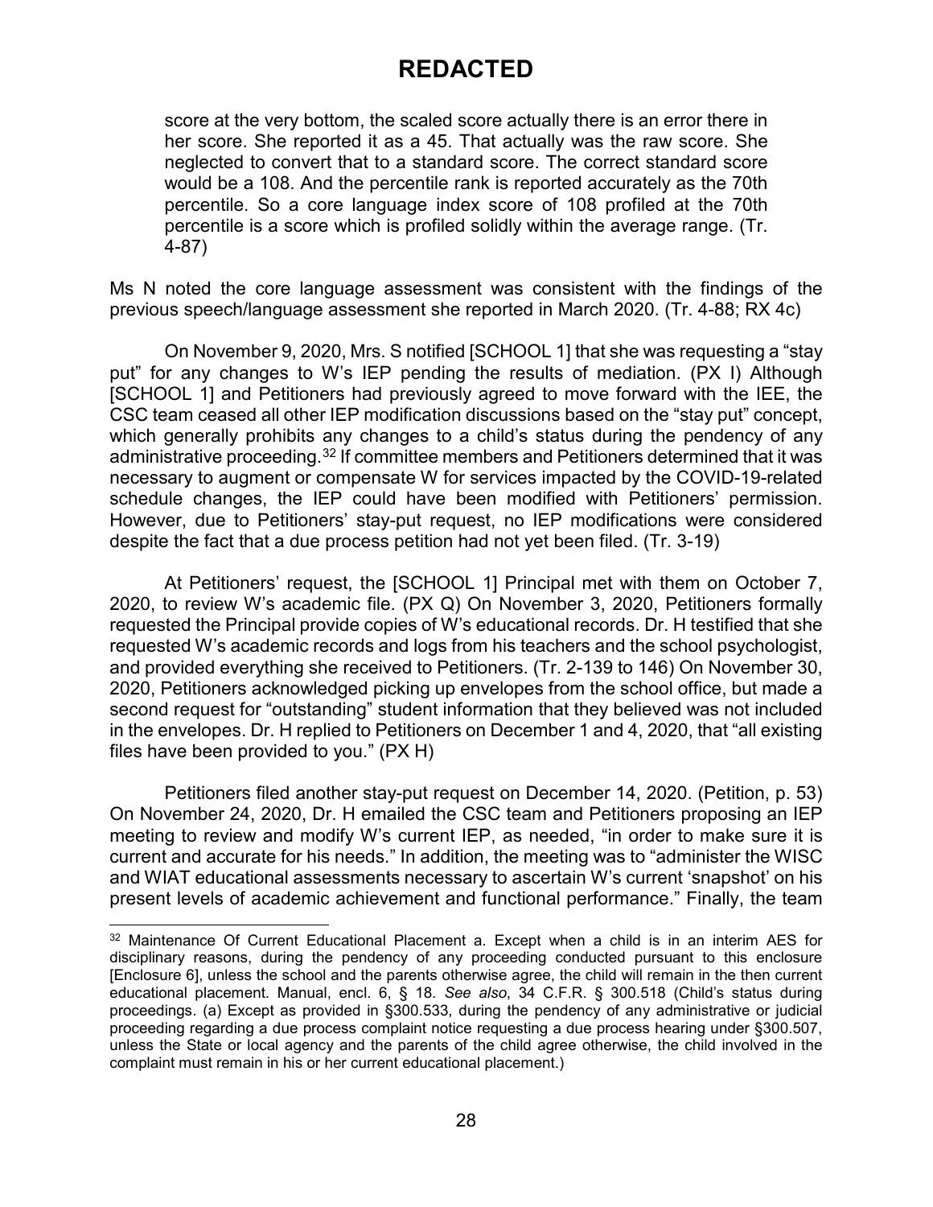# REDACTED

> score at the very bottom, the scaled score actually there is an error there in her score. She reported it as a 45. That actually was the raw score. She neglected to convert that to a standard score. The correct standard score would be a 108. And the percentile rank is reported accurately as the 70th percentile. So a core language index score of 108 profiled at the 70th percentile is a score which is profiled solidly within the average range. (Tr. 4-87)

Ms N noted the core language assessment was consistent with the findings of the previous speech/language assessment she reported in March 2020. (Tr. 4-88; RX 4c)

On November 9, 2020, Mrs. S notified [SCHOOL 1] that she was requesting a "stay put" for any changes to W's IEP pending the results of mediation. (PX I) Although [SCHOOL 1] and Petitioners had previously agreed to move forward with the IEE, the CSC team ceased all other IEP modification discussions based on the "stay put" concept, which generally prohibits any changes to a child's status during the pendency of any administrative proceeding.[32] If committee members and Petitioners determined that it was necessary to augment or compensate W for services impacted by the COVID-19-related schedule changes, the IEP could have been modified with Petitioners' permission. However, due to Petitioners' stay-put request, no IEP modifications were considered despite the fact that a due process petition had not yet been filed. (Tr. 3-19)

At Petitioners' request, the [SCHOOL 1] Principal met with them on October 7, 2020, to review W's academic file. (PX Q) On November 3, 2020, Petitioners formally requested the Principal provide copies of W's educational records. Dr. H testified that she requested W's academic records and logs from his teachers and the school psychologist, and provided everything she received to Petitioners. (Tr. 2-139 to 146) On November 30, 2020, Petitioners acknowledged picking up envelopes from the school office, but made a second request for "outstanding" student information that they believed was not included in the envelopes. Dr. H replied to Petitioners on December 1 and 4, 2020, that "all existing files have been provided to you." (PX H)

Petitioners filed another stay-put request on December 14, 2020. (Petition, p. 53) On November 24, 2020, Dr. H emailed the CSC team and Petitioners proposing an IEP meeting to review and modify W's current IEP, as needed, "in order to make sure it is current and accurate for his needs." In addition, the meeting was to "administer the WISC and WIAT educational assessments necessary to ascertain W's current 'snapshot' on his present levels of academic achievement and functional performance." Finally, the team

---

[32] Maintenance Of Current Educational Placement a. Except when a child is in an interim AES for disciplinary reasons, during the pendency of any proceeding conducted pursuant to this enclosure [Enclosure 6], unless the school and the parents otherwise agree, the child will remain in the then current educational placement. Manual, encl. 6, § 18. *See also*, 34 C.F.R. § 300.518 (Child's status during proceedings. (a) Except as provided in §300.533, during the pendency of any administrative or judicial proceeding regarding a due process complaint notice requesting a due process hearing under §300.507, unless the State or local agency and the parents of the child agree otherwise, the child involved in the complaint must remain in his or her current educational placement.)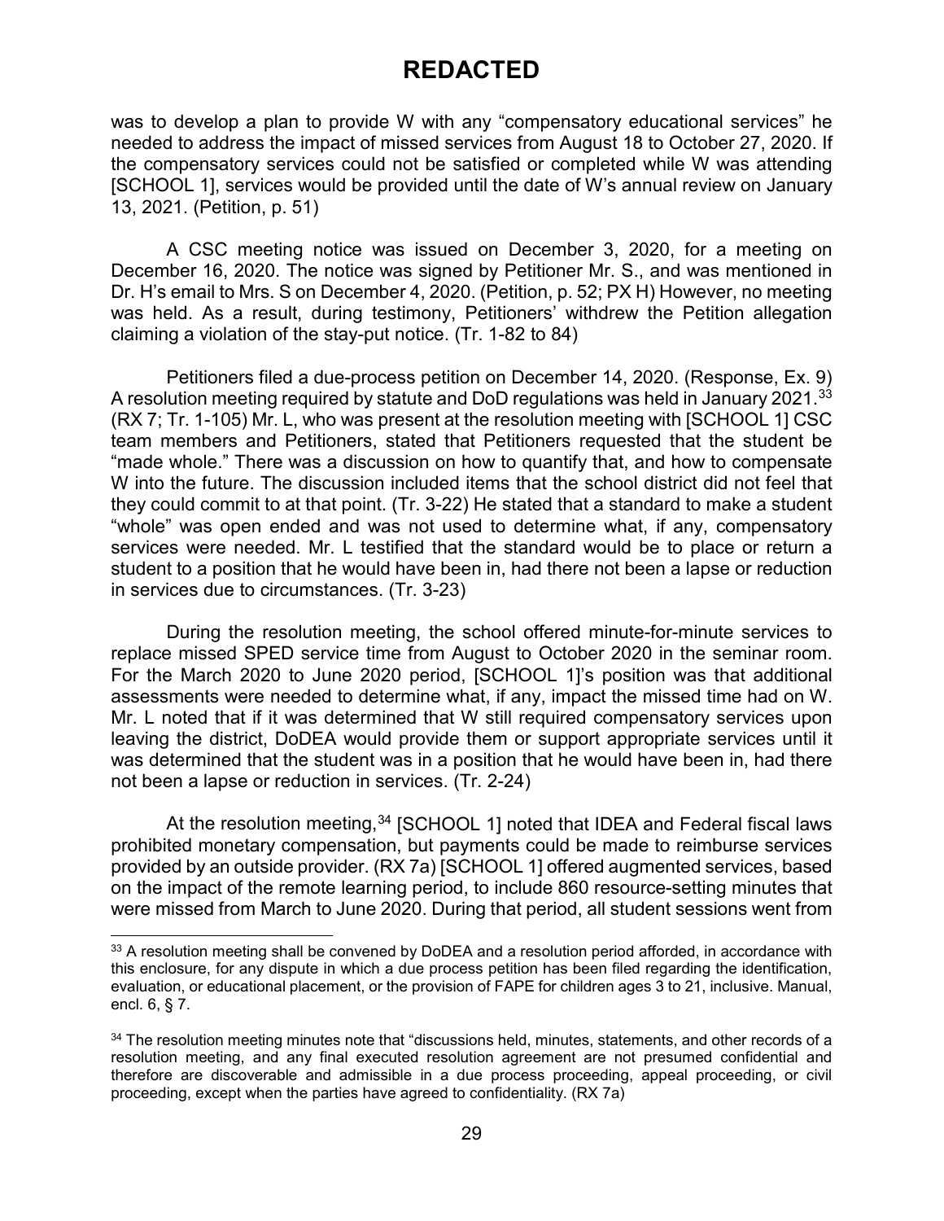# REDACTED

was to develop a plan to provide W with any "compensatory educational services" he needed to address the impact of missed services from August 18 to October 27, 2020. If the compensatory services could not be satisfied or completed while W was attending [SCHOOL 1], services would be provided until the date of W's annual review on January 13, 2021. (Petition, p. 51)

A CSC meeting notice was issued on December 3, 2020, for a meeting on December 16, 2020. The notice was signed by Petitioner Mr. S., and was mentioned in Dr. H's email to Mrs. S on December 4, 2020. (Petition, p. 52; PX H) However, no meeting was held. As a result, during testimony, Petitioners' withdrew the Petition allegation claiming a violation of the stay-put notice. (Tr. 1-82 to 84)

Petitioners filed a due-process petition on December 14, 2020. (Response, Ex. 9) A resolution meeting required by statute and DoD regulations was held in January 2021.[33] (RX 7; Tr. 1-105) Mr. L, who was present at the resolution meeting with [SCHOOL 1] CSC team members and Petitioners, stated that Petitioners requested that the student be "made whole." There was a discussion on how to quantify that, and how to compensate W into the future. The discussion included items that the school district did not feel that they could commit to at that point. (Tr. 3-22) He stated that a standard to make a student "whole" was open ended and was not used to determine what, if any, compensatory services were needed. Mr. L testified that the standard would be to place or return a student to a position that he would have been in, had there not been a lapse or reduction in services due to circumstances. (Tr. 3-23)

During the resolution meeting, the school offered minute-for-minute services to replace missed SPED service time from August to October 2020 in the seminar room. For the March 2020 to June 2020 period, [SCHOOL 1]'s position was that additional assessments were needed to determine what, if any, impact the missed time had on W. Mr. L noted that if it was determined that W still required compensatory services upon leaving the district, DoDEA would provide them or support appropriate services until it was determined that the student was in a position that he would have been in, had there not been a lapse or reduction in services. (Tr. 2-24)

At the resolution meeting,[34] [SCHOOL 1] noted that IDEA and Federal fiscal laws prohibited monetary compensation, but payments could be made to reimburse services provided by an outside provider. (RX 7a) [SCHOOL 1] offered augmented services, based on the impact of the remote learning period, to include 860 resource-setting minutes that were missed from March to June 2020. During that period, all student sessions went from

---

[33] A resolution meeting shall be convened by DoDEA and a resolution period afforded, in accordance with this enclosure, for any dispute in which a due process petition has been filed regarding the identification, evaluation, or educational placement, or the provision of FAPE for children ages 3 to 21, inclusive. Manual, encl. 6, § 7.

[34] The resolution meeting minutes note that "discussions held, minutes, statements, and other records of a resolution meeting, and any final executed resolution agreement are not presumed confidential and therefore are discoverable and admissible in a due process proceeding, appeal proceeding, or civil proceeding, except when the parties have agreed to confidentiality. (RX 7a)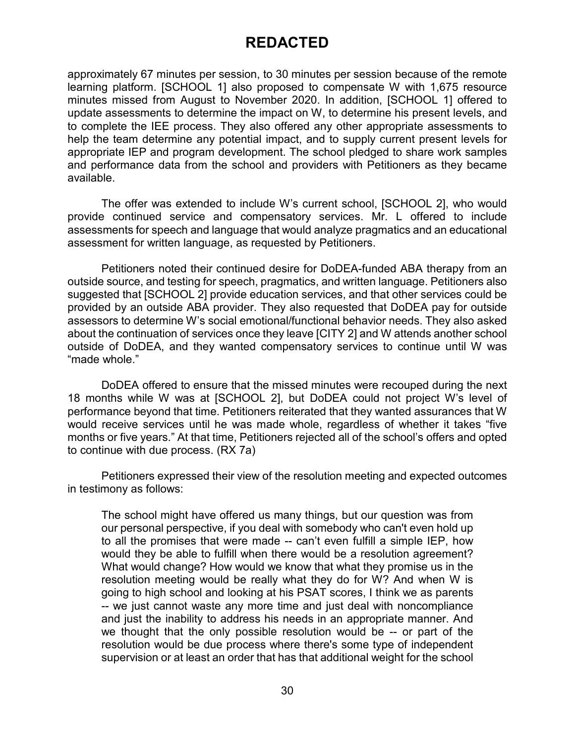approximately 67 minutes per session, to 30 minutes per session because of the remote learning platform. [SCHOOL 1] also proposed to compensate W with 1,675 resource minutes missed from August to November 2020. In addition, [SCHOOL 1] offered to update assessments to determine the impact on W, to determine his present levels, and to complete the IEE process. They also offered any other appropriate assessments to help the team determine any potential impact, and to supply current present levels for appropriate IEP and program development. The school pledged to share work samples and performance data from the school and providers with Petitioners as they became available.

The offer was extended to include W's current school, [SCHOOL 2], who would provide continued service and compensatory services. Mr. L offered to include assessments for speech and language that would analyze pragmatics and an educational assessment for written language, as requested by Petitioners.

Petitioners noted their continued desire for DoDEA-funded ABA therapy from an outside source, and testing for speech, pragmatics, and written language. Petitioners also suggested that [SCHOOL 2] provide education services, and that other services could be provided by an outside ABA provider. They also requested that DoDEA pay for outside assessors to determine W's social emotional/functional behavior needs. They also asked about the continuation of services once they leave [CITY 2] and W attends another school outside of DoDEA, and they wanted compensatory services to continue until W was "made whole."

DoDEA offered to ensure that the missed minutes were recouped during the next 18 months while W was at [SCHOOL 2], but DoDEA could not project W's level of performance beyond that time. Petitioners reiterated that they wanted assurances that W would receive services until he was made whole, regardless of whether it takes "five months or five years." At that time, Petitioners rejected all of the school's offers and opted to continue with due process. (RX 7a)

Petitioners expressed their view of the resolution meeting and expected outcomes in testimony as follows:

> The school might have offered us many things, but our question was from our personal perspective, if you deal with somebody who can't even hold up to all the promises that were made -- can't even fulfill a simple IEP, how would they be able to fulfill when there would be a resolution agreement? What would change? How would we know that what they promise us in the resolution meeting would be really what they do for W? And when W is going to high school and looking at his PSAT scores, I think we as parents -- we just cannot waste any more time and just deal with noncompliance and just the inability to address his needs in an appropriate manner. And we thought that the only possible resolution would be -- or part of the resolution would be due process where there's some type of independent supervision or at least an order that has that additional weight for the school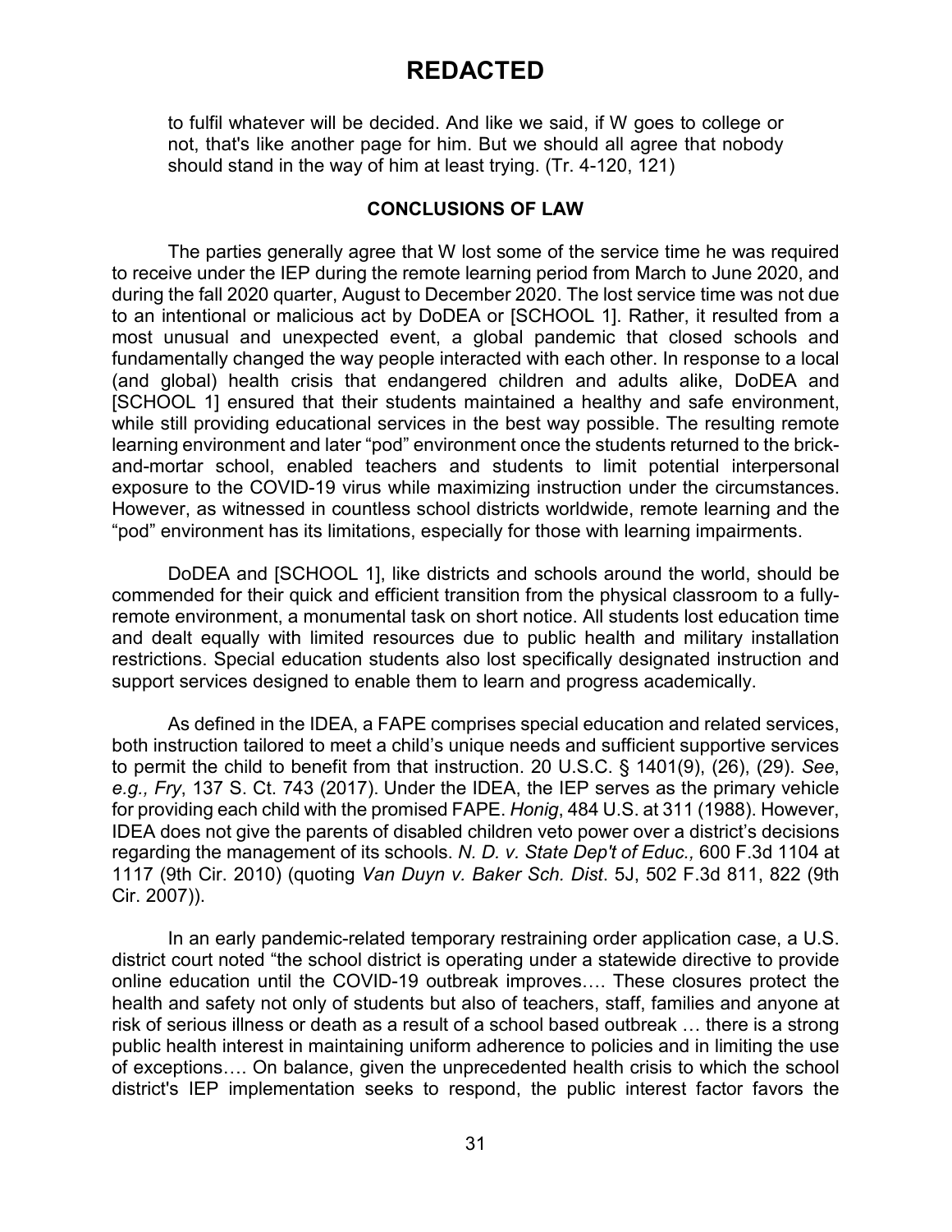# REDACTED

> to fulfil whatever will be decided. And like we said, if W goes to college or not, that's like another page for him. But we should all agree that nobody should stand in the way of him at least trying. (Tr. 4-120, 121)

## CONCLUSIONS OF LAW

The parties generally agree that W lost some of the service time he was required to receive under the IEP during the remote learning period from March to June 2020, and during the fall 2020 quarter, August to December 2020. The lost service time was not due to an intentional or malicious act by DoDEA or [SCHOOL 1]. Rather, it resulted from a most unusual and unexpected event, a global pandemic that closed schools and fundamentally changed the way people interacted with each other. In response to a local (and global) health crisis that endangered children and adults alike, DoDEA and [SCHOOL 1] ensured that their students maintained a healthy and safe environment, while still providing educational services in the best way possible. The resulting remote learning environment and later "pod" environment once the students returned to the brick-and-mortar school, enabled teachers and students to limit potential interpersonal exposure to the COVID-19 virus while maximizing instruction under the circumstances. However, as witnessed in countless school districts worldwide, remote learning and the "pod" environment has its limitations, especially for those with learning impairments.

DoDEA and [SCHOOL 1], like districts and schools around the world, should be commended for their quick and efficient transition from the physical classroom to a fully-remote environment, a monumental task on short notice. All students lost education time and dealt equally with limited resources due to public health and military installation restrictions. Special education students also lost specifically designated instruction and support services designed to enable them to learn and progress academically.

As defined in the IDEA, a FAPE comprises special education and related services, both instruction tailored to meet a child's unique needs and sufficient supportive services to permit the child to benefit from that instruction. 20 U.S.C. § 1401(9), (26), (29). *See*, *e.g., Fry*, 137 S. Ct. 743 (2017). Under the IDEA, the IEP serves as the primary vehicle for providing each child with the promised FAPE. *Honig*, 484 U.S. at 311 (1988). However, IDEA does not give the parents of disabled children veto power over a district's decisions regarding the management of its schools. *N. D. v. State Dep't of Educ.,* 600 F.3d 1104 at 1117 (9th Cir. 2010) (quoting *Van Duyn v. Baker Sch. Dist*. 5J, 502 F.3d 811, 822 (9th Cir. 2007)).

In an early pandemic-related temporary restraining order application case, a U.S. district court noted "the school district is operating under a statewide directive to provide online education until the COVID-19 outbreak improves…. These closures protect the health and safety not only of students but also of teachers, staff, families and anyone at risk of serious illness or death as a result of a school based outbreak … there is a strong public health interest in maintaining uniform adherence to policies and in limiting the use of exceptions…. On balance, given the unprecedented health crisis to which the school district's IEP implementation seeks to respond, the public interest factor favors the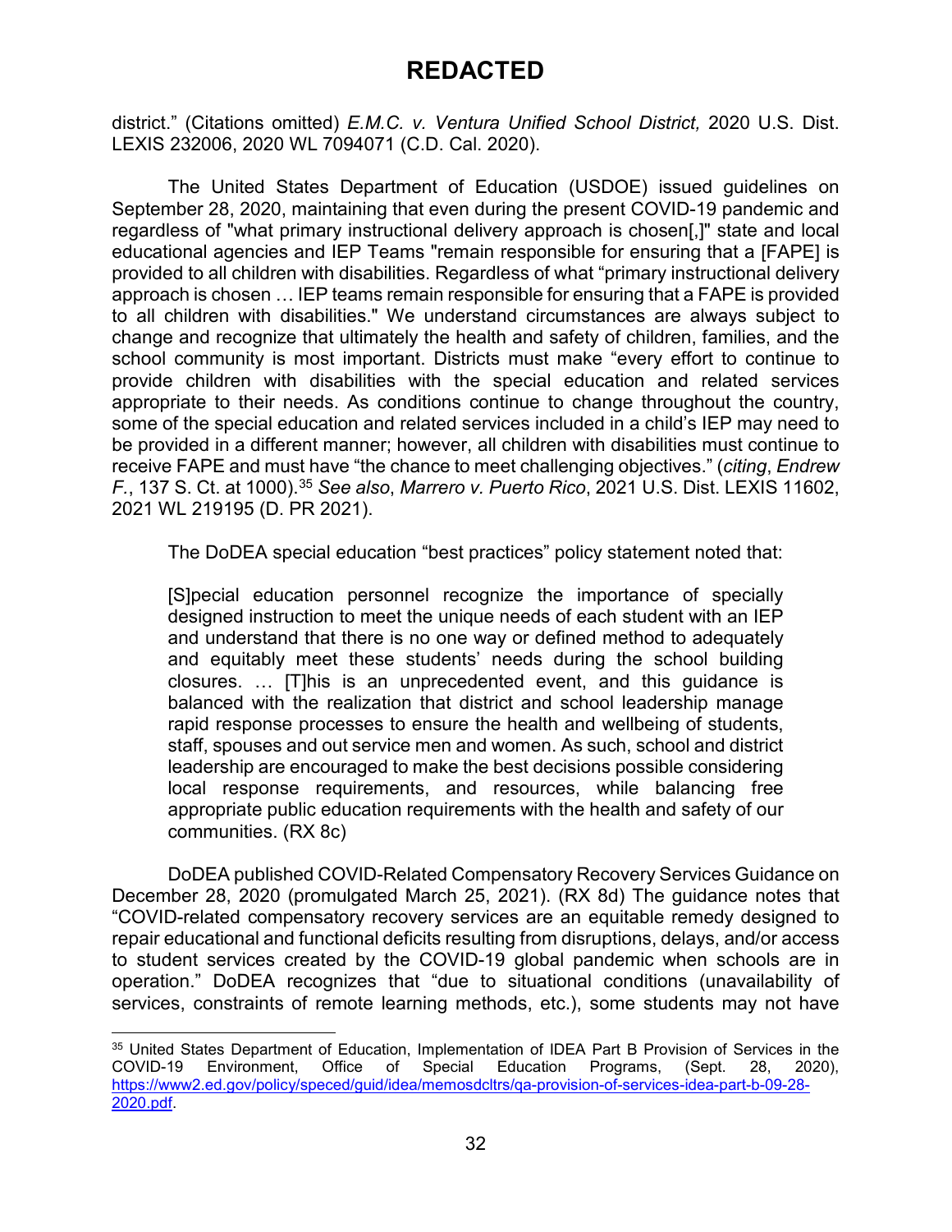# REDACTED

district." (Citations omitted) *E.M.C. v. Ventura Unified School District,* 2020 U.S. Dist. LEXIS 232006, 2020 WL 7094071 (C.D. Cal. 2020).

The United States Department of Education (USDOE) issued guidelines on September 28, 2020, maintaining that even during the present COVID-19 pandemic and regardless of "what primary instructional delivery approach is chosen[,]" state and local educational agencies and IEP Teams "remain responsible for ensuring that a [FAPE] is provided to all children with disabilities. Regardless of what "primary instructional delivery approach is chosen … IEP teams remain responsible for ensuring that a FAPE is provided to all children with disabilities." We understand circumstances are always subject to change and recognize that ultimately the health and safety of children, families, and the school community is most important. Districts must make "every effort to continue to provide children with disabilities with the special education and related services appropriate to their needs. As conditions continue to change throughout the country, some of the special education and related services included in a child's IEP may need to be provided in a different manner; however, all children with disabilities must continue to receive FAPE and must have "the chance to meet challenging objectives." (*citing*, *Endrew F.*, 137 S. Ct. at 1000).[35] *See also*, *Marrero v. Puerto Rico*, 2021 U.S. Dist. LEXIS 11602, 2021 WL 219195 (D. PR 2021).

The DoDEA special education "best practices" policy statement noted that:

> [S]pecial education personnel recognize the importance of specially designed instruction to meet the unique needs of each student with an IEP and understand that there is no one way or defined method to adequately and equitably meet these students' needs during the school building closures. … [T]his is an unprecedented event, and this guidance is balanced with the realization that district and school leadership manage rapid response processes to ensure the health and wellbeing of students, staff, spouses and out service men and women. As such, school and district leadership are encouraged to make the best decisions possible considering local response requirements, and resources, while balancing free appropriate public education requirements with the health and safety of our communities. (RX 8c)

DoDEA published COVID-Related Compensatory Recovery Services Guidance on December 28, 2020 (promulgated March 25, 2021). (RX 8d) The guidance notes that "COVID-related compensatory recovery services are an equitable remedy designed to repair educational and functional deficits resulting from disruptions, delays, and/or access to student services created by the COVID-19 global pandemic when schools are in operation." DoDEA recognizes that "due to situational conditions (unavailability of services, constraints of remote learning methods, etc.), some students may not have

---

[35] United States Department of Education, Implementation of IDEA Part B Provision of Services in the COVID-19 Environment, Office of Special Education Programs, (Sept. 28, 2020), https://www2.ed.gov/policy/speced/guid/idea/memosdcltrs/qa-provision-of-services-idea-part-b-09-28-2020.pdf.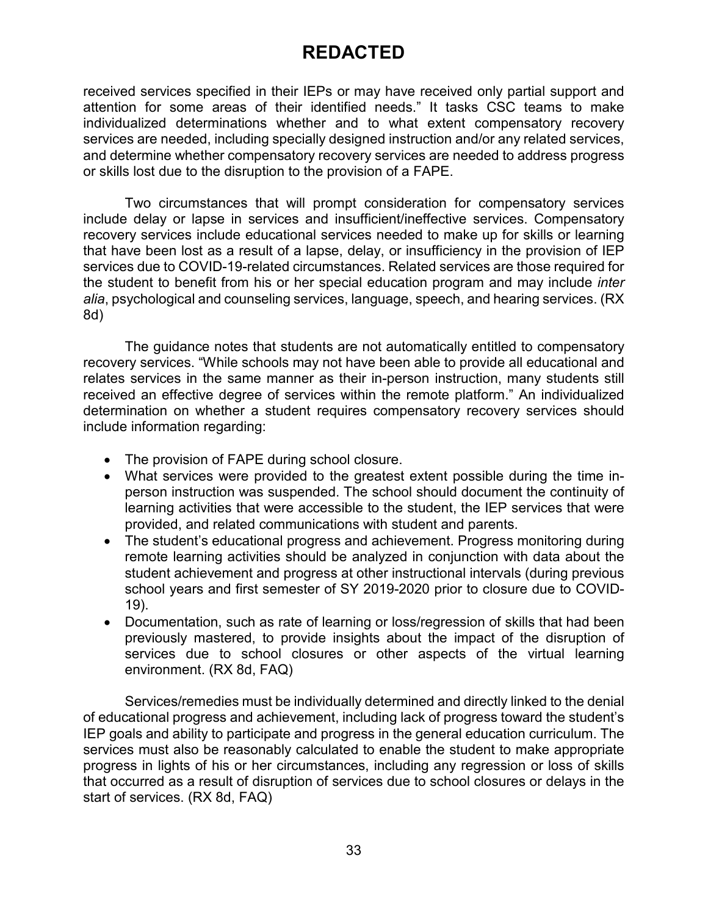received services specified in their IEPs or may have received only partial support and attention for some areas of their identified needs." It tasks CSC teams to make individualized determinations whether and to what extent compensatory recovery services are needed, including specially designed instruction and/or any related services, and determine whether compensatory recovery services are needed to address progress or skills lost due to the disruption to the provision of a FAPE.

Two circumstances that will prompt consideration for compensatory services include delay or lapse in services and insufficient/ineffective services. Compensatory recovery services include educational services needed to make up for skills or learning that have been lost as a result of a lapse, delay, or insufficiency in the provision of IEP services due to COVID-19-related circumstances. Related services are those required for the student to benefit from his or her special education program and may include *inter alia*, psychological and counseling services, language, speech, and hearing services. (RX 8d)

The guidance notes that students are not automatically entitled to compensatory recovery services. "While schools may not have been able to provide all educational and relates services in the same manner as their in-person instruction, many students still received an effective degree of services within the remote platform." An individualized determination on whether a student requires compensatory recovery services should include information regarding:

- The provision of FAPE during school closure.
- What services were provided to the greatest extent possible during the time in-person instruction was suspended. The school should document the continuity of learning activities that were accessible to the student, the IEP services that were provided, and related communications with student and parents.
- The student's educational progress and achievement. Progress monitoring during remote learning activities should be analyzed in conjunction with data about the student achievement and progress at other instructional intervals (during previous school years and first semester of SY 2019-2020 prior to closure due to COVID-19).
- Documentation, such as rate of learning or loss/regression of skills that had been previously mastered, to provide insights about the impact of the disruption of services due to school closures or other aspects of the virtual learning environment. (RX 8d, FAQ)

Services/remedies must be individually determined and directly linked to the denial of educational progress and achievement, including lack of progress toward the student's IEP goals and ability to participate and progress in the general education curriculum. The services must also be reasonably calculated to enable the student to make appropriate progress in lights of his or her circumstances, including any regression or loss of skills that occurred as a result of disruption of services due to school closures or delays in the start of services. (RX 8d, FAQ)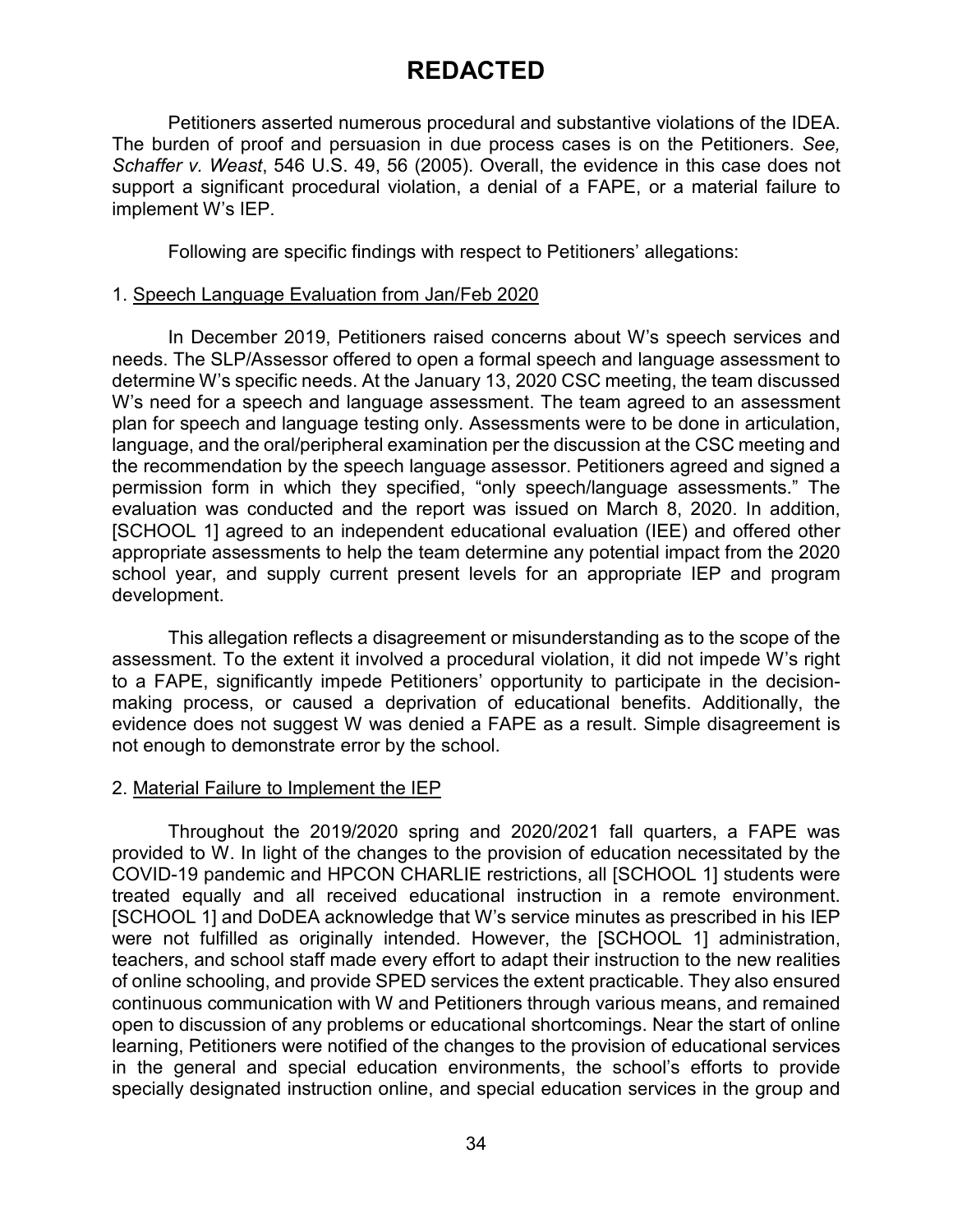# REDACTED

Petitioners asserted numerous procedural and substantive violations of the IDEA. The burden of proof and persuasion in due process cases is on the Petitioners. *See, Schaffer v. Weast*, 546 U.S. 49, 56 (2005). Overall, the evidence in this case does not support a significant procedural violation, a denial of a FAPE, or a material failure to implement W's IEP.

Following are specific findings with respect to Petitioners' allegations:

1. <u>Speech Language Evaluation from Jan/Feb 2020</u>

In December 2019, Petitioners raised concerns about W's speech services and needs. The SLP/Assessor offered to open a formal speech and language assessment to determine W's specific needs. At the January 13, 2020 CSC meeting, the team discussed W's need for a speech and language assessment. The team agreed to an assessment plan for speech and language testing only. Assessments were to be done in articulation, language, and the oral/peripheral examination per the discussion at the CSC meeting and the recommendation by the speech language assessor. Petitioners agreed and signed a permission form in which they specified, "only speech/language assessments." The evaluation was conducted and the report was issued on March 8, 2020. In addition, [SCHOOL 1] agreed to an independent educational evaluation (IEE) and offered other appropriate assessments to help the team determine any potential impact from the 2020 school year, and supply current present levels for an appropriate IEP and program development.

This allegation reflects a disagreement or misunderstanding as to the scope of the assessment. To the extent it involved a procedural violation, it did not impede W's right to a FAPE, significantly impede Petitioners' opportunity to participate in the decision-making process, or caused a deprivation of educational benefits. Additionally, the evidence does not suggest W was denied a FAPE as a result. Simple disagreement is not enough to demonstrate error by the school.

2. <u>Material Failure to Implement the IEP</u>

Throughout the 2019/2020 spring and 2020/2021 fall quarters, a FAPE was provided to W. In light of the changes to the provision of education necessitated by the COVID-19 pandemic and HPCON CHARLIE restrictions, all [SCHOOL 1] students were treated equally and all received educational instruction in a remote environment. [SCHOOL 1] and DoDEA acknowledge that W's service minutes as prescribed in his IEP were not fulfilled as originally intended. However, the [SCHOOL 1] administration, teachers, and school staff made every effort to adapt their instruction to the new realities of online schooling, and provide SPED services the extent practicable. They also ensured continuous communication with W and Petitioners through various means, and remained open to discussion of any problems or educational shortcomings. Near the start of online learning, Petitioners were notified of the changes to the provision of educational services in the general and special education environments, the school's efforts to provide specially designated instruction online, and special education services in the group and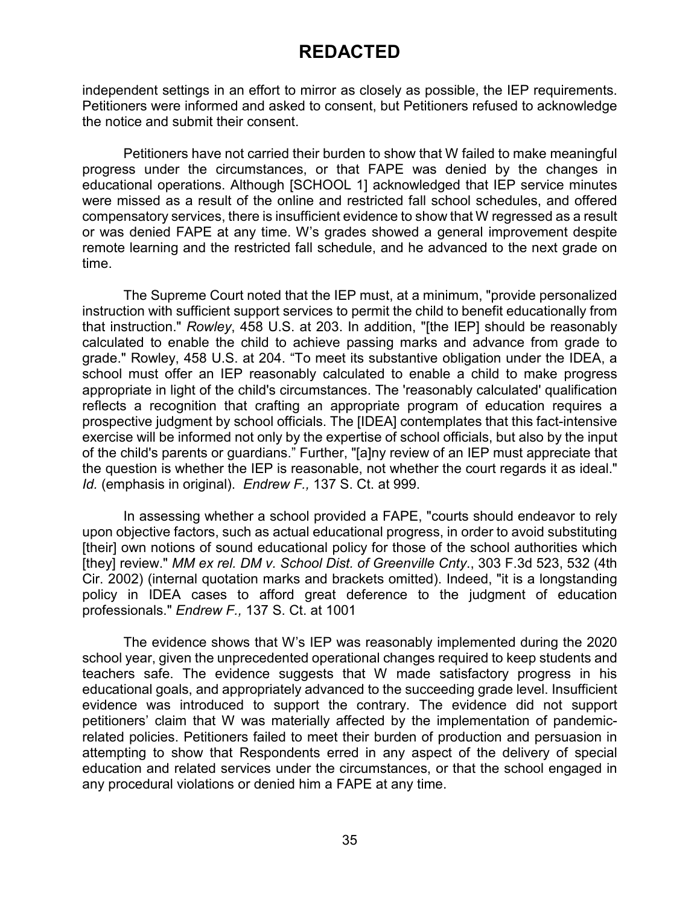independent settings in an effort to mirror as closely as possible, the IEP requirements. Petitioners were informed and asked to consent, but Petitioners refused to acknowledge the notice and submit their consent.

Petitioners have not carried their burden to show that W failed to make meaningful progress under the circumstances, or that FAPE was denied by the changes in educational operations. Although [SCHOOL 1] acknowledged that IEP service minutes were missed as a result of the online and restricted fall school schedules, and offered compensatory services, there is insufficient evidence to show that W regressed as a result or was denied FAPE at any time. W's grades showed a general improvement despite remote learning and the restricted fall schedule, and he advanced to the next grade on time.

The Supreme Court noted that the IEP must, at a minimum, "provide personalized instruction with sufficient support services to permit the child to benefit educationally from that instruction." *Rowley*, 458 U.S. at 203. In addition, "[the IEP] should be reasonably calculated to enable the child to achieve passing marks and advance from grade to grade." Rowley, 458 U.S. at 204. "To meet its substantive obligation under the IDEA, a school must offer an IEP reasonably calculated to enable a child to make progress appropriate in light of the child's circumstances. The 'reasonably calculated' qualification reflects a recognition that crafting an appropriate program of education requires a prospective judgment by school officials. The [IDEA] contemplates that this fact-intensive exercise will be informed not only by the expertise of school officials, but also by the input of the child's parents or guardians." Further, "[a]ny review of an IEP must appreciate that the question is whether the IEP is reasonable, not whether the court regards it as ideal." *Id.* (emphasis in original). *Endrew F.,* 137 S. Ct. at 999.

In assessing whether a school provided a FAPE, "courts should endeavor to rely upon objective factors, such as actual educational progress, in order to avoid substituting [their] own notions of sound educational policy for those of the school authorities which [they] review." *MM ex rel. DM v. School Dist. of Greenville Cnty*., 303 F.3d 523, 532 (4th Cir. 2002) (internal quotation marks and brackets omitted). Indeed, "it is a longstanding policy in IDEA cases to afford great deference to the judgment of education professionals." *Endrew F.,* 137 S. Ct. at 1001

The evidence shows that W's IEP was reasonably implemented during the 2020 school year, given the unprecedented operational changes required to keep students and teachers safe. The evidence suggests that W made satisfactory progress in his educational goals, and appropriately advanced to the succeeding grade level. Insufficient evidence was introduced to support the contrary. The evidence did not support petitioners' claim that W was materially affected by the implementation of pandemic-related policies. Petitioners failed to meet their burden of production and persuasion in attempting to show that Respondents erred in any aspect of the delivery of special education and related services under the circumstances, or that the school engaged in any procedural violations or denied him a FAPE at any time.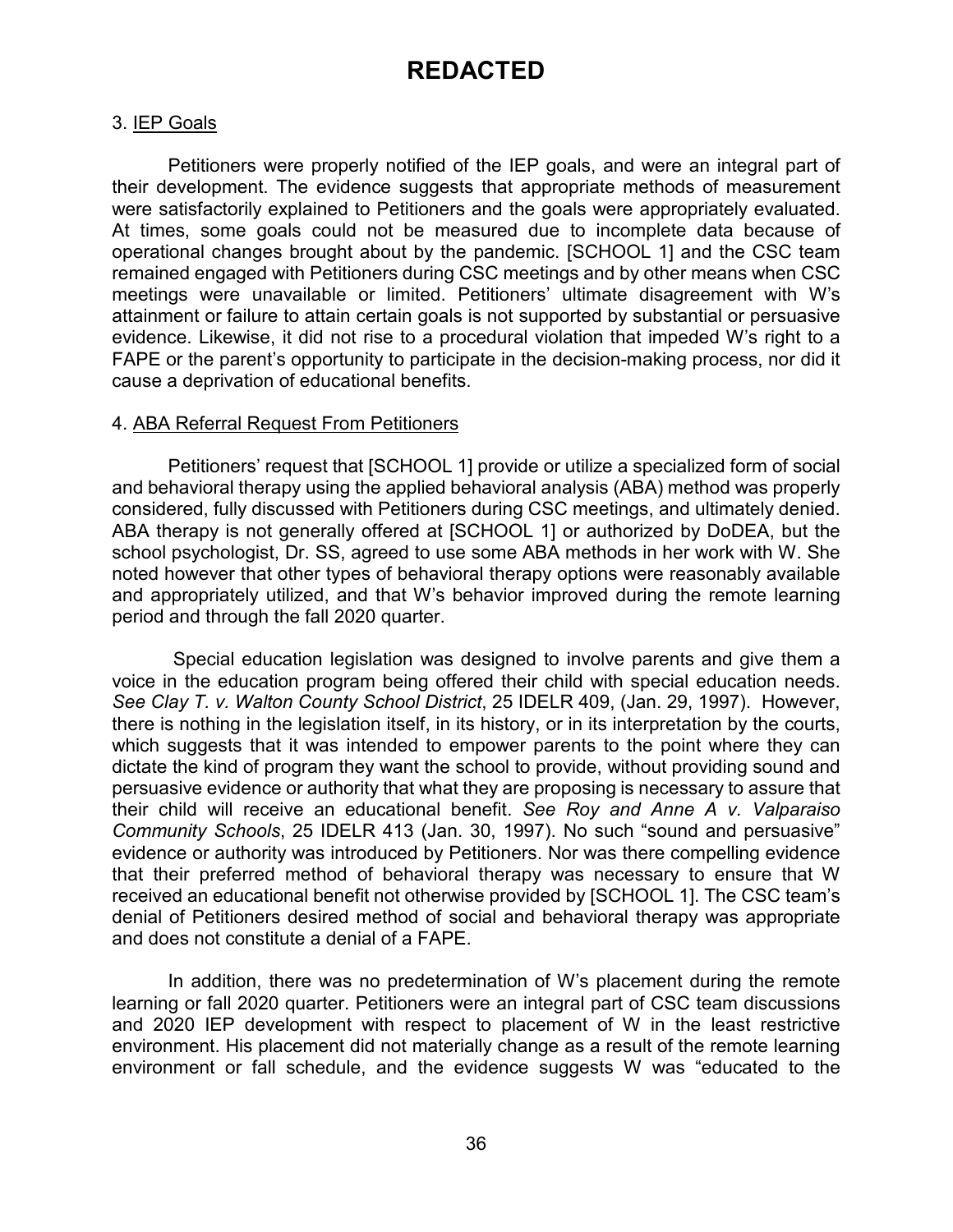# REDACTED

3. IEP Goals

Petitioners were properly notified of the IEP goals, and were an integral part of their development. The evidence suggests that appropriate methods of measurement were satisfactorily explained to Petitioners and the goals were appropriately evaluated. At times, some goals could not be measured due to incomplete data because of operational changes brought about by the pandemic. [SCHOOL 1] and the CSC team remained engaged with Petitioners during CSC meetings and by other means when CSC meetings were unavailable or limited. Petitioners' ultimate disagreement with W's attainment or failure to attain certain goals is not supported by substantial or persuasive evidence. Likewise, it did not rise to a procedural violation that impeded W's right to a FAPE or the parent's opportunity to participate in the decision-making process, nor did it cause a deprivation of educational benefits.

4. ABA Referral Request From Petitioners

Petitioners' request that [SCHOOL 1] provide or utilize a specialized form of social and behavioral therapy using the applied behavioral analysis (ABA) method was properly considered, fully discussed with Petitioners during CSC meetings, and ultimately denied. ABA therapy is not generally offered at [SCHOOL 1] or authorized by DoDEA, but the school psychologist, Dr. SS, agreed to use some ABA methods in her work with W. She noted however that other types of behavioral therapy options were reasonably available and appropriately utilized, and that W's behavior improved during the remote learning period and through the fall 2020 quarter.

Special education legislation was designed to involve parents and give them a voice in the education program being offered their child with special education needs. *See Clay T. v. Walton County School District*, 25 IDELR 409, (Jan. 29, 1997). However, there is nothing in the legislation itself, in its history, or in its interpretation by the courts, which suggests that it was intended to empower parents to the point where they can dictate the kind of program they want the school to provide, without providing sound and persuasive evidence or authority that what they are proposing is necessary to assure that their child will receive an educational benefit. *See Roy and Anne A v. Valparaiso Community Schools*, 25 IDELR 413 (Jan. 30, 1997). No such "sound and persuasive" evidence or authority was introduced by Petitioners. Nor was there compelling evidence that their preferred method of behavioral therapy was necessary to ensure that W received an educational benefit not otherwise provided by [SCHOOL 1]. The CSC team's denial of Petitioners desired method of social and behavioral therapy was appropriate and does not constitute a denial of a FAPE.

In addition, there was no predetermination of W's placement during the remote learning or fall 2020 quarter. Petitioners were an integral part of CSC team discussions and 2020 IEP development with respect to placement of W in the least restrictive environment. His placement did not materially change as a result of the remote learning environment or fall schedule, and the evidence suggests W was "educated to the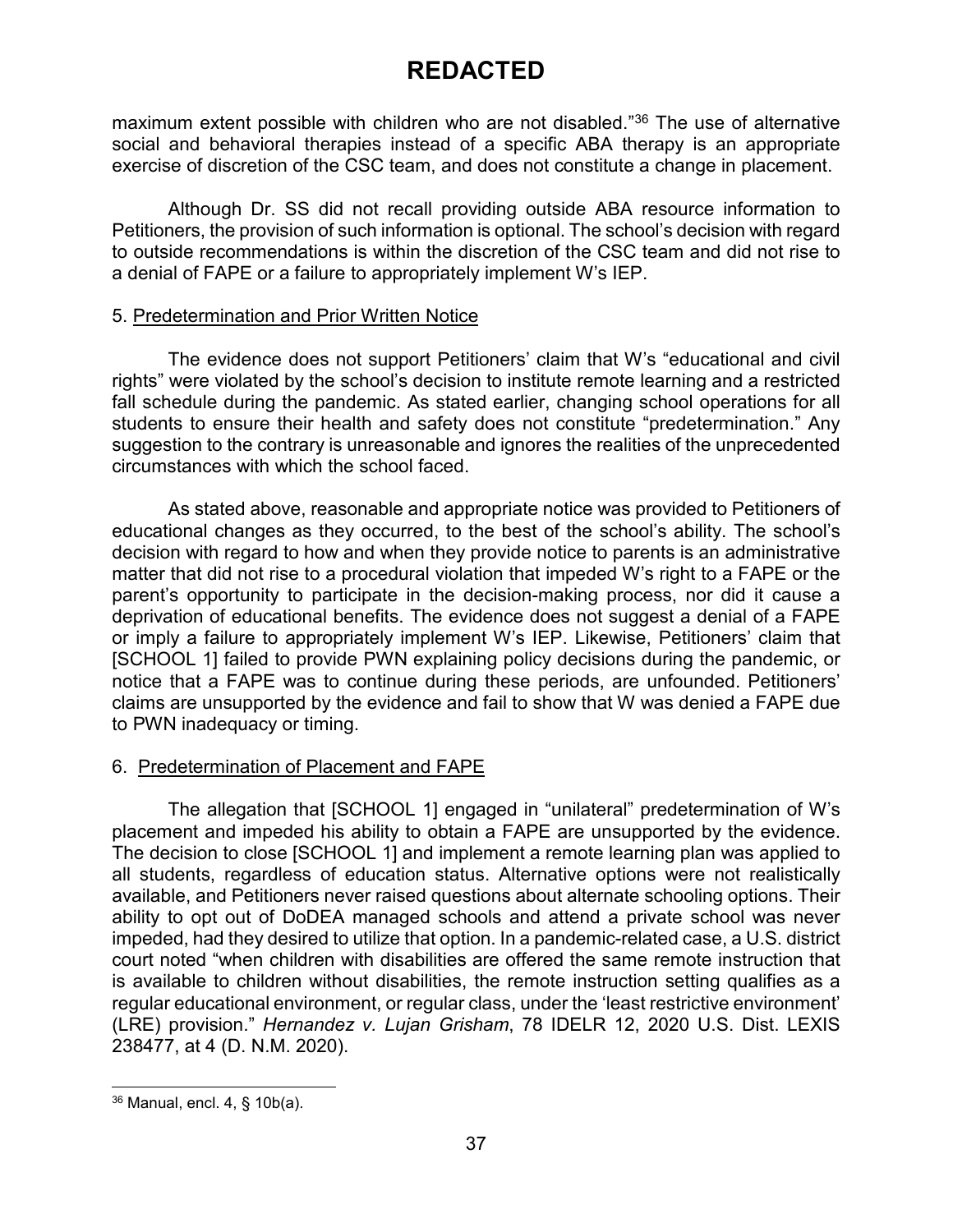# REDACTED

maximum extent possible with children who are not disabled."[36] The use of alternative social and behavioral therapies instead of a specific ABA therapy is an appropriate exercise of discretion of the CSC team, and does not constitute a change in placement.

Although Dr. SS did not recall providing outside ABA resource information to Petitioners, the provision of such information is optional. The school's decision with regard to outside recommendations is within the discretion of the CSC team and did not rise to a denial of FAPE or a failure to appropriately implement W's IEP.

5. Predetermination and Prior Written Notice

The evidence does not support Petitioners' claim that W's "educational and civil rights" were violated by the school's decision to institute remote learning and a restricted fall schedule during the pandemic. As stated earlier, changing school operations for all students to ensure their health and safety does not constitute "predetermination." Any suggestion to the contrary is unreasonable and ignores the realities of the unprecedented circumstances with which the school faced.

As stated above, reasonable and appropriate notice was provided to Petitioners of educational changes as they occurred, to the best of the school's ability. The school's decision with regard to how and when they provide notice to parents is an administrative matter that did not rise to a procedural violation that impeded W's right to a FAPE or the parent's opportunity to participate in the decision-making process, nor did it cause a deprivation of educational benefits. The evidence does not suggest a denial of a FAPE or imply a failure to appropriately implement W's IEP. Likewise, Petitioners' claim that [SCHOOL 1] failed to provide PWN explaining policy decisions during the pandemic, or notice that a FAPE was to continue during these periods, are unfounded. Petitioners' claims are unsupported by the evidence and fail to show that W was denied a FAPE due to PWN inadequacy or timing.

6. Predetermination of Placement and FAPE

The allegation that [SCHOOL 1] engaged in "unilateral" predetermination of W's placement and impeded his ability to obtain a FAPE are unsupported by the evidence. The decision to close [SCHOOL 1] and implement a remote learning plan was applied to all students, regardless of education status. Alternative options were not realistically available, and Petitioners never raised questions about alternate schooling options. Their ability to opt out of DoDEA managed schools and attend a private school was never impeded, had they desired to utilize that option. In a pandemic-related case, a U.S. district court noted "when children with disabilities are offered the same remote instruction that is available to children without disabilities, the remote instruction setting qualifies as a regular educational environment, or regular class, under the 'least restrictive environment' (LRE) provision." *Hernandez v. Lujan Grisham*, 78 IDELR 12, 2020 U.S. Dist. LEXIS 238477, at 4 (D. N.M. 2020).

---

[36] Manual, encl. 4, § 10b(a).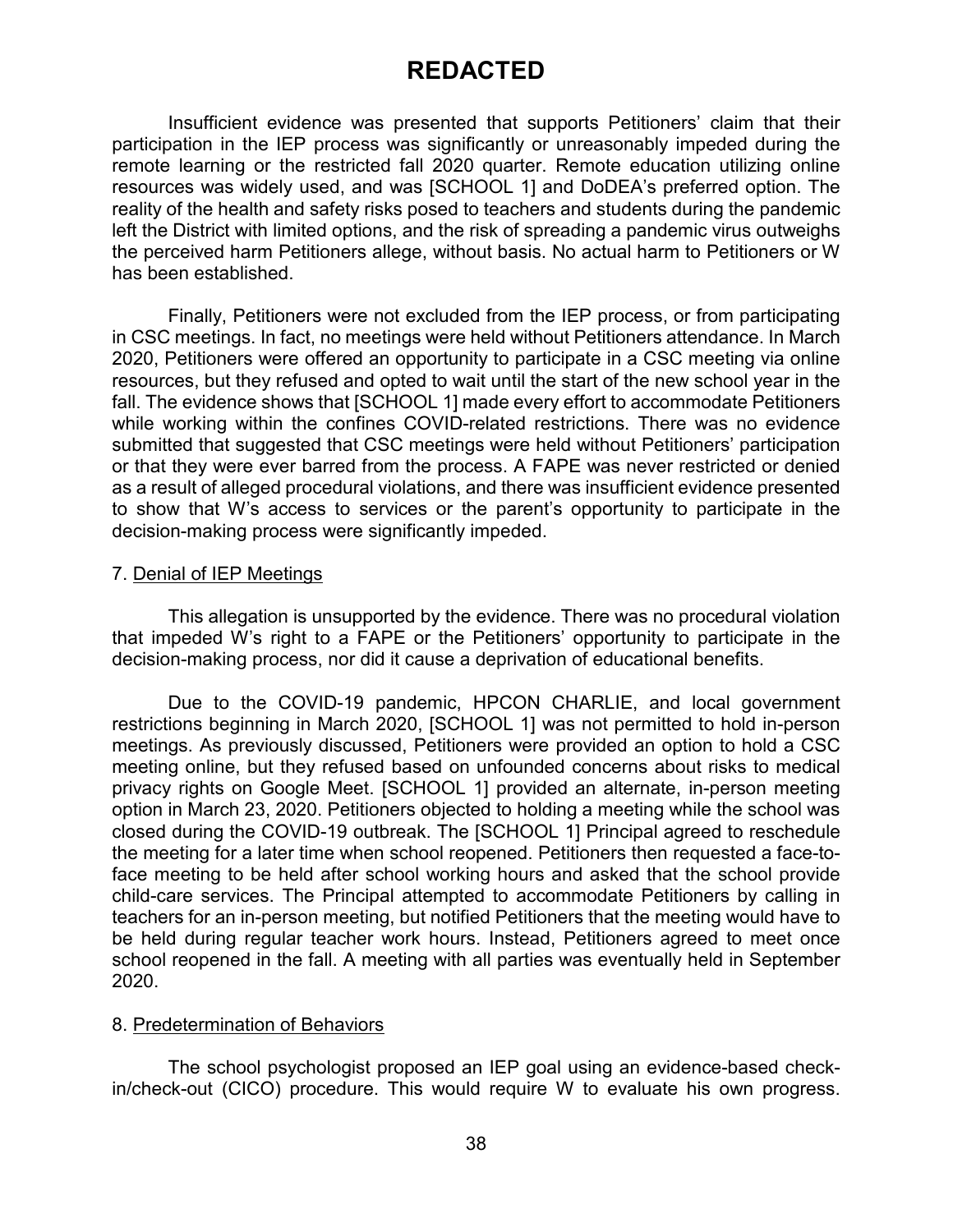Insufficient evidence was presented that supports Petitioners' claim that their participation in the IEP process was significantly or unreasonably impeded during the remote learning or the restricted fall 2020 quarter. Remote education utilizing online resources was widely used, and was [SCHOOL 1] and DoDEA's preferred option. The reality of the health and safety risks posed to teachers and students during the pandemic left the District with limited options, and the risk of spreading a pandemic virus outweighs the perceived harm Petitioners allege, without basis. No actual harm to Petitioners or W has been established.

Finally, Petitioners were not excluded from the IEP process, or from participating in CSC meetings. In fact, no meetings were held without Petitioners attendance. In March 2020, Petitioners were offered an opportunity to participate in a CSC meeting via online resources, but they refused and opted to wait until the start of the new school year in the fall. The evidence shows that [SCHOOL 1] made every effort to accommodate Petitioners while working within the confines COVID-related restrictions. There was no evidence submitted that suggested that CSC meetings were held without Petitioners' participation or that they were ever barred from the process. A FAPE was never restricted or denied as a result of alleged procedural violations, and there was insufficient evidence presented to show that W's access to services or the parent's opportunity to participate in the decision-making process were significantly impeded.

7. <u>Denial of IEP Meetings</u>

This allegation is unsupported by the evidence. There was no procedural violation that impeded W's right to a FAPE or the Petitioners' opportunity to participate in the decision-making process, nor did it cause a deprivation of educational benefits.

Due to the COVID-19 pandemic, HPCON CHARLIE, and local government restrictions beginning in March 2020, [SCHOOL 1] was not permitted to hold in-person meetings. As previously discussed, Petitioners were provided an option to hold a CSC meeting online, but they refused based on unfounded concerns about risks to medical privacy rights on Google Meet. [SCHOOL 1] provided an alternate, in-person meeting option in March 23, 2020. Petitioners objected to holding a meeting while the school was closed during the COVID-19 outbreak. The [SCHOOL 1] Principal agreed to reschedule the meeting for a later time when school reopened. Petitioners then requested a face-to-face meeting to be held after school working hours and asked that the school provide child-care services. The Principal attempted to accommodate Petitioners by calling in teachers for an in-person meeting, but notified Petitioners that the meeting would have to be held during regular teacher work hours. Instead, Petitioners agreed to meet once school reopened in the fall. A meeting with all parties was eventually held in September 2020.

8. <u>Predetermination of Behaviors</u>

The school psychologist proposed an IEP goal using an evidence-based check-in/check-out (CICO) procedure. This would require W to evaluate his own progress.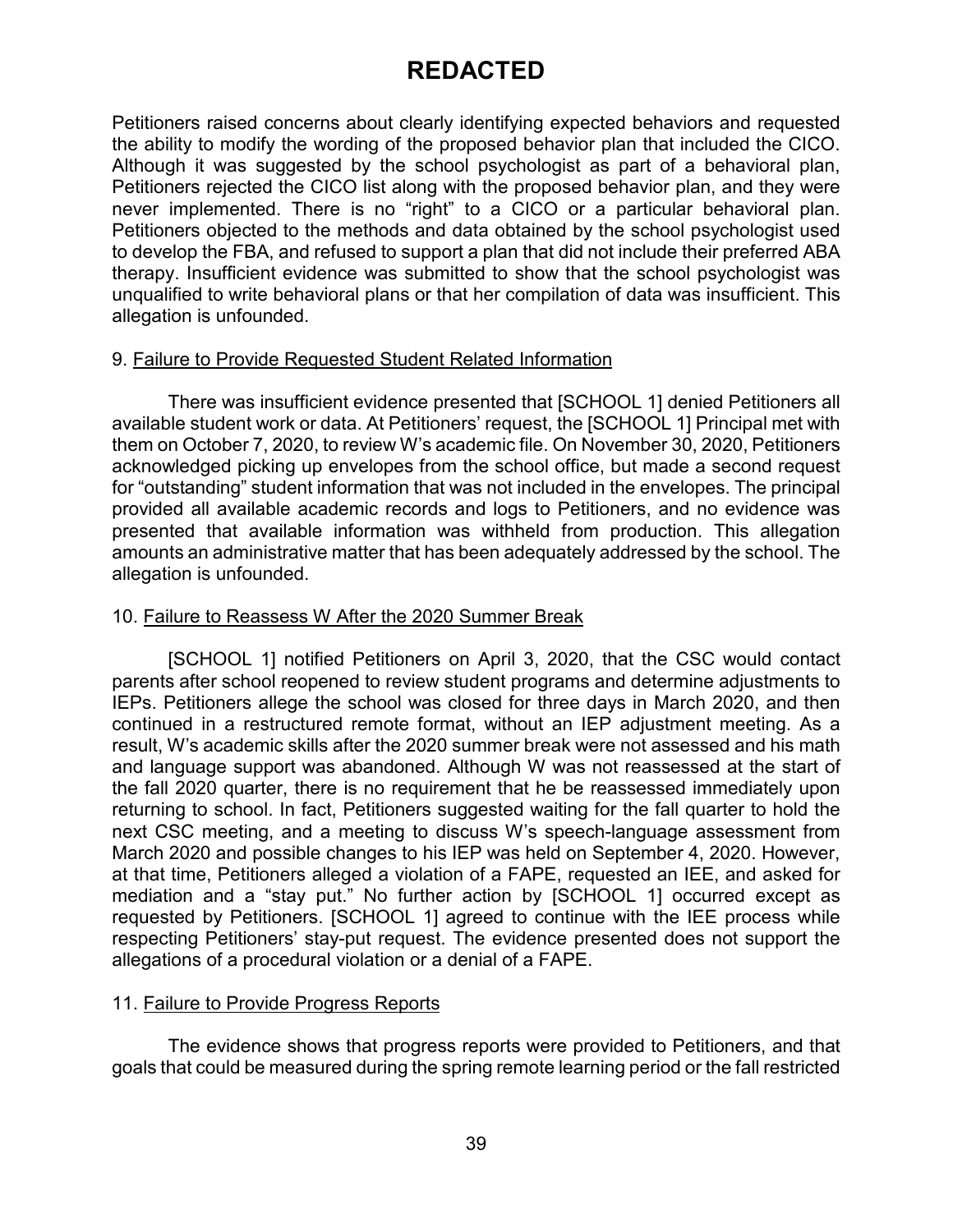# REDACTED

Petitioners raised concerns about clearly identifying expected behaviors and requested the ability to modify the wording of the proposed behavior plan that included the CICO. Although it was suggested by the school psychologist as part of a behavioral plan, Petitioners rejected the CICO list along with the proposed behavior plan, and they were never implemented. There is no "right" to a CICO or a particular behavioral plan. Petitioners objected to the methods and data obtained by the school psychologist used to develop the FBA, and refused to support a plan that did not include their preferred ABA therapy. Insufficient evidence was submitted to show that the school psychologist was unqualified to write behavioral plans or that her compilation of data was insufficient. This allegation is unfounded.

9. <u>Failure to Provide Requested Student Related Information</u>

There was insufficient evidence presented that [SCHOOL 1] denied Petitioners all available student work or data. At Petitioners' request, the [SCHOOL 1] Principal met with them on October 7, 2020, to review W's academic file. On November 30, 2020, Petitioners acknowledged picking up envelopes from the school office, but made a second request for "outstanding" student information that was not included in the envelopes. The principal provided all available academic records and logs to Petitioners, and no evidence was presented that available information was withheld from production. This allegation amounts an administrative matter that has been adequately addressed by the school. The allegation is unfounded.

10. <u>Failure to Reassess W After the 2020 Summer Break</u>

[SCHOOL 1] notified Petitioners on April 3, 2020, that the CSC would contact parents after school reopened to review student programs and determine adjustments to IEPs. Petitioners allege the school was closed for three days in March 2020, and then continued in a restructured remote format, without an IEP adjustment meeting. As a result, W's academic skills after the 2020 summer break were not assessed and his math and language support was abandoned. Although W was not reassessed at the start of the fall 2020 quarter, there is no requirement that he be reassessed immediately upon returning to school. In fact, Petitioners suggested waiting for the fall quarter to hold the next CSC meeting, and a meeting to discuss W's speech-language assessment from March 2020 and possible changes to his IEP was held on September 4, 2020. However, at that time, Petitioners alleged a violation of a FAPE, requested an IEE, and asked for mediation and a "stay put." No further action by [SCHOOL 1] occurred except as requested by Petitioners. [SCHOOL 1] agreed to continue with the IEE process while respecting Petitioners' stay-put request. The evidence presented does not support the allegations of a procedural violation or a denial of a FAPE.

11. <u>Failure to Provide Progress Reports</u>

The evidence shows that progress reports were provided to Petitioners, and that goals that could be measured during the spring remote learning period or the fall restricted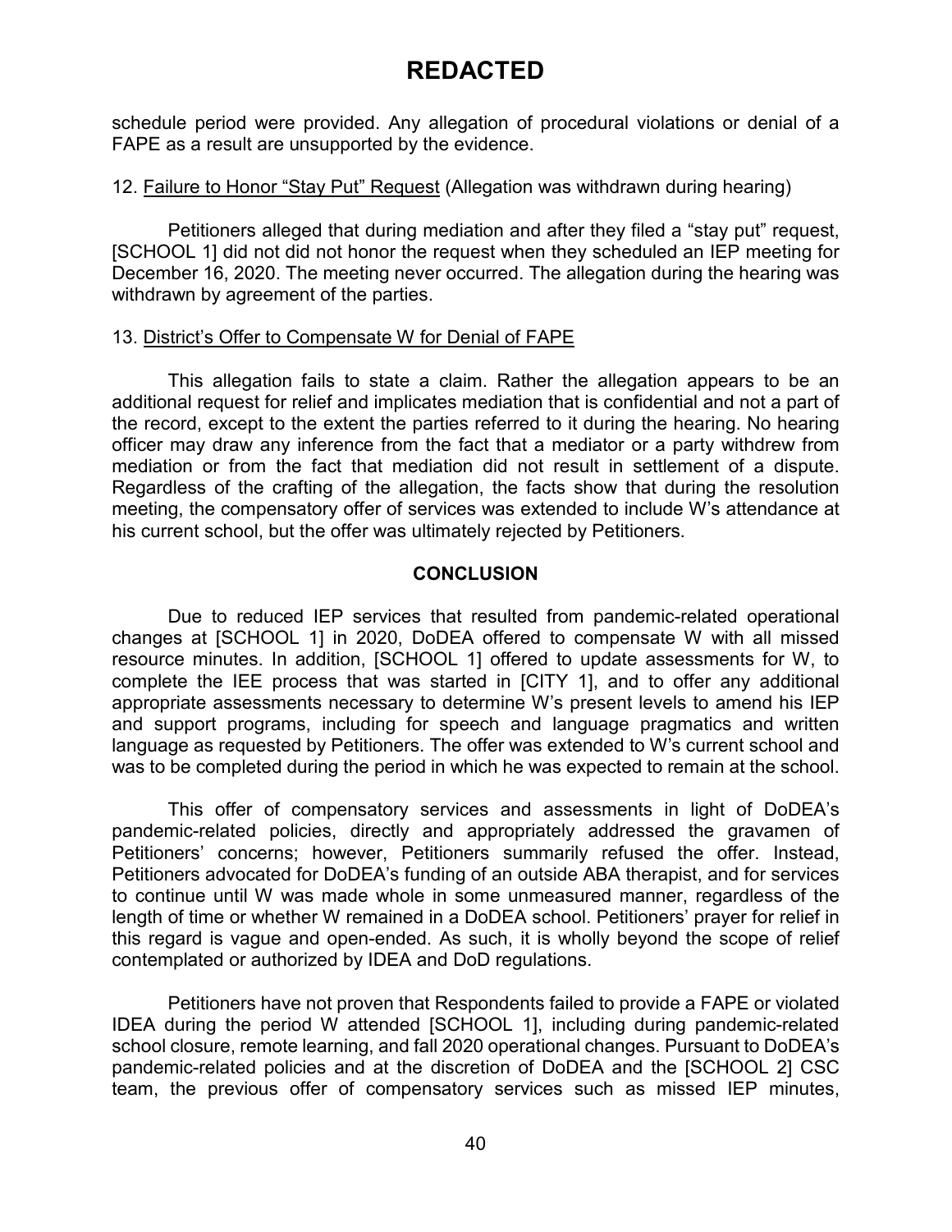schedule period were provided. Any allegation of procedural violations or denial of a FAPE as a result are unsupported by the evidence.

12. Failure to Honor "Stay Put" Request (Allegation was withdrawn during hearing)

Petitioners alleged that during mediation and after they filed a "stay put" request, [SCHOOL 1] did not did not honor the request when they scheduled an IEP meeting for December 16, 2020. The meeting never occurred. The allegation during the hearing was withdrawn by agreement of the parties.

13. District's Offer to Compensate W for Denial of FAPE

This allegation fails to state a claim. Rather the allegation appears to be an additional request for relief and implicates mediation that is confidential and not a part of the record, except to the extent the parties referred to it during the hearing. No hearing officer may draw any inference from the fact that a mediator or a party withdrew from mediation or from the fact that mediation did not result in settlement of a dispute. Regardless of the crafting of the allegation, the facts show that during the resolution meeting, the compensatory offer of services was extended to include W's attendance at his current school, but the offer was ultimately rejected by Petitioners.

## CONCLUSION

Due to reduced IEP services that resulted from pandemic-related operational changes at [SCHOOL 1] in 2020, DoDEA offered to compensate W with all missed resource minutes. In addition, [SCHOOL 1] offered to update assessments for W, to complete the IEE process that was started in [CITY 1], and to offer any additional appropriate assessments necessary to determine W's present levels to amend his IEP and support programs, including for speech and language pragmatics and written language as requested by Petitioners. The offer was extended to W's current school and was to be completed during the period in which he was expected to remain at the school.

This offer of compensatory services and assessments in light of DoDEA's pandemic-related policies, directly and appropriately addressed the gravamen of Petitioners' concerns; however, Petitioners summarily refused the offer. Instead, Petitioners advocated for DoDEA's funding of an outside ABA therapist, and for services to continue until W was made whole in some unmeasured manner, regardless of the length of time or whether W remained in a DoDEA school. Petitioners' prayer for relief in this regard is vague and open-ended. As such, it is wholly beyond the scope of relief contemplated or authorized by IDEA and DoD regulations.

Petitioners have not proven that Respondents failed to provide a FAPE or violated IDEA during the period W attended [SCHOOL 1], including during pandemic-related school closure, remote learning, and fall 2020 operational changes. Pursuant to DoDEA's pandemic-related policies and at the discretion of DoDEA and the [SCHOOL 2] CSC team, the previous offer of compensatory services such as missed IEP minutes,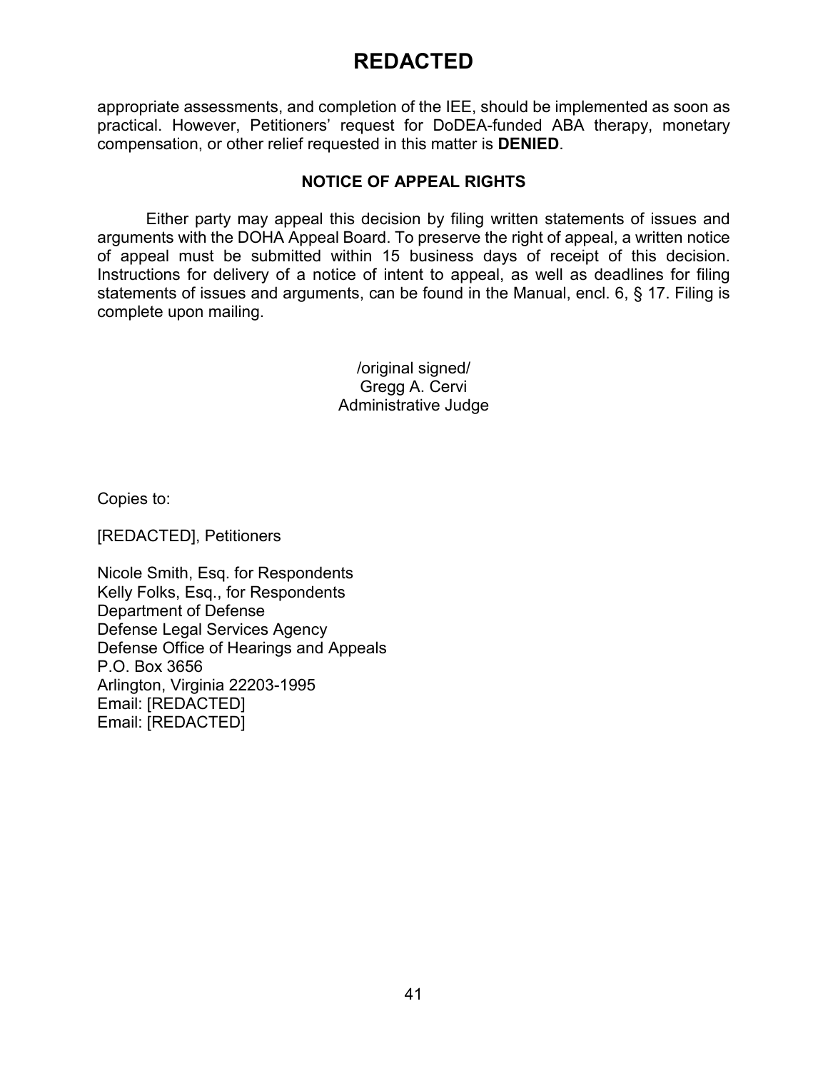# REDACTED

appropriate assessments, and completion of the IEE, should be implemented as soon as practical. However, Petitioners' request for DoDEA-funded ABA therapy, monetary compensation, or other relief requested in this matter is **DENIED**.

## NOTICE OF APPEAL RIGHTS

Either party may appeal this decision by filing written statements of issues and arguments with the DOHA Appeal Board. To preserve the right of appeal, a written notice of appeal must be submitted within 15 business days of receipt of this decision. Instructions for delivery of a notice of intent to appeal, as well as deadlines for filing statements of issues and arguments, can be found in the Manual, encl. 6, § 17. Filing is complete upon mailing.

/original signed/
Gregg A. Cervi
Administrative Judge

Copies to:

[REDACTED], Petitioners

Nicole Smith, Esq. for Respondents
Kelly Folks, Esq., for Respondents
Department of Defense
Defense Legal Services Agency
Defense Office of Hearings and Appeals
P.O. Box 3656
Arlington, Virginia 22203-1995
Email: [REDACTED]
Email: [REDACTED]